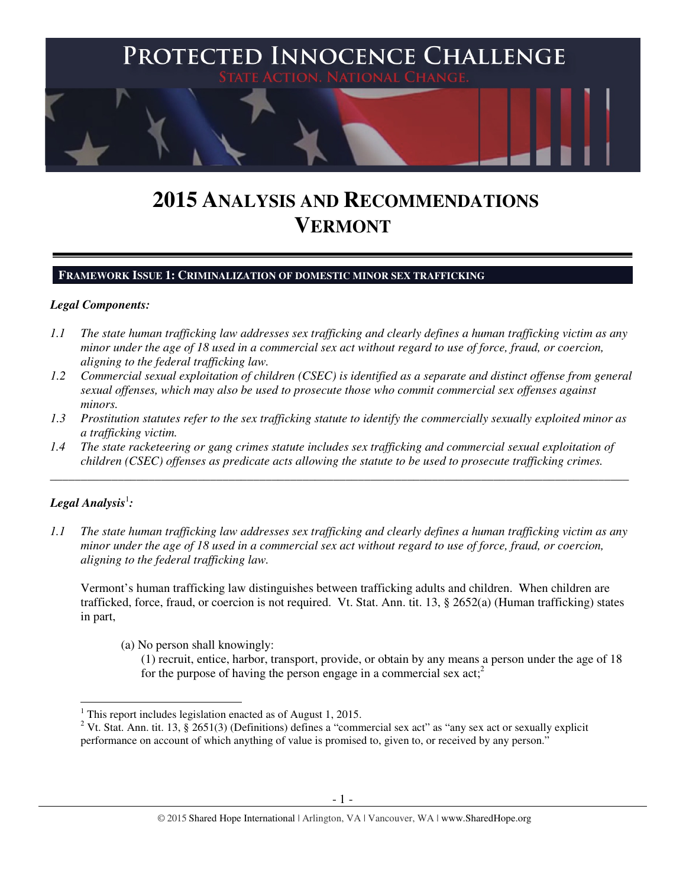# PROTECTED INNOCENCE CHALLENGE

STATE ACTION. NATIONAL CHANGE.

# 2015 ANALYSIS AND RECOMMENDATIONS VERMONT

## FRAMEWORK ISSUE 1: CRIMINALIZATION OF DOMESTIC MINOR SEX TRAFFICKING

***Legal Components:***

*1.1 The state human trafficking law addresses sex trafficking and clearly defines a human trafficking victim as any minor under the age of 18 used in a commercial sex act without regard to use of force, fraud, or coercion, aligning to the federal trafficking law.*

*1.2 Commercial sexual exploitation of children (CSEC) is identified as a separate and distinct offense from general sexual offenses, which may also be used to prosecute those who commit commercial sex offenses against minors.*

*1.3 Prostitution statutes refer to the sex trafficking statute to identify the commercially sexually exploited minor as a trafficking victim.*

*1.4 The state racketeering or gang crimes statute includes sex trafficking and commercial sexual exploitation of children (CSEC) offenses as predicate acts allowing the statute to be used to prosecute trafficking crimes.*

---

***Legal Analysis[1]:***

*1.1 The state human trafficking law addresses sex trafficking and clearly defines a human trafficking victim as any minor under the age of 18 used in a commercial sex act without regard to use of force, fraud, or coercion, aligning to the federal trafficking law.*

Vermont's human trafficking law distinguishes between trafficking adults and children. When children are trafficked, force, fraud, or coercion is not required. Vt. Stat. Ann. tit. 13, § 2652(a) (Human trafficking) states in part,

> (a) No person shall knowingly:
>
> (1) recruit, entice, harbor, transport, provide, or obtain by any means a person under the age of 18 for the purpose of having the person engage in a commercial sex act;[2]

---

[1] This report includes legislation enacted as of August 1, 2015.

[2] Vt. Stat. Ann. tit. 13, § 2651(3) (Definitions) defines a "commercial sex act" as "any sex act or sexually explicit performance on account of which anything of value is promised to, given to, or received by any person."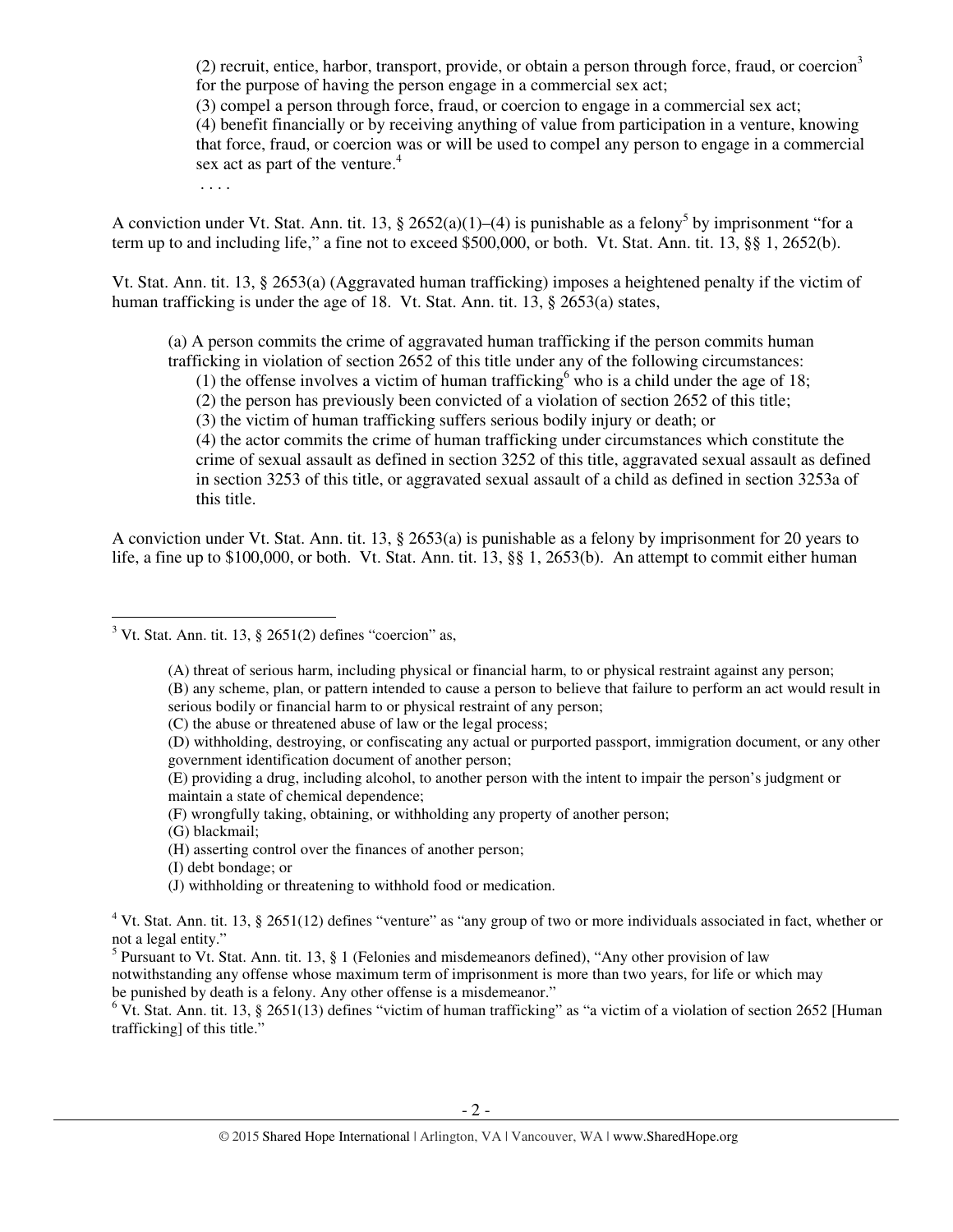(2) recruit, entice, harbor, transport, provide, or obtain a person through force, fraud, or coercion[3] for the purpose of having the person engage in a commercial sex act;

(3) compel a person through force, fraud, or coercion to engage in a commercial sex act;

(4) benefit financially or by receiving anything of value from participation in a venture, knowing that force, fraud, or coercion was or will be used to compel any person to engage in a commercial sex act as part of the venture.[4]

. . . .

A conviction under Vt. Stat. Ann. tit. 13, § 2652(a)(1)–(4) is punishable as a felony[5] by imprisonment "for a term up to and including life," a fine not to exceed $500,000, or both. Vt. Stat. Ann. tit. 13, §§ 1, 2652(b).

Vt. Stat. Ann. tit. 13, § 2653(a) (Aggravated human trafficking) imposes a heightened penalty if the victim of human trafficking is under the age of 18. Vt. Stat. Ann. tit. 13, § 2653(a) states,

> (a) A person commits the crime of aggravated human trafficking if the person commits human trafficking in violation of section 2652 of this title under any of the following circumstances:
>
> (1) the offense involves a victim of human trafficking[6] who is a child under the age of 18;
>
> (2) the person has previously been convicted of a violation of section 2652 of this title;
>
> (3) the victim of human trafficking suffers serious bodily injury or death; or
>
> (4) the actor commits the crime of human trafficking under circumstances which constitute the crime of sexual assault as defined in section 3252 of this title, aggravated sexual assault as defined in section 3253 of this title, or aggravated sexual assault of a child as defined in section 3253a of this title.

A conviction under Vt. Stat. Ann. tit. 13, § 2653(a) is punishable as a felony by imprisonment for 20 years to life, a fine up to $100,000, or both. Vt. Stat. Ann. tit. 13, §§ 1, 2653(b). An attempt to commit either human

---

[3] Vt. Stat. Ann. tit. 13, § 2651(2) defines "coercion" as,

> (A) threat of serious harm, including physical or financial harm, to or physical restraint against any person;
>
> (B) any scheme, plan, or pattern intended to cause a person to believe that failure to perform an act would result in serious bodily or financial harm to or physical restraint of any person;
>
> (C) the abuse or threatened abuse of law or the legal process;
>
> (D) withholding, destroying, or confiscating any actual or purported passport, immigration document, or any other government identification document of another person;
>
> (E) providing a drug, including alcohol, to another person with the intent to impair the person's judgment or maintain a state of chemical dependence;
>
> (F) wrongfully taking, obtaining, or withholding any property of another person;
>
> (G) blackmail;
>
> (H) asserting control over the finances of another person;
>
> (I) debt bondage; or
>
> (J) withholding or threatening to withhold food or medication.

[4] Vt. Stat. Ann. tit. 13, § 2651(12) defines "venture" as "any group of two or more individuals associated in fact, whether or not a legal entity."

[5] Pursuant to Vt. Stat. Ann. tit. 13, § 1 (Felonies and misdemeanors defined), "Any other provision of law notwithstanding any offense whose maximum term of imprisonment is more than two years, for life or which may be punished by death is a felony. Any other offense is a misdemeanor."

[6] Vt. Stat. Ann. tit. 13, § 2651(13) defines "victim of human trafficking" as "a victim of a violation of section 2652 [Human trafficking] of this title."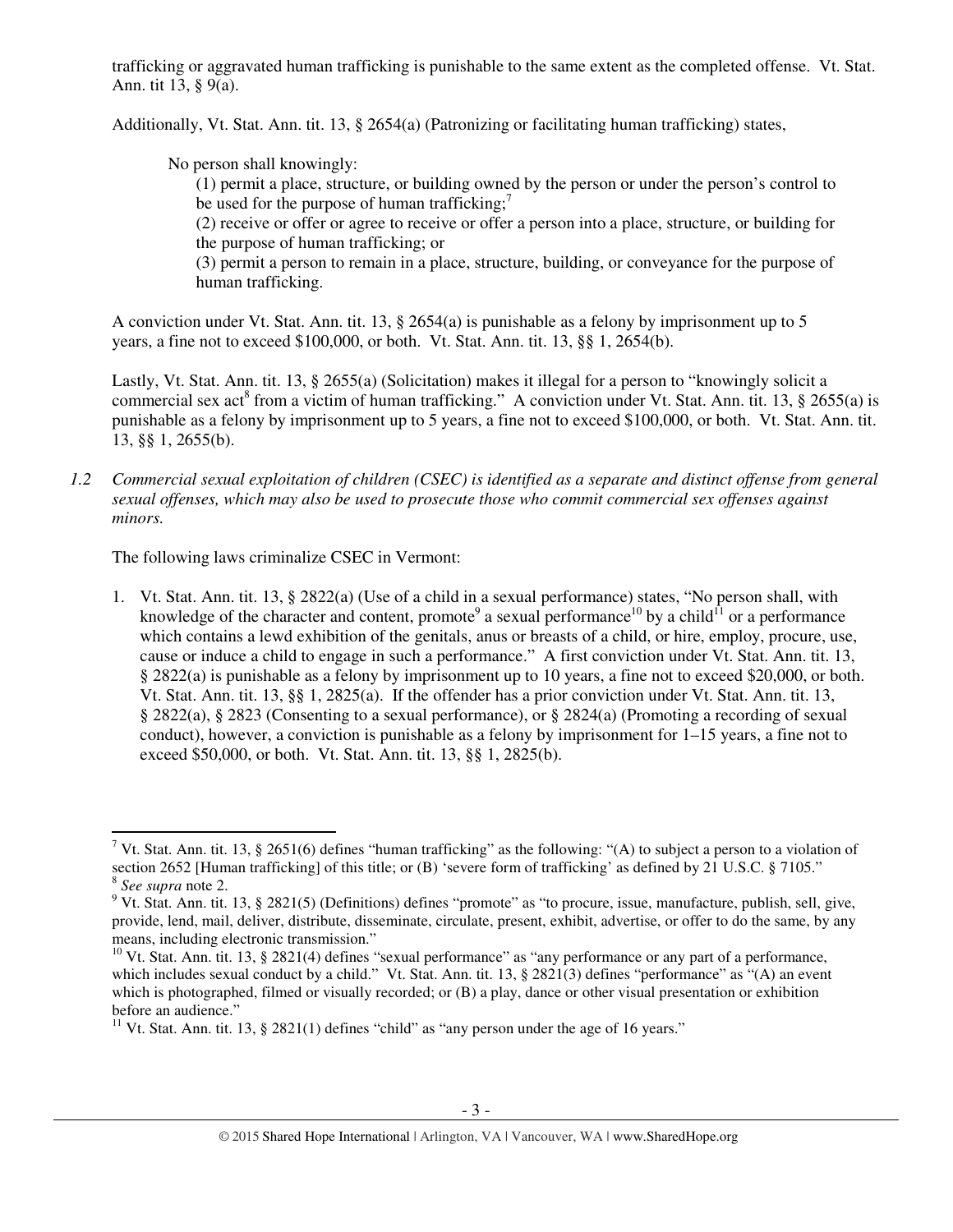trafficking or aggravated human trafficking is punishable to the same extent as the completed offense. Vt. Stat. Ann. tit 13, § 9(a).

Additionally, Vt. Stat. Ann. tit. 13, § 2654(a) (Patronizing or facilitating human trafficking) states,

> No person shall knowingly:
>
> (1) permit a place, structure, or building owned by the person or under the person's control to be used for the purpose of human trafficking;[7]
>
> (2) receive or offer or agree to receive or offer a person into a place, structure, or building for the purpose of human trafficking; or
>
> (3) permit a person to remain in a place, structure, building, or conveyance for the purpose of human trafficking.

A conviction under Vt. Stat. Ann. tit. 13, § 2654(a) is punishable as a felony by imprisonment up to 5 years, a fine not to exceed $100,000, or both. Vt. Stat. Ann. tit. 13, §§ 1, 2654(b).

Lastly, Vt. Stat. Ann. tit. 13, § 2655(a) (Solicitation) makes it illegal for a person to "knowingly solicit a commercial sex act[8] from a victim of human trafficking." A conviction under Vt. Stat. Ann. tit. 13, § 2655(a) is punishable as a felony by imprisonment up to 5 years, a fine not to exceed $100,000, or both. Vt. Stat. Ann. tit. 13, §§ 1, 2655(b).

*1.2 Commercial sexual exploitation of children (CSEC) is identified as a separate and distinct offense from general sexual offenses, which may also be used to prosecute those who commit commercial sex offenses against minors.*

The following laws criminalize CSEC in Vermont:

1. Vt. Stat. Ann. tit. 13, § 2822(a) (Use of a child in a sexual performance) states, "No person shall, with knowledge of the character and content, promote[9] a sexual performance[10] by a child[11] or a performance which contains a lewd exhibition of the genitals, anus or breasts of a child, or hire, employ, procure, use, cause or induce a child to engage in such a performance." A first conviction under Vt. Stat. Ann. tit. 13, § 2822(a) is punishable as a felony by imprisonment up to 10 years, a fine not to exceed $20,000, or both. Vt. Stat. Ann. tit. 13, §§ 1, 2825(a). If the offender has a prior conviction under Vt. Stat. Ann. tit. 13, § 2822(a), § 2823 (Consenting to a sexual performance), or § 2824(a) (Promoting a recording of sexual conduct), however, a conviction is punishable as a felony by imprisonment for 1–15 years, a fine not to exceed $50,000, or both. Vt. Stat. Ann. tit. 13, §§ 1, 2825(b).

---

[7] Vt. Stat. Ann. tit. 13, § 2651(6) defines "human trafficking" as the following: "(A) to subject a person to a violation of section 2652 [Human trafficking] of this title; or (B) 'severe form of trafficking' as defined by 21 U.S.C. § 7105."

[8] *See supra* note 2.

[9] Vt. Stat. Ann. tit. 13, § 2821(5) (Definitions) defines "promote" as "to procure, issue, manufacture, publish, sell, give, provide, lend, mail, deliver, distribute, disseminate, circulate, present, exhibit, advertise, or offer to do the same, by any means, including electronic transmission."

[10] Vt. Stat. Ann. tit. 13, § 2821(4) defines "sexual performance" as "any performance or any part of a performance, which includes sexual conduct by a child." Vt. Stat. Ann. tit. 13, § 2821(3) defines "performance" as "(A) an event which is photographed, filmed or visually recorded; or (B) a play, dance or other visual presentation or exhibition before an audience."

[11] Vt. Stat. Ann. tit. 13, § 2821(1) defines "child" as "any person under the age of 16 years."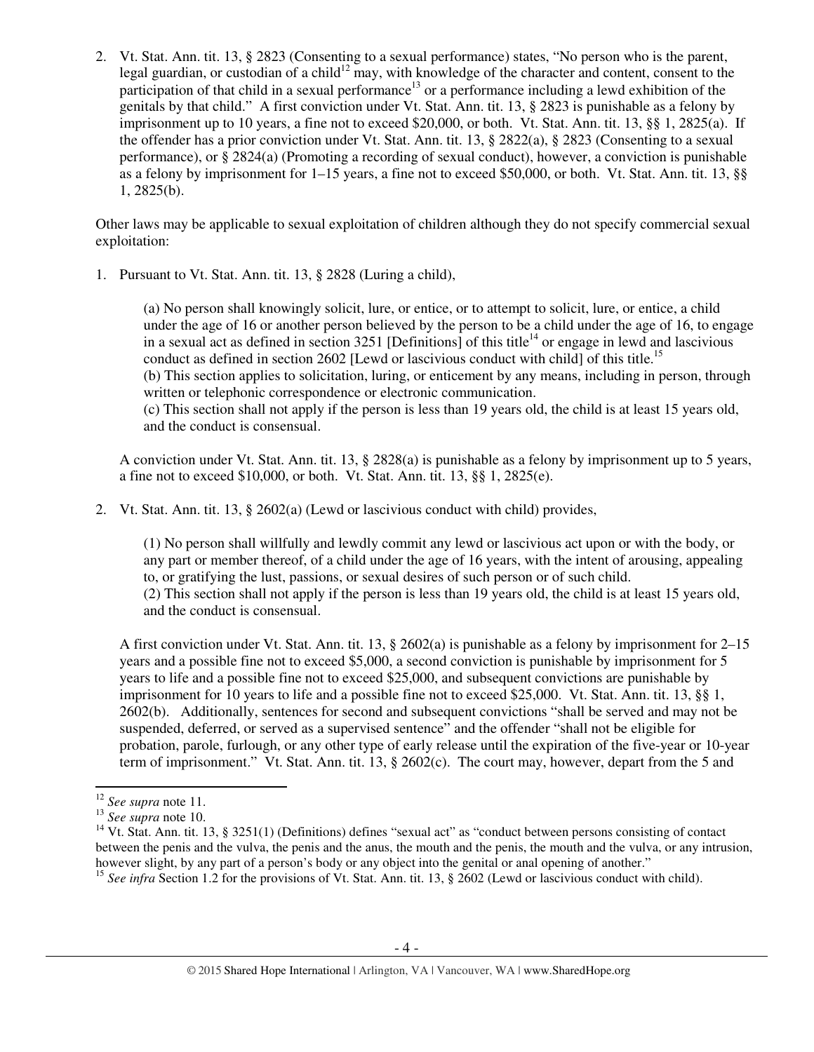2. Vt. Stat. Ann. tit. 13, § 2823 (Consenting to a sexual performance) states, "No person who is the parent, legal guardian, or custodian of a child[12] may, with knowledge of the character and content, consent to the participation of that child in a sexual performance[13] or a performance including a lewd exhibition of the genitals by that child." A first conviction under Vt. Stat. Ann. tit. 13, § 2823 is punishable as a felony by imprisonment up to 10 years, a fine not to exceed $20,000, or both. Vt. Stat. Ann. tit. 13, §§ 1, 2825(a). If the offender has a prior conviction under Vt. Stat. Ann. tit. 13, § 2822(a), § 2823 (Consenting to a sexual performance), or § 2824(a) (Promoting a recording of sexual conduct), however, a conviction is punishable as a felony by imprisonment for 1–15 years, a fine not to exceed $50,000, or both. Vt. Stat. Ann. tit. 13, §§ 1, 2825(b).

Other laws may be applicable to sexual exploitation of children although they do not specify commercial sexual exploitation:

1. Pursuant to Vt. Stat. Ann. tit. 13, § 2828 (Luring a child),

   > (a) No person shall knowingly solicit, lure, or entice, or to attempt to solicit, lure, or entice, a child under the age of 16 or another person believed by the person to be a child under the age of 16, to engage in a sexual act as defined in section 3251 [Definitions] of this title[14] or engage in lewd and lascivious conduct as defined in section 2602 [Lewd or lascivious conduct with child] of this title.[15]
   > (b) This section applies to solicitation, luring, or enticement by any means, including in person, through written or telephonic correspondence or electronic communication.
   > (c) This section shall not apply if the person is less than 19 years old, the child is at least 15 years old, and the conduct is consensual.

   A conviction under Vt. Stat. Ann. tit. 13, § 2828(a) is punishable as a felony by imprisonment up to 5 years, a fine not to exceed $10,000, or both. Vt. Stat. Ann. tit. 13, §§ 1, 2825(e).

2. Vt. Stat. Ann. tit. 13, § 2602(a) (Lewd or lascivious conduct with child) provides,

   > (1) No person shall willfully and lewdly commit any lewd or lascivious act upon or with the body, or any part or member thereof, of a child under the age of 16 years, with the intent of arousing, appealing to, or gratifying the lust, passions, or sexual desires of such person or of such child.
   > (2) This section shall not apply if the person is less than 19 years old, the child is at least 15 years old, and the conduct is consensual.

   A first conviction under Vt. Stat. Ann. tit. 13, § 2602(a) is punishable as a felony by imprisonment for 2–15 years and a possible fine not to exceed $5,000, a second conviction is punishable by imprisonment for 5 years to life and a possible fine not to exceed $25,000, and subsequent convictions are punishable by imprisonment for 10 years to life and a possible fine not to exceed $25,000. Vt. Stat. Ann. tit. 13, §§ 1, 2602(b). Additionally, sentences for second and subsequent convictions "shall be served and may not be suspended, deferred, or served as a supervised sentence" and the offender "shall not be eligible for probation, parole, furlough, or any other type of early release until the expiration of the five-year or 10-year term of imprisonment." Vt. Stat. Ann. tit. 13, § 2602(c). The court may, however, depart from the 5 and

---

[12] *See supra* note 11.

[13] *See supra* note 10.

[14] Vt. Stat. Ann. tit. 13, § 3251(1) (Definitions) defines "sexual act" as "conduct between persons consisting of contact between the penis and the vulva, the penis and the anus, the mouth and the penis, the mouth and the vulva, or any intrusion, however slight, by any part of a person's body or any object into the genital or anal opening of another."

[15] *See infra* Section 1.2 for the provisions of Vt. Stat. Ann. tit. 13, § 2602 (Lewd or lascivious conduct with child).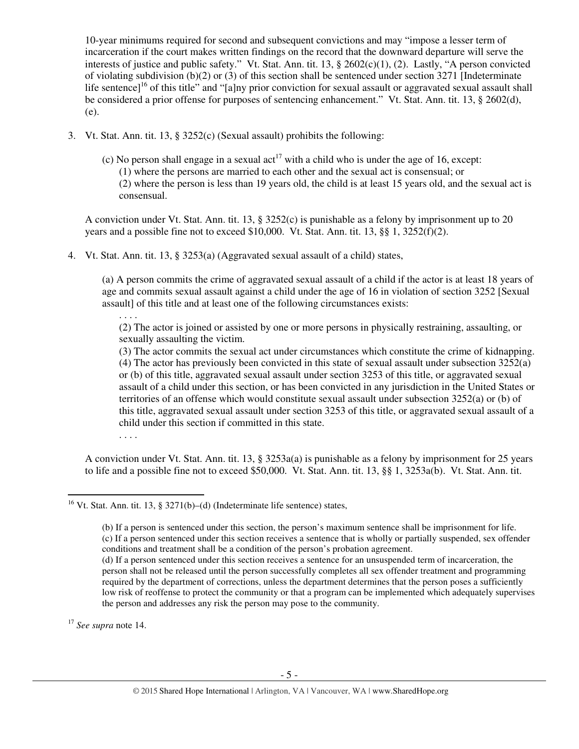10-year minimums required for second and subsequent convictions and may "impose a lesser term of incarceration if the court makes written findings on the record that the downward departure will serve the interests of justice and public safety." Vt. Stat. Ann. tit. 13, § 2602(c)(1), (2). Lastly, "A person convicted of violating subdivision (b)(2) or (3) of this section shall be sentenced under section 3271 [Indeterminate life sentence][16] of this title" and "[a]ny prior conviction for sexual assault or aggravated sexual assault shall be considered a prior offense for purposes of sentencing enhancement." Vt. Stat. Ann. tit. 13, § 2602(d), (e).

3. Vt. Stat. Ann. tit. 13, § 3252(c) (Sexual assault) prohibits the following:

   (c) No person shall engage in a sexual act[17] with a child who is under the age of 16, except:
   (1) where the persons are married to each other and the sexual act is consensual; or
   (2) where the person is less than 19 years old, the child is at least 15 years old, and the sexual act is consensual.

   A conviction under Vt. Stat. Ann. tit. 13, § 3252(c) is punishable as a felony by imprisonment up to 20 years and a possible fine not to exceed $10,000. Vt. Stat. Ann. tit. 13, §§ 1, 3252(f)(2).

4. Vt. Stat. Ann. tit. 13, § 3253(a) (Aggravated sexual assault of a child) states,

   (a) A person commits the crime of aggravated sexual assault of a child if the actor is at least 18 years of age and commits sexual assault against a child under the age of 16 in violation of section 3252 [Sexual assault] of this title and at least one of the following circumstances exists:
   . . . .
   (2) The actor is joined or assisted by one or more persons in physically restraining, assaulting, or sexually assaulting the victim.
   (3) The actor commits the sexual act under circumstances which constitute the crime of kidnapping.
   (4) The actor has previously been convicted in this state of sexual assault under subsection 3252(a) or (b) of this title, aggravated sexual assault under section 3253 of this title, or aggravated sexual assault of a child under this section, or has been convicted in any jurisdiction in the United States or territories of an offense which would constitute sexual assault under subsection 3252(a) or (b) of this title, aggravated sexual assault under section 3253 of this title, or aggravated sexual assault of a child under this section if committed in this state.
   . . . .

   A conviction under Vt. Stat. Ann. tit. 13, § 3253a(a) is punishable as a felony by imprisonment for 25 years to life and a possible fine not to exceed $50,000. Vt. Stat. Ann. tit. 13, §§ 1, 3253a(b). Vt. Stat. Ann. tit.

---

[16] Vt. Stat. Ann. tit. 13, § 3271(b)–(d) (Indeterminate life sentence) states,

(b) If a person is sentenced under this section, the person's maximum sentence shall be imprisonment for life.
(c) If a person sentenced under this section receives a sentence that is wholly or partially suspended, sex offender conditions and treatment shall be a condition of the person's probation agreement.
(d) If a person sentenced under this section receives a sentence for an unsuspended term of incarceration, the person shall not be released until the person successfully completes all sex offender treatment and programming required by the department of corrections, unless the department determines that the person poses a sufficiently low risk of reoffense to protect the community or that a program can be implemented which adequately supervises the person and addresses any risk the person may pose to the community.

[17] *See supra* note 14.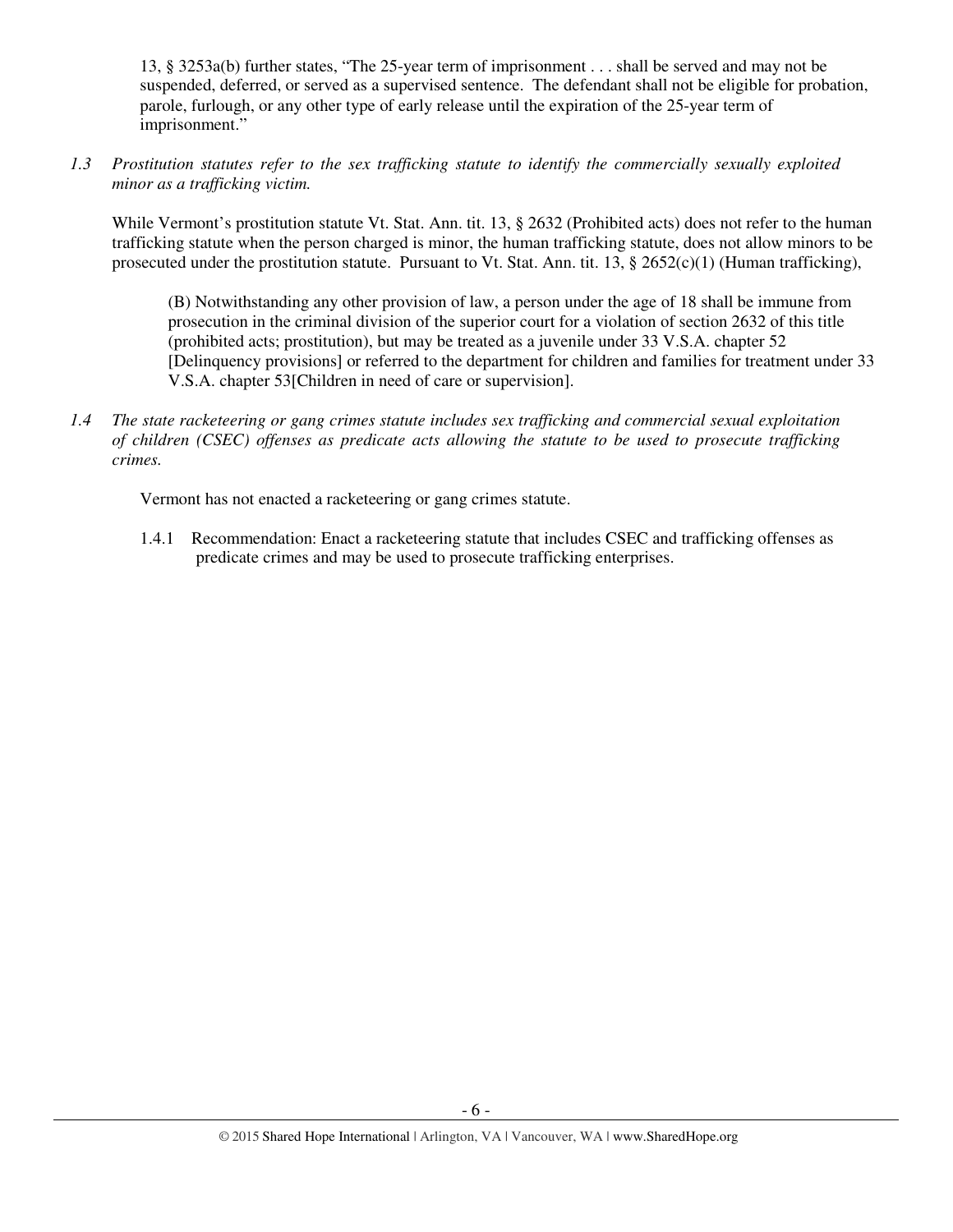13, § 3253a(b) further states, "The 25-year term of imprisonment . . . shall be served and may not be suspended, deferred, or served as a supervised sentence. The defendant shall not be eligible for probation, parole, furlough, or any other type of early release until the expiration of the 25-year term of imprisonment."

*1.3 Prostitution statutes refer to the sex trafficking statute to identify the commercially sexually exploited minor as a trafficking victim.*

While Vermont's prostitution statute Vt. Stat. Ann. tit. 13, § 2632 (Prohibited acts) does not refer to the human trafficking statute when the person charged is minor, the human trafficking statute, does not allow minors to be prosecuted under the prostitution statute. Pursuant to Vt. Stat. Ann. tit. 13, § 2652(c)(1) (Human trafficking),

> (B) Notwithstanding any other provision of law, a person under the age of 18 shall be immune from prosecution in the criminal division of the superior court for a violation of section 2632 of this title (prohibited acts; prostitution), but may be treated as a juvenile under 33 V.S.A. chapter 52 [Delinquency provisions] or referred to the department for children and families for treatment under 33 V.S.A. chapter 53[Children in need of care or supervision].

*1.4 The state racketeering or gang crimes statute includes sex trafficking and commercial sexual exploitation of children (CSEC) offenses as predicate acts allowing the statute to be used to prosecute trafficking crimes.*

Vermont has not enacted a racketeering or gang crimes statute.

1.4.1 Recommendation: Enact a racketeering statute that includes CSEC and trafficking offenses as predicate crimes and may be used to prosecute trafficking enterprises.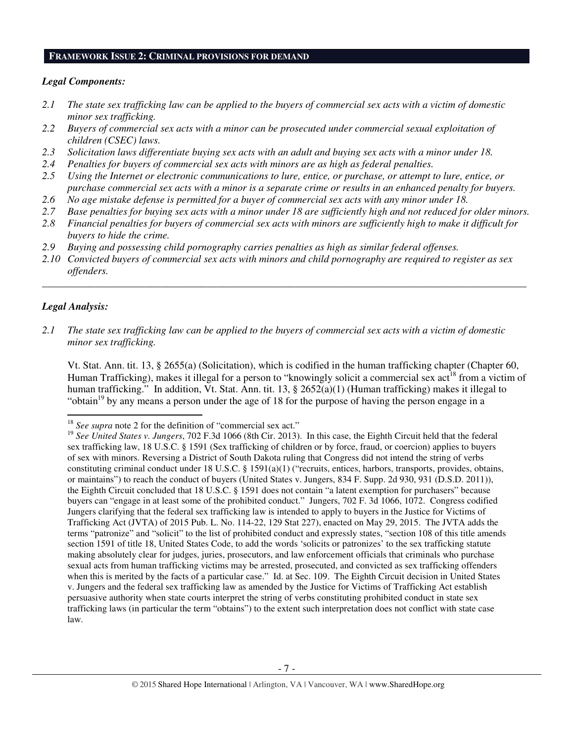## FRAMEWORK ISSUE 2: CRIMINAL PROVISIONS FOR DEMAND

### *Legal Components:*

*2.1 The state sex trafficking law can be applied to the buyers of commercial sex acts with a victim of domestic minor sex trafficking.*

*2.2 Buyers of commercial sex acts with a minor can be prosecuted under commercial sexual exploitation of children (CSEC) laws.*

*2.3 Solicitation laws differentiate buying sex acts with an adult and buying sex acts with a minor under 18.*

*2.4 Penalties for buyers of commercial sex acts with minors are as high as federal penalties.*

*2.5 Using the Internet or electronic communications to lure, entice, or purchase, or attempt to lure, entice, or purchase commercial sex acts with a minor is a separate crime or results in an enhanced penalty for buyers.*

*2.6 No age mistake defense is permitted for a buyer of commercial sex acts with any minor under 18.*

*2.7 Base penalties for buying sex acts with a minor under 18 are sufficiently high and not reduced for older minors.*

*2.8 Financial penalties for buyers of commercial sex acts with minors are sufficiently high to make it difficult for buyers to hide the crime.*

*2.9 Buying and possessing child pornography carries penalties as high as similar federal offenses.*

*2.10 Convicted buyers of commercial sex acts with minors and child pornography are required to register as sex offenders.*

---

### *Legal Analysis:*

*2.1 The state sex trafficking law can be applied to the buyers of commercial sex acts with a victim of domestic minor sex trafficking.*

Vt. Stat. Ann. tit. 13, § 2655(a) (Solicitation), which is codified in the human trafficking chapter (Chapter 60, Human Trafficking), makes it illegal for a person to "knowingly solicit a commercial sex act[18] from a victim of human trafficking." In addition, Vt. Stat. Ann. tit. 13, § 2652(a)(1) (Human trafficking) makes it illegal to "obtain[19] by any means a person under the age of 18 for the purpose of having the person engage in a

---

[18] *See supra* note 2 for the definition of "commercial sex act."

[19] *See United States v. Jungers*, 702 F.3d 1066 (8th Cir. 2013). In this case, the Eighth Circuit held that the federal sex trafficking law, 18 U.S.C. § 1591 (Sex trafficking of children or by force, fraud, or coercion) applies to buyers of sex with minors. Reversing a District of South Dakota ruling that Congress did not intend the string of verbs constituting criminal conduct under 18 U.S.C. § 1591(a)(1) ("recruits, entices, harbors, transports, provides, obtains, or maintains") to reach the conduct of buyers (United States v. Jungers, 834 F. Supp. 2d 930, 931 (D.S.D. 2011)), the Eighth Circuit concluded that 18 U.S.C. § 1591 does not contain "a latent exemption for purchasers" because buyers can "engage in at least some of the prohibited conduct." Jungers, 702 F. 3d 1066, 1072. Congress codified Jungers clarifying that the federal sex trafficking law is intended to apply to buyers in the Justice for Victims of Trafficking Act (JVTA) of 2015 Pub. L. No. 114-22, 129 Stat 227), enacted on May 29, 2015. The JVTA adds the terms "patronize" and "solicit" to the list of prohibited conduct and expressly states, "section 108 of this title amends section 1591 of title 18, United States Code, to add the words 'solicits or patronizes' to the sex trafficking statute making absolutely clear for judges, juries, prosecutors, and law enforcement officials that criminals who purchase sexual acts from human trafficking victims may be arrested, prosecuted, and convicted as sex trafficking offenders when this is merited by the facts of a particular case." Id. at Sec. 109. The Eighth Circuit decision in United States v. Jungers and the federal sex trafficking law as amended by the Justice for Victims of Trafficking Act establish persuasive authority when state courts interpret the string of verbs constituting prohibited conduct in state sex trafficking laws (in particular the term "obtains") to the extent such interpretation does not conflict with state case law.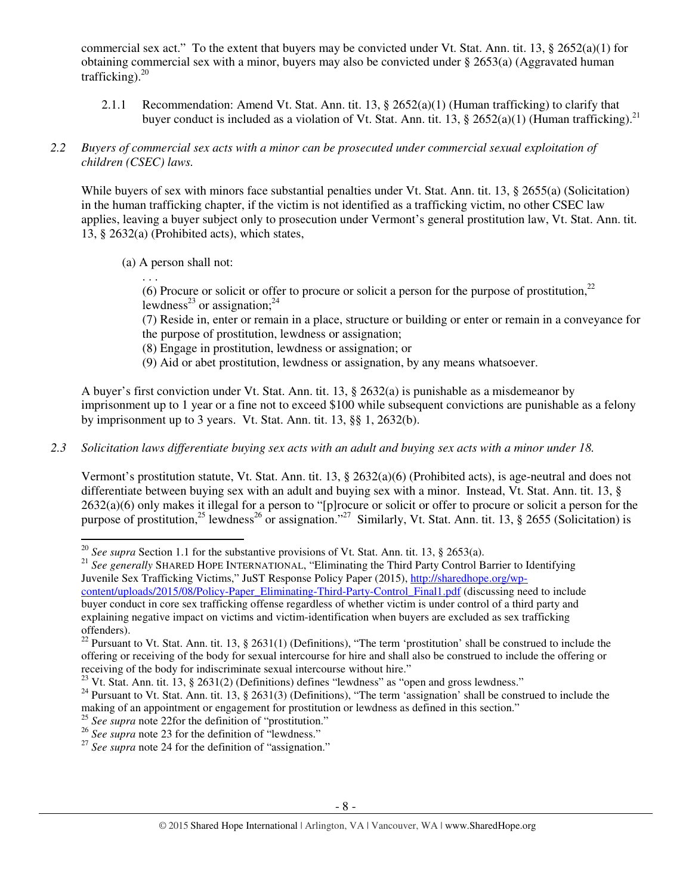commercial sex act." To the extent that buyers may be convicted under Vt. Stat. Ann. tit. 13, § 2652(a)(1) for obtaining commercial sex with a minor, buyers may also be convicted under § 2653(a) (Aggravated human trafficking).[20]

2.1.1 Recommendation: Amend Vt. Stat. Ann. tit. 13, § 2652(a)(1) (Human trafficking) to clarify that buyer conduct is included as a violation of Vt. Stat. Ann. tit. 13, § 2652(a)(1) (Human trafficking).[21]

*2.2 Buyers of commercial sex acts with a minor can be prosecuted under commercial sexual exploitation of children (CSEC) laws.*

While buyers of sex with minors face substantial penalties under Vt. Stat. Ann. tit. 13, § 2655(a) (Solicitation) in the human trafficking chapter, if the victim is not identified as a trafficking victim, no other CSEC law applies, leaving a buyer subject only to prosecution under Vermont's general prostitution law, Vt. Stat. Ann. tit. 13, § 2632(a) (Prohibited acts), which states,

> (a) A person shall not:
>
> . . .
>
> (6) Procure or solicit or offer to procure or solicit a person for the purpose of prostitution,[22] lewdness[23] or assignation;[24]
>
> (7) Reside in, enter or remain in a place, structure or building or enter or remain in a conveyance for the purpose of prostitution, lewdness or assignation;
>
> (8) Engage in prostitution, lewdness or assignation; or
>
> (9) Aid or abet prostitution, lewdness or assignation, by any means whatsoever.

A buyer's first conviction under Vt. Stat. Ann. tit. 13, § 2632(a) is punishable as a misdemeanor by imprisonment up to 1 year or a fine not to exceed $100 while subsequent convictions are punishable as a felony by imprisonment up to 3 years. Vt. Stat. Ann. tit. 13, §§ 1, 2632(b).

*2.3 Solicitation laws differentiate buying sex acts with an adult and buying sex acts with a minor under 18.*

Vermont's prostitution statute, Vt. Stat. Ann. tit. 13, § 2632(a)(6) (Prohibited acts), is age-neutral and does not differentiate between buying sex with an adult and buying sex with a minor. Instead, Vt. Stat. Ann. tit. 13, § 2632(a)(6) only makes it illegal for a person to "[p]rocure or solicit or offer to procure or solicit a person for the purpose of prostitution,[25] lewdness[26] or assignation."[27] Similarly, Vt. Stat. Ann. tit. 13, § 2655 (Solicitation) is

---

[20] *See supra* Section 1.1 for the substantive provisions of Vt. Stat. Ann. tit. 13, § 2653(a).

[21] *See generally* SHARED HOPE INTERNATIONAL, "Eliminating the Third Party Control Barrier to Identifying Juvenile Sex Trafficking Victims," JuST Response Policy Paper (2015), http://sharedhope.org/wp-content/uploads/2015/08/Policy-Paper_Eliminating-Third-Party-Control_Final1.pdf (discussing need to include buyer conduct in core sex trafficking offense regardless of whether victim is under control of a third party and explaining negative impact on victims and victim-identification when buyers are excluded as sex trafficking offenders).

[22] Pursuant to Vt. Stat. Ann. tit. 13, § 2631(1) (Definitions), "The term 'prostitution' shall be construed to include the offering or receiving of the body for sexual intercourse for hire and shall also be construed to include the offering or receiving of the body for indiscriminate sexual intercourse without hire."

[23] Vt. Stat. Ann. tit. 13, § 2631(2) (Definitions) defines "lewdness" as "open and gross lewdness."

[24] Pursuant to Vt. Stat. Ann. tit. 13, § 2631(3) (Definitions), "The term 'assignation' shall be construed to include the making of an appointment or engagement for prostitution or lewdness as defined in this section."

[25] *See supra* note 22for the definition of "prostitution."

[26] *See supra* note 23 for the definition of "lewdness."

[27] *See supra* note 24 for the definition of "assignation."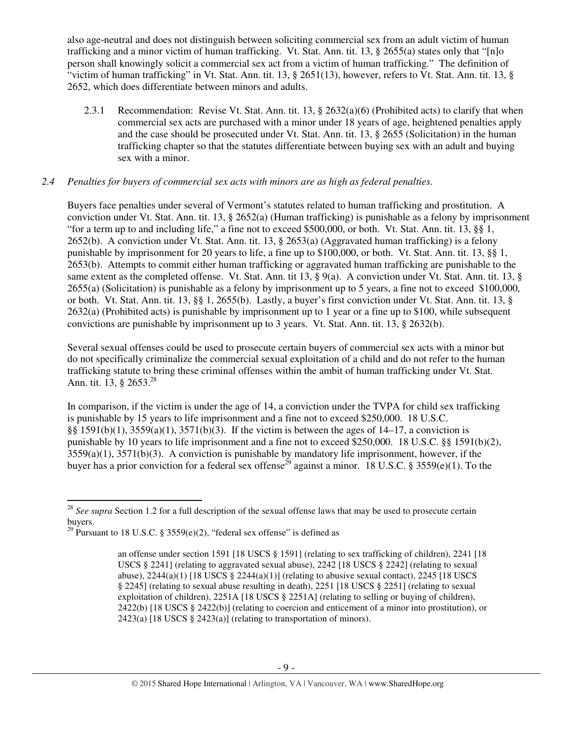also age-neutral and does not distinguish between soliciting commercial sex from an adult victim of human trafficking and a minor victim of human trafficking. Vt. Stat. Ann. tit. 13, § 2655(a) states only that "[n]o person shall knowingly solicit a commercial sex act from a victim of human trafficking." The definition of "victim of human trafficking" in Vt. Stat. Ann. tit. 13, § 2651(13), however, refers to Vt. Stat. Ann. tit. 13, § 2652, which does differentiate between minors and adults.

2.3.1 Recommendation: Revise Vt. Stat. Ann. tit. 13, § 2632(a)(6) (Prohibited acts) to clarify that when commercial sex acts are purchased with a minor under 18 years of age, heightened penalties apply and the case should be prosecuted under Vt. Stat. Ann. tit. 13, § 2655 (Solicitation) in the human trafficking chapter so that the statutes differentiate between buying sex with an adult and buying sex with a minor.

*2.4 Penalties for buyers of commercial sex acts with minors are as high as federal penalties.*

Buyers face penalties under several of Vermont's statutes related to human trafficking and prostitution. A conviction under Vt. Stat. Ann. tit. 13, § 2652(a) (Human trafficking) is punishable as a felony by imprisonment "for a term up to and including life," a fine not to exceed $500,000, or both. Vt. Stat. Ann. tit. 13, §§ 1, 2652(b). A conviction under Vt. Stat. Ann. tit. 13, § 2653(a) (Aggravated human trafficking) is a felony punishable by imprisonment for 20 years to life, a fine up to $100,000, or both. Vt. Stat. Ann. tit. 13, §§ 1, 2653(b). Attempts to commit either human trafficking or aggravated human trafficking are punishable to the same extent as the completed offense. Vt. Stat. Ann. tit 13, § 9(a). A conviction under Vt. Stat. Ann. tit. 13, § 2655(a) (Solicitation) is punishable as a felony by imprisonment up to 5 years, a fine not to exceed $100,000, or both. Vt. Stat. Ann. tit. 13, §§ 1, 2655(b). Lastly, a buyer's first conviction under Vt. Stat. Ann. tit. 13, § 2632(a) (Prohibited acts) is punishable by imprisonment up to 1 year or a fine up to $100, while subsequent convictions are punishable by imprisonment up to 3 years. Vt. Stat. Ann. tit. 13, § 2632(b).

Several sexual offenses could be used to prosecute certain buyers of commercial sex acts with a minor but do not specifically criminalize the commercial sexual exploitation of a child and do not refer to the human trafficking statute to bring these criminal offenses within the ambit of human trafficking under Vt. Stat. Ann. tit. 13, § 2653.[28]

In comparison, if the victim is under the age of 14, a conviction under the TVPA for child sex trafficking is punishable by 15 years to life imprisonment and a fine not to exceed $250,000. 18 U.S.C. §§ 1591(b)(1), 3559(a)(1), 3571(b)(3). If the victim is between the ages of 14–17, a conviction is punishable by 10 years to life imprisonment and a fine not to exceed $250,000. 18 U.S.C. §§ 1591(b)(2), 3559(a)(1), 3571(b)(3). A conviction is punishable by mandatory life imprisonment, however, if the buyer has a prior conviction for a federal sex offense[29] against a minor. 18 U.S.C. § 3559(e)(1). To the

---

[28] *See supra* Section 1.2 for a full description of the sexual offense laws that may be used to prosecute certain buyers.

[29] Pursuant to 18 U.S.C. § 3559(e)(2), "federal sex offense" is defined as

> an offense under section 1591 [18 USCS § 1591] (relating to sex trafficking of children), 2241 [18 USCS § 2241] (relating to aggravated sexual abuse), 2242 [18 USCS § 2242] (relating to sexual abuse), 2244(a)(1) [18 USCS § 2244(a)(1)] (relating to abusive sexual contact), 2245 [18 USCS § 2245] (relating to sexual abuse resulting in death), 2251 [18 USCS § 2251] (relating to sexual exploitation of children), 2251A [18 USCS § 2251A] (relating to selling or buying of children), 2422(b) [18 USCS § 2422(b)] (relating to coercion and enticement of a minor into prostitution), or 2423(a) [18 USCS § 2423(a)] (relating to transportation of minors).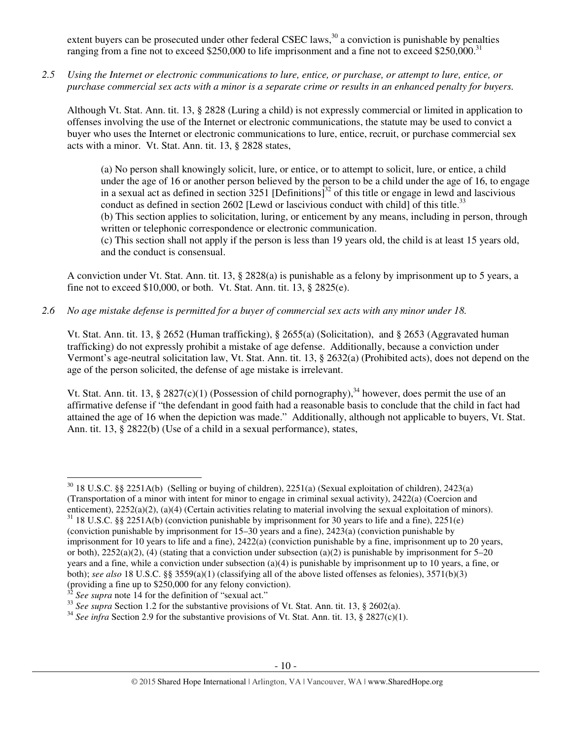extent buyers can be prosecuted under other federal CSEC laws,[30] a conviction is punishable by penalties ranging from a fine not to exceed $250,000 to life imprisonment and a fine not to exceed $250,000.[31]

*2.5 Using the Internet or electronic communications to lure, entice, or purchase, or attempt to lure, entice, or purchase commercial sex acts with a minor is a separate crime or results in an enhanced penalty for buyers.*

Although Vt. Stat. Ann. tit. 13, § 2828 (Luring a child) is not expressly commercial or limited in application to offenses involving the use of the Internet or electronic communications, the statute may be used to convict a buyer who uses the Internet or electronic communications to lure, entice, recruit, or purchase commercial sex acts with a minor. Vt. Stat. Ann. tit. 13, § 2828 states,

> (a) No person shall knowingly solicit, lure, or entice, or to attempt to solicit, lure, or entice, a child under the age of 16 or another person believed by the person to be a child under the age of 16, to engage in a sexual act as defined in section 3251 [Definitions][32] of this title or engage in lewd and lascivious conduct as defined in section 2602 [Lewd or lascivious conduct with child] of this title.[33]
> (b) This section applies to solicitation, luring, or enticement by any means, including in person, through written or telephonic correspondence or electronic communication.
> (c) This section shall not apply if the person is less than 19 years old, the child is at least 15 years old, and the conduct is consensual.

A conviction under Vt. Stat. Ann. tit. 13, § 2828(a) is punishable as a felony by imprisonment up to 5 years, a fine not to exceed $10,000, or both. Vt. Stat. Ann. tit. 13, § 2825(e).

*2.6 No age mistake defense is permitted for a buyer of commercial sex acts with any minor under 18.*

Vt. Stat. Ann. tit. 13, § 2652 (Human trafficking), § 2655(a) (Solicitation), and § 2653 (Aggravated human trafficking) do not expressly prohibit a mistake of age defense. Additionally, because a conviction under Vermont's age-neutral solicitation law, Vt. Stat. Ann. tit. 13, § 2632(a) (Prohibited acts), does not depend on the age of the person solicited, the defense of age mistake is irrelevant.

Vt. Stat. Ann. tit. 13, § 2827(c)(1) (Possession of child pornography),[34] however, does permit the use of an affirmative defense if "the defendant in good faith had a reasonable basis to conclude that the child in fact had attained the age of 16 when the depiction was made." Additionally, although not applicable to buyers, Vt. Stat. Ann. tit. 13, § 2822(b) (Use of a child in a sexual performance), states,

---

[30] 18 U.S.C. §§ 2251A(b) (Selling or buying of children), 2251(a) (Sexual exploitation of children), 2423(a) (Transportation of a minor with intent for minor to engage in criminal sexual activity), 2422(a) (Coercion and enticement), 2252(a)(2), (a)(4) (Certain activities relating to material involving the sexual exploitation of minors).

[31] 18 U.S.C. §§ 2251A(b) (conviction punishable by imprisonment for 30 years to life and a fine), 2251(e) (conviction punishable by imprisonment for 15–30 years and a fine), 2423(a) (conviction punishable by imprisonment for 10 years to life and a fine), 2422(a) (conviction punishable by a fine, imprisonment up to 20 years, or both), 2252(a)(2), (4) (stating that a conviction under subsection (a)(2) is punishable by imprisonment for 5–20 years and a fine, while a conviction under subsection (a)(4) is punishable by imprisonment up to 10 years, a fine, or both); *see also* 18 U.S.C. §§ 3559(a)(1) (classifying all of the above listed offenses as felonies), 3571(b)(3) (providing a fine up to $250,000 for any felony conviction).

[32] *See supra* note 14 for the definition of "sexual act."

[33] *See supra* Section 1.2 for the substantive provisions of Vt. Stat. Ann. tit. 13, § 2602(a).

[34] *See infra* Section 2.9 for the substantive provisions of Vt. Stat. Ann. tit. 13, § 2827(c)(1).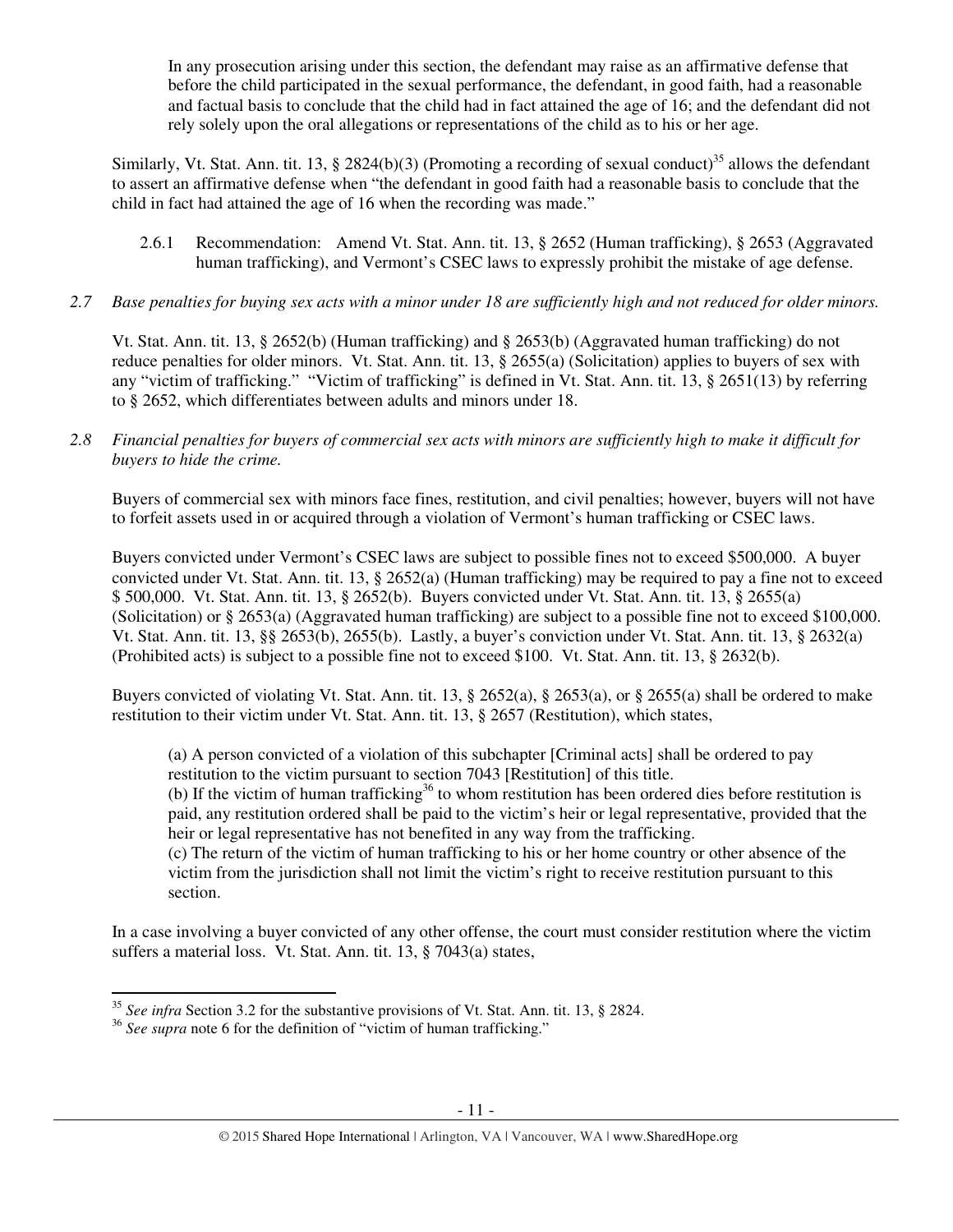> In any prosecution arising under this section, the defendant may raise as an affirmative defense that before the child participated in the sexual performance, the defendant, in good faith, had a reasonable and factual basis to conclude that the child had in fact attained the age of 16; and the defendant did not rely solely upon the oral allegations or representations of the child as to his or her age.

Similarly, Vt. Stat. Ann. tit. 13, § 2824(b)(3) (Promoting a recording of sexual conduct)[35] allows the defendant to assert an affirmative defense when "the defendant in good faith had a reasonable basis to conclude that the child in fact had attained the age of 16 when the recording was made."

2.6.1 Recommendation: Amend Vt. Stat. Ann. tit. 13, § 2652 (Human trafficking), § 2653 (Aggravated human trafficking), and Vermont's CSEC laws to expressly prohibit the mistake of age defense.

*2.7 Base penalties for buying sex acts with a minor under 18 are sufficiently high and not reduced for older minors.*

Vt. Stat. Ann. tit. 13, § 2652(b) (Human trafficking) and § 2653(b) (Aggravated human trafficking) do not reduce penalties for older minors. Vt. Stat. Ann. tit. 13, § 2655(a) (Solicitation) applies to buyers of sex with any "victim of trafficking." "Victim of trafficking" is defined in Vt. Stat. Ann. tit. 13, § 2651(13) by referring to § 2652, which differentiates between adults and minors under 18.

*2.8 Financial penalties for buyers of commercial sex acts with minors are sufficiently high to make it difficult for buyers to hide the crime.*

Buyers of commercial sex with minors face fines, restitution, and civil penalties; however, buyers will not have to forfeit assets used in or acquired through a violation of Vermont's human trafficking or CSEC laws.

Buyers convicted under Vermont's CSEC laws are subject to possible fines not to exceed $500,000. A buyer convicted under Vt. Stat. Ann. tit. 13, § 2652(a) (Human trafficking) may be required to pay a fine not to exceed $ 500,000. Vt. Stat. Ann. tit. 13, § 2652(b). Buyers convicted under Vt. Stat. Ann. tit. 13, § 2655(a) (Solicitation) or § 2653(a) (Aggravated human trafficking) are subject to a possible fine not to exceed $100,000. Vt. Stat. Ann. tit. 13, §§ 2653(b), 2655(b). Lastly, a buyer's conviction under Vt. Stat. Ann. tit. 13, § 2632(a) (Prohibited acts) is subject to a possible fine not to exceed $100. Vt. Stat. Ann. tit. 13, § 2632(b).

Buyers convicted of violating Vt. Stat. Ann. tit. 13, § 2652(a), § 2653(a), or § 2655(a) shall be ordered to make restitution to their victim under Vt. Stat. Ann. tit. 13, § 2657 (Restitution), which states,

> (a) A person convicted of a violation of this subchapter [Criminal acts] shall be ordered to pay restitution to the victim pursuant to section 7043 [Restitution] of this title.
> (b) If the victim of human trafficking[36] to whom restitution has been ordered dies before restitution is paid, any restitution ordered shall be paid to the victim's heir or legal representative, provided that the heir or legal representative has not benefited in any way from the trafficking.
> (c) The return of the victim of human trafficking to his or her home country or other absence of the victim from the jurisdiction shall not limit the victim's right to receive restitution pursuant to this section.

In a case involving a buyer convicted of any other offense, the court must consider restitution where the victim suffers a material loss. Vt. Stat. Ann. tit. 13, § 7043(a) states,

---

[35] *See infra* Section 3.2 for the substantive provisions of Vt. Stat. Ann. tit. 13, § 2824.
[36] *See supra* note 6 for the definition of "victim of human trafficking."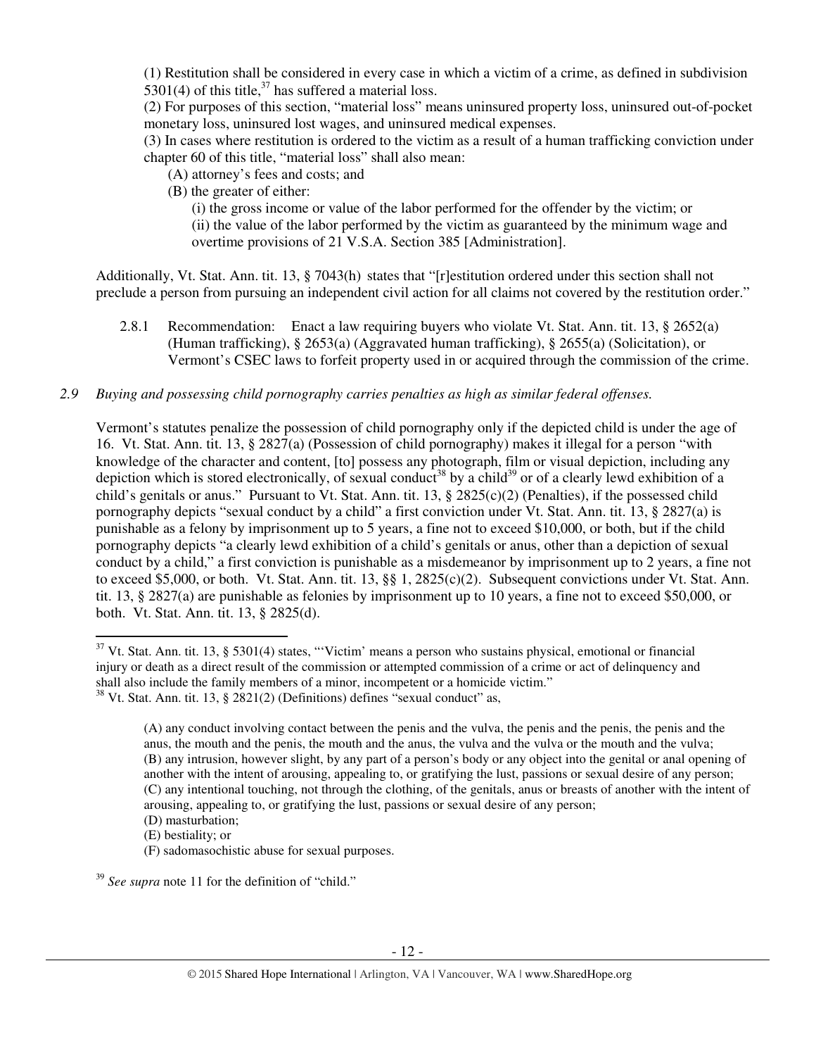(1) Restitution shall be considered in every case in which a victim of a crime, as defined in subdivision 5301(4) of this title,[37] has suffered a material loss.
(2) For purposes of this section, "material loss" means uninsured property loss, uninsured out-of-pocket monetary loss, uninsured lost wages, and uninsured medical expenses.
(3) In cases where restitution is ordered to the victim as a result of a human trafficking conviction under chapter 60 of this title, "material loss" shall also mean:
  (A) attorney's fees and costs; and
  (B) the greater of either:
    (i) the gross income or value of the labor performed for the offender by the victim; or
    (ii) the value of the labor performed by the victim as guaranteed by the minimum wage and overtime provisions of 21 V.S.A. Section 385 [Administration].

Additionally, Vt. Stat. Ann. tit. 13, § 7043(h) states that "[r]estitution ordered under this section shall not preclude a person from pursuing an independent civil action for all claims not covered by the restitution order."

2.8.1 Recommendation: Enact a law requiring buyers who violate Vt. Stat. Ann. tit. 13, § 2652(a) (Human trafficking), § 2653(a) (Aggravated human trafficking), § 2655(a) (Solicitation), or Vermont's CSEC laws to forfeit property used in or acquired through the commission of the crime.

*2.9 Buying and possessing child pornography carries penalties as high as similar federal offenses.*

Vermont's statutes penalize the possession of child pornography only if the depicted child is under the age of 16. Vt. Stat. Ann. tit. 13, § 2827(a) (Possession of child pornography) makes it illegal for a person "with knowledge of the character and content, [to] possess any photograph, film or visual depiction, including any depiction which is stored electronically, of sexual conduct[38] by a child[39] or of a clearly lewd exhibition of a child's genitals or anus." Pursuant to Vt. Stat. Ann. tit. 13, § 2825(c)(2) (Penalties), if the possessed child pornography depicts "sexual conduct by a child" a first conviction under Vt. Stat. Ann. tit. 13, § 2827(a) is punishable as a felony by imprisonment up to 5 years, a fine not to exceed $10,000, or both, but if the child pornography depicts "a clearly lewd exhibition of a child's genitals or anus, other than a depiction of sexual conduct by a child," a first conviction is punishable as a misdemeanor by imprisonment up to 2 years, a fine not to exceed $5,000, or both. Vt. Stat. Ann. tit. 13, §§ 1, 2825(c)(2). Subsequent convictions under Vt. Stat. Ann. tit. 13, § 2827(a) are punishable as felonies by imprisonment up to 10 years, a fine not to exceed $50,000, or both. Vt. Stat. Ann. tit. 13, § 2825(d).

---

[37] Vt. Stat. Ann. tit. 13, § 5301(4) states, "'Victim' means a person who sustains physical, emotional or financial injury or death as a direct result of the commission or attempted commission of a crime or act of delinquency and shall also include the family members of a minor, incompetent or a homicide victim."

[38] Vt. Stat. Ann. tit. 13, § 2821(2) (Definitions) defines "sexual conduct" as,

(A) any conduct involving contact between the penis and the vulva, the penis and the penis, the penis and the anus, the mouth and the penis, the mouth and the anus, the vulva and the vulva or the mouth and the vulva;
(B) any intrusion, however slight, by any part of a person's body or any object into the genital or anal opening of another with the intent of arousing, appealing to, or gratifying the lust, passions or sexual desire of any person;
(C) any intentional touching, not through the clothing, of the genitals, anus or breasts of another with the intent of arousing, appealing to, or gratifying the lust, passions or sexual desire of any person;
(D) masturbation;
(E) bestiality; or
(F) sadomasochistic abuse for sexual purposes.

[39] *See supra* note 11 for the definition of "child."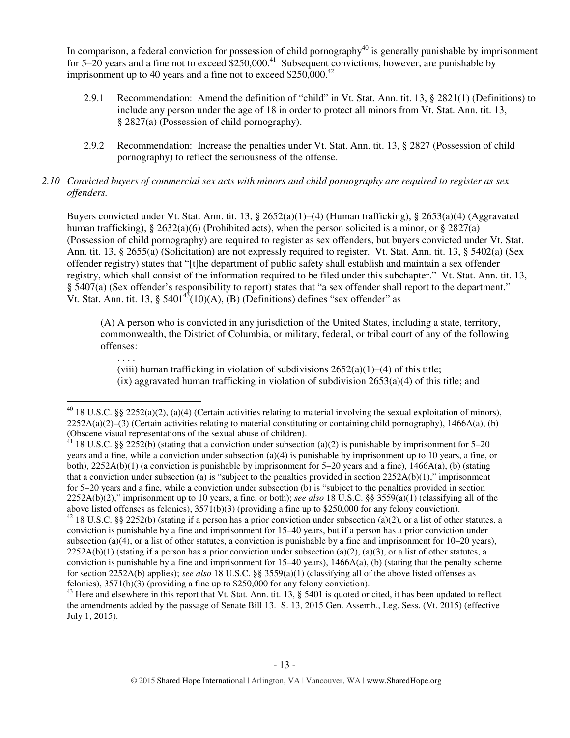In comparison, a federal conviction for possession of child pornography[40] is generally punishable by imprisonment for 5–20 years and a fine not to exceed $250,000.[41] Subsequent convictions, however, are punishable by imprisonment up to 40 years and a fine not to exceed $250,000.[42]

2.9.1 Recommendation: Amend the definition of "child" in Vt. Stat. Ann. tit. 13, § 2821(1) (Definitions) to include any person under the age of 18 in order to protect all minors from Vt. Stat. Ann. tit. 13, § 2827(a) (Possession of child pornography).

2.9.2 Recommendation: Increase the penalties under Vt. Stat. Ann. tit. 13, § 2827 (Possession of child pornography) to reflect the seriousness of the offense.

*2.10 Convicted buyers of commercial sex acts with minors and child pornography are required to register as sex offenders.*

Buyers convicted under Vt. Stat. Ann. tit. 13, § 2652(a)(1)–(4) (Human trafficking), § 2653(a)(4) (Aggravated human trafficking), § 2632(a)(6) (Prohibited acts), when the person solicited is a minor, or § 2827(a) (Possession of child pornography) are required to register as sex offenders, but buyers convicted under Vt. Stat. Ann. tit. 13, § 2655(a) (Solicitation) are not expressly required to register. Vt. Stat. Ann. tit. 13, § 5402(a) (Sex offender registry) states that "[t]he department of public safety shall establish and maintain a sex offender registry, which shall consist of the information required to be filed under this subchapter." Vt. Stat. Ann. tit. 13, § 5407(a) (Sex offender's responsibility to report) states that "a sex offender shall report to the department." Vt. Stat. Ann. tit. 13, § 5401[43](10)(A), (B) (Definitions) defines "sex offender" as

> (A) A person who is convicted in any jurisdiction of the United States, including a state, territory, commonwealth, the District of Columbia, or military, federal, or tribal court of any of the following offenses:
>
> . . . .
>
> (viii) human trafficking in violation of subdivisions 2652(a)(1)–(4) of this title;
>
> (ix) aggravated human trafficking in violation of subdivision 2653(a)(4) of this title; and

---

[40] 18 U.S.C. §§ 2252(a)(2), (a)(4) (Certain activities relating to material involving the sexual exploitation of minors), 2252A(a)(2)–(3) (Certain activities relating to material constituting or containing child pornography), 1466A(a), (b) (Obscene visual representations of the sexual abuse of children).

[41] 18 U.S.C. §§ 2252(b) (stating that a conviction under subsection (a)(2) is punishable by imprisonment for 5–20 years and a fine, while a conviction under subsection (a)(4) is punishable by imprisonment up to 10 years, a fine, or both), 2252A(b)(1) (a conviction is punishable by imprisonment for 5–20 years and a fine), 1466A(a), (b) (stating that a conviction under subsection (a) is "subject to the penalties provided in section 2252A(b)(1)," imprisonment for 5–20 years and a fine, while a conviction under subsection (b) is "subject to the penalties provided in section 2252A(b)(2)," imprisonment up to 10 years, a fine, or both); *see also* 18 U.S.C. §§ 3559(a)(1) (classifying all of the above listed offenses as felonies), 3571(b)(3) (providing a fine up to $250,000 for any felony conviction).

[42] 18 U.S.C. §§ 2252(b) (stating if a person has a prior conviction under subsection (a)(2), or a list of other statutes, a conviction is punishable by a fine and imprisonment for 15–40 years, but if a person has a prior conviction under subsection (a)(4), or a list of other statutes, a conviction is punishable by a fine and imprisonment for 10–20 years), 2252A(b)(1) (stating if a person has a prior conviction under subsection (a)(2), (a)(3), or a list of other statutes, a conviction is punishable by a fine and imprisonment for 15–40 years), 1466A(a), (b) (stating that the penalty scheme for section 2252A(b) applies); *see also* 18 U.S.C. §§ 3559(a)(1) (classifying all of the above listed offenses as felonies), 3571(b)(3) (providing a fine up to $250,000 for any felony conviction).

[43] Here and elsewhere in this report that Vt. Stat. Ann. tit. 13, § 5401 is quoted or cited, it has been updated to reflect the amendments added by the passage of Senate Bill 13. S. 13, 2015 Gen. Assemb., Leg. Sess. (Vt. 2015) (effective July 1, 2015).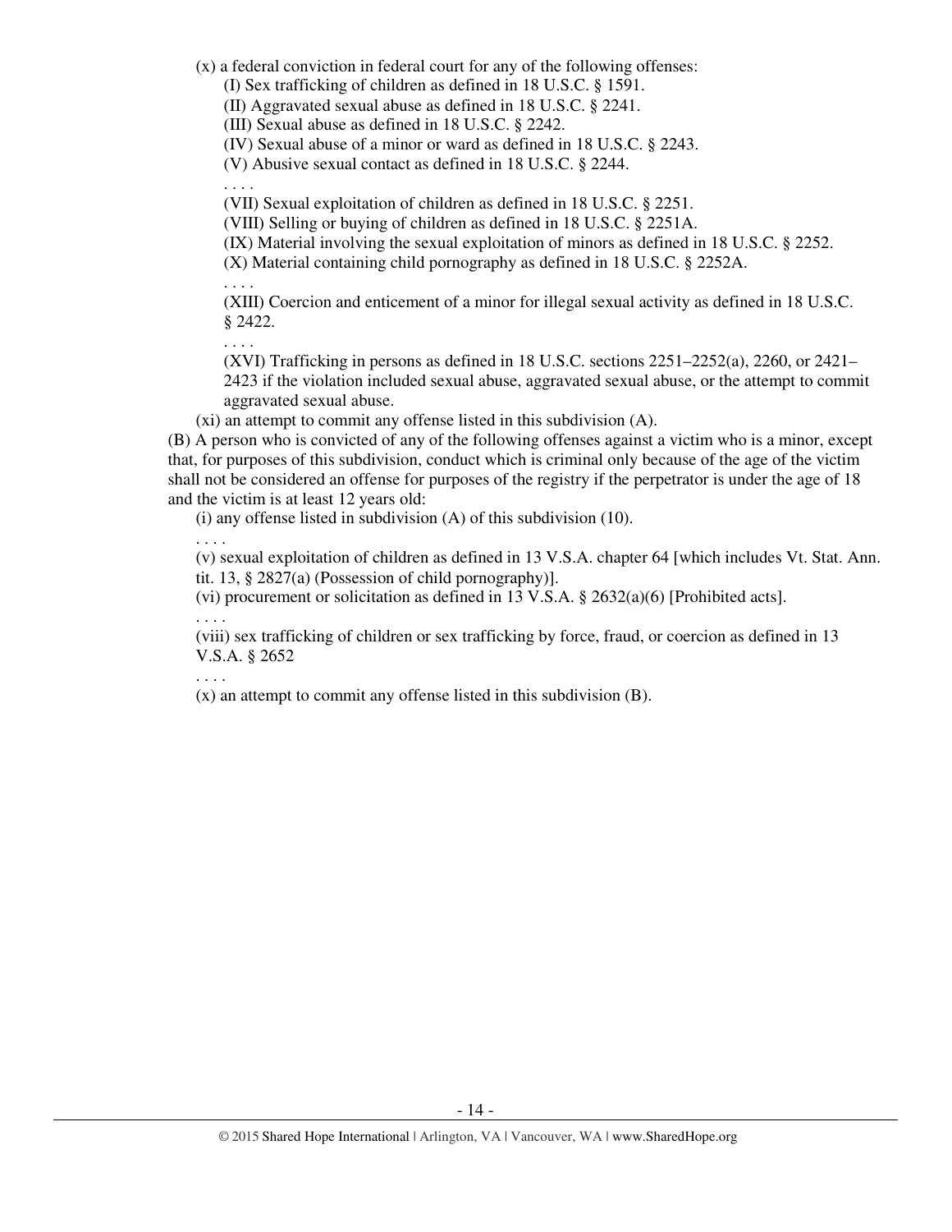(x) a federal conviction in federal court for any of the following offenses:

(I) Sex trafficking of children as defined in 18 U.S.C. § 1591.

(II) Aggravated sexual abuse as defined in 18 U.S.C. § 2241.

(III) Sexual abuse as defined in 18 U.S.C. § 2242.

(IV) Sexual abuse of a minor or ward as defined in 18 U.S.C. § 2243.

(V) Abusive sexual contact as defined in 18 U.S.C. § 2244.

. . . .

(VII) Sexual exploitation of children as defined in 18 U.S.C. § 2251.

(VIII) Selling or buying of children as defined in 18 U.S.C. § 2251A.

(IX) Material involving the sexual exploitation of minors as defined in 18 U.S.C. § 2252.

(X) Material containing child pornography as defined in 18 U.S.C. § 2252A.

. . . .

(XIII) Coercion and enticement of a minor for illegal sexual activity as defined in 18 U.S.C. § 2422.

. . . .

(XVI) Trafficking in persons as defined in 18 U.S.C. sections 2251–2252(a), 2260, or 2421–2423 if the violation included sexual abuse, aggravated sexual abuse, or the attempt to commit aggravated sexual abuse.

(xi) an attempt to commit any offense listed in this subdivision (A).

(B) A person who is convicted of any of the following offenses against a victim who is a minor, except that, for purposes of this subdivision, conduct which is criminal only because of the age of the victim shall not be considered an offense for purposes of the registry if the perpetrator is under the age of 18 and the victim is at least 12 years old:

(i) any offense listed in subdivision (A) of this subdivision (10).

. . . .

(v) sexual exploitation of children as defined in 13 V.S.A. chapter 64 [which includes Vt. Stat. Ann. tit. 13, § 2827(a) (Possession of child pornography)].

(vi) procurement or solicitation as defined in 13 V.S.A. § 2632(a)(6) [Prohibited acts].

. . . .

(viii) sex trafficking of children or sex trafficking by force, fraud, or coercion as defined in 13 V.S.A. § 2652

. . . .

(x) an attempt to commit any offense listed in this subdivision (B).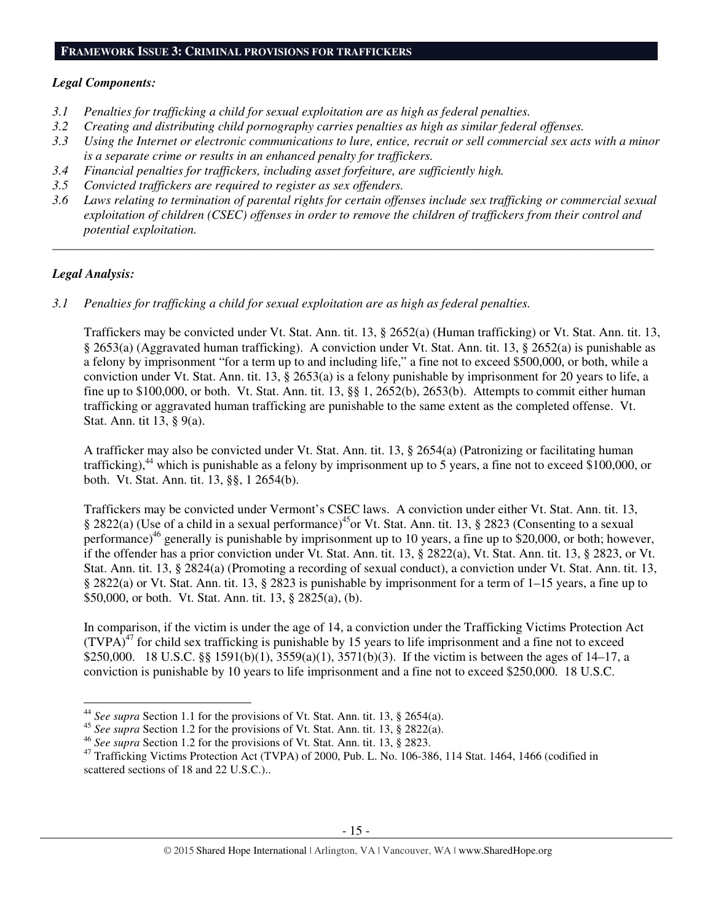## FRAMEWORK ISSUE 3: CRIMINAL PROVISIONS FOR TRAFFICKERS

***Legal Components:***

*3.1 Penalties for trafficking a child for sexual exploitation are as high as federal penalties.*
*3.2 Creating and distributing child pornography carries penalties as high as similar federal offenses.*
*3.3 Using the Internet or electronic communications to lure, entice, recruit or sell commercial sex acts with a minor is a separate crime or results in an enhanced penalty for traffickers.*
*3.4 Financial penalties for traffickers, including asset forfeiture, are sufficiently high.*
*3.5 Convicted traffickers are required to register as sex offenders.*
*3.6 Laws relating to termination of parental rights for certain offenses include sex trafficking or commercial sexual exploitation of children (CSEC) offenses in order to remove the children of traffickers from their control and potential exploitation.*

---

***Legal Analysis:***

*3.1 Penalties for trafficking a child for sexual exploitation are as high as federal penalties.*

Traffickers may be convicted under Vt. Stat. Ann. tit. 13, § 2652(a) (Human trafficking) or Vt. Stat. Ann. tit. 13, § 2653(a) (Aggravated human trafficking). A conviction under Vt. Stat. Ann. tit. 13, § 2652(a) is punishable as a felony by imprisonment "for a term up to and including life," a fine not to exceed $500,000, or both, while a conviction under Vt. Stat. Ann. tit. 13, § 2653(a) is a felony punishable by imprisonment for 20 years to life, a fine up to $100,000, or both. Vt. Stat. Ann. tit. 13, §§ 1, 2652(b), 2653(b). Attempts to commit either human trafficking or aggravated human trafficking are punishable to the same extent as the completed offense. Vt. Stat. Ann. tit 13, § 9(a).

A trafficker may also be convicted under Vt. Stat. Ann. tit. 13, § 2654(a) (Patronizing or facilitating human trafficking),[44] which is punishable as a felony by imprisonment up to 5 years, a fine not to exceed $100,000, or both. Vt. Stat. Ann. tit. 13, §§, 1 2654(b).

Traffickers may be convicted under Vermont's CSEC laws. A conviction under either Vt. Stat. Ann. tit. 13, § 2822(a) (Use of a child in a sexual performance)[45] or Vt. Stat. Ann. tit. 13, § 2823 (Consenting to a sexual performance)[46] generally is punishable by imprisonment up to 10 years, a fine up to $20,000, or both; however, if the offender has a prior conviction under Vt. Stat. Ann. tit. 13, § 2822(a), Vt. Stat. Ann. tit. 13, § 2823, or Vt. Stat. Ann. tit. 13, § 2824(a) (Promoting a recording of sexual conduct), a conviction under Vt. Stat. Ann. tit. 13, § 2822(a) or Vt. Stat. Ann. tit. 13, § 2823 is punishable by imprisonment for a term of 1–15 years, a fine up to $50,000, or both. Vt. Stat. Ann. tit. 13, § 2825(a), (b).

In comparison, if the victim is under the age of 14, a conviction under the Trafficking Victims Protection Act (TVPA)[47] for child sex trafficking is punishable by 15 years to life imprisonment and a fine not to exceed $250,000. 18 U.S.C. §§ 1591(b)(1), 3559(a)(1), 3571(b)(3). If the victim is between the ages of 14–17, a conviction is punishable by 10 years to life imprisonment and a fine not to exceed $250,000. 18 U.S.C.

---

[44] *See supra* Section 1.1 for the provisions of Vt. Stat. Ann. tit. 13, § 2654(a).
[45] *See supra* Section 1.2 for the provisions of Vt. Stat. Ann. tit. 13, § 2822(a).
[46] *See supra* Section 1.2 for the provisions of Vt. Stat. Ann. tit. 13, § 2823.
[47] Trafficking Victims Protection Act (TVPA) of 2000, Pub. L. No. 106-386, 114 Stat. 1464, 1466 (codified in scattered sections of 18 and 22 U.S.C.)..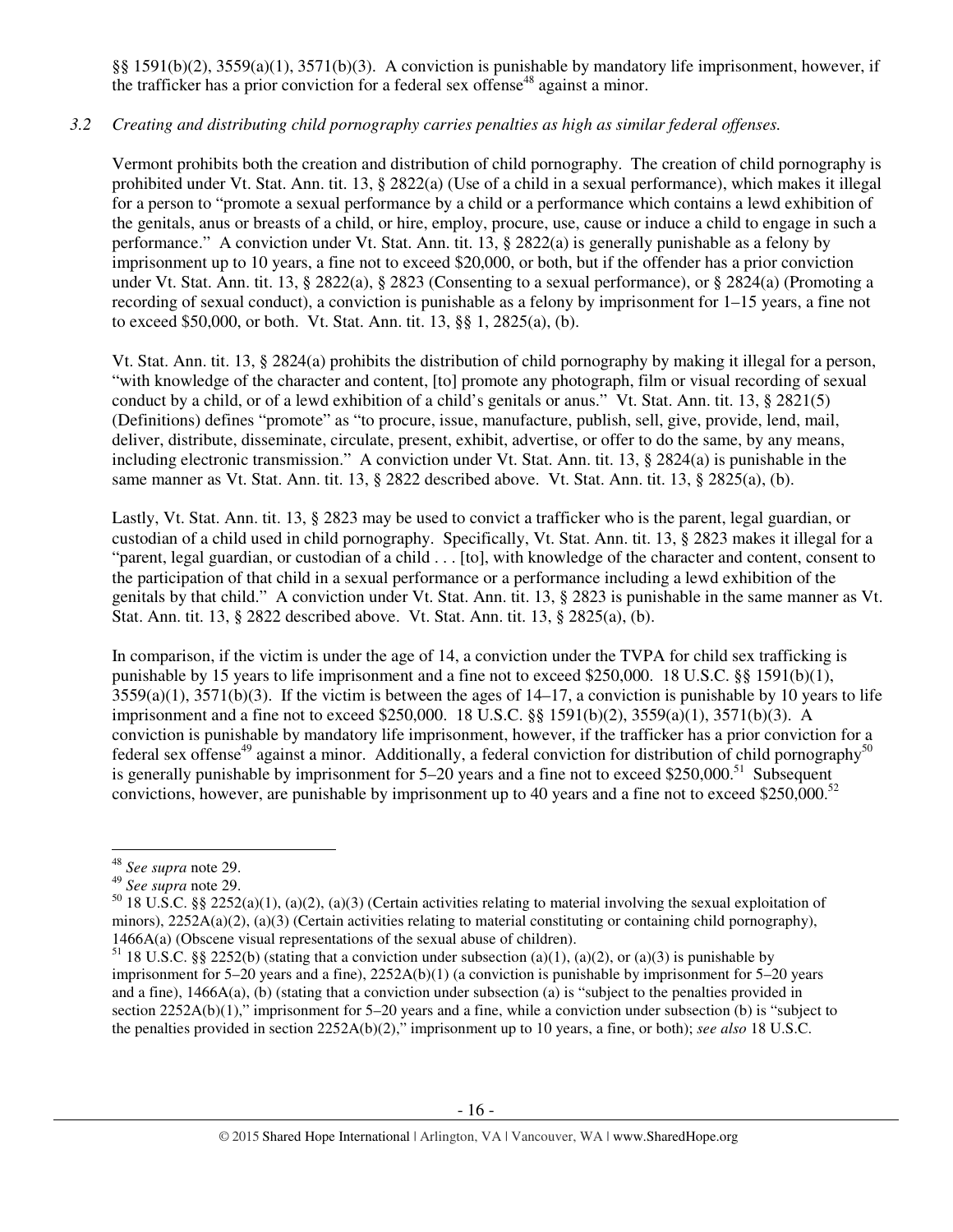§§ 1591(b)(2), 3559(a)(1), 3571(b)(3). A conviction is punishable by mandatory life imprisonment, however, if the trafficker has a prior conviction for a federal sex offense[48] against a minor.

*3.2 Creating and distributing child pornography carries penalties as high as similar federal offenses.*

Vermont prohibits both the creation and distribution of child pornography. The creation of child pornography is prohibited under Vt. Stat. Ann. tit. 13, § 2822(a) (Use of a child in a sexual performance), which makes it illegal for a person to "promote a sexual performance by a child or a performance which contains a lewd exhibition of the genitals, anus or breasts of a child, or hire, employ, procure, use, cause or induce a child to engage in such a performance." A conviction under Vt. Stat. Ann. tit. 13, § 2822(a) is generally punishable as a felony by imprisonment up to 10 years, a fine not to exceed $20,000, or both, but if the offender has a prior conviction under Vt. Stat. Ann. tit. 13, § 2822(a), § 2823 (Consenting to a sexual performance), or § 2824(a) (Promoting a recording of sexual conduct), a conviction is punishable as a felony by imprisonment for 1–15 years, a fine not to exceed $50,000, or both. Vt. Stat. Ann. tit. 13, §§ 1, 2825(a), (b).

Vt. Stat. Ann. tit. 13, § 2824(a) prohibits the distribution of child pornography by making it illegal for a person, "with knowledge of the character and content, [to] promote any photograph, film or visual recording of sexual conduct by a child, or of a lewd exhibition of a child's genitals or anus." Vt. Stat. Ann. tit. 13, § 2821(5) (Definitions) defines "promote" as "to procure, issue, manufacture, publish, sell, give, provide, lend, mail, deliver, distribute, disseminate, circulate, present, exhibit, advertise, or offer to do the same, by any means, including electronic transmission." A conviction under Vt. Stat. Ann. tit. 13, § 2824(a) is punishable in the same manner as Vt. Stat. Ann. tit. 13, § 2822 described above. Vt. Stat. Ann. tit. 13, § 2825(a), (b).

Lastly, Vt. Stat. Ann. tit. 13, § 2823 may be used to convict a trafficker who is the parent, legal guardian, or custodian of a child used in child pornography. Specifically, Vt. Stat. Ann. tit. 13, § 2823 makes it illegal for a "parent, legal guardian, or custodian of a child . . . [to], with knowledge of the character and content, consent to the participation of that child in a sexual performance or a performance including a lewd exhibition of the genitals by that child." A conviction under Vt. Stat. Ann. tit. 13, § 2823 is punishable in the same manner as Vt. Stat. Ann. tit. 13, § 2822 described above. Vt. Stat. Ann. tit. 13, § 2825(a), (b).

In comparison, if the victim is under the age of 14, a conviction under the TVPA for child sex trafficking is punishable by 15 years to life imprisonment and a fine not to exceed $250,000. 18 U.S.C. §§ 1591(b)(1), 3559(a)(1), 3571(b)(3). If the victim is between the ages of 14–17, a conviction is punishable by 10 years to life imprisonment and a fine not to exceed $250,000. 18 U.S.C. §§ 1591(b)(2), 3559(a)(1), 3571(b)(3). A conviction is punishable by mandatory life imprisonment, however, if the trafficker has a prior conviction for a federal sex offense[49] against a minor. Additionally, a federal conviction for distribution of child pornography[50] is generally punishable by imprisonment for 5–20 years and a fine not to exceed $250,000.[51] Subsequent convictions, however, are punishable by imprisonment up to 40 years and a fine not to exceed $250,000.[52]

---

[48] *See supra* note 29.

[49] *See supra* note 29.

[50] 18 U.S.C. §§ 2252(a)(1), (a)(2), (a)(3) (Certain activities relating to material involving the sexual exploitation of minors), 2252A(a)(2), (a)(3) (Certain activities relating to material constituting or containing child pornography), 1466A(a) (Obscene visual representations of the sexual abuse of children).

[51] 18 U.S.C. §§ 2252(b) (stating that a conviction under subsection (a)(1), (a)(2), or (a)(3) is punishable by imprisonment for 5–20 years and a fine), 2252A(b)(1) (a conviction is punishable by imprisonment for 5–20 years and a fine), 1466A(a), (b) (stating that a conviction under subsection (a) is "subject to the penalties provided in section 2252A(b)(1)," imprisonment for 5–20 years and a fine, while a conviction under subsection (b) is "subject to the penalties provided in section 2252A(b)(2)," imprisonment up to 10 years, a fine, or both); *see also* 18 U.S.C.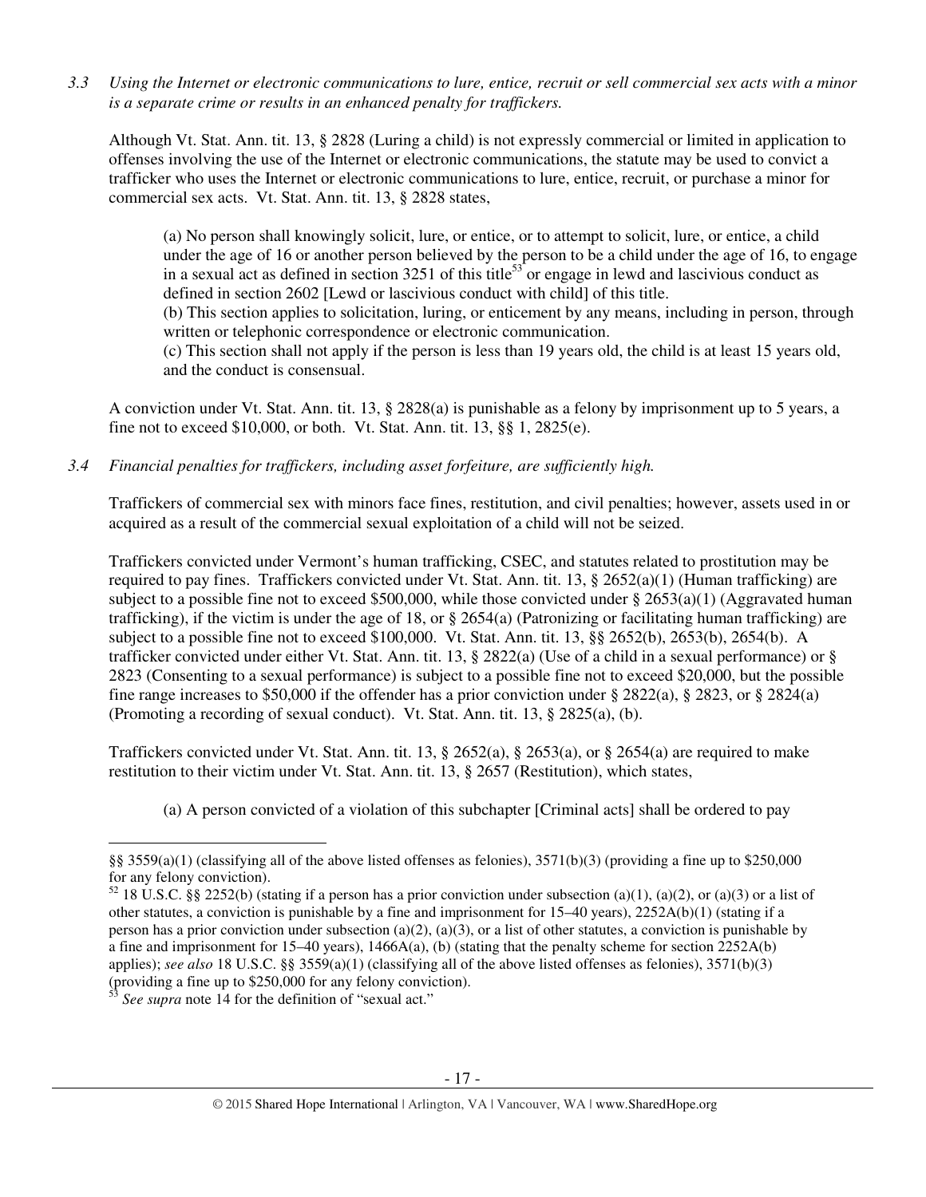*3.3 Using the Internet or electronic communications to lure, entice, recruit or sell commercial sex acts with a minor is a separate crime or results in an enhanced penalty for traffickers.*

Although Vt. Stat. Ann. tit. 13, § 2828 (Luring a child) is not expressly commercial or limited in application to offenses involving the use of the Internet or electronic communications, the statute may be used to convict a trafficker who uses the Internet or electronic communications to lure, entice, recruit, or purchase a minor for commercial sex acts. Vt. Stat. Ann. tit. 13, § 2828 states,

> (a) No person shall knowingly solicit, lure, or entice, or to attempt to solicit, lure, or entice, a child under the age of 16 or another person believed by the person to be a child under the age of 16, to engage in a sexual act as defined in section 3251 of this title[53] or engage in lewd and lascivious conduct as defined in section 2602 [Lewd or lascivious conduct with child] of this title.
> (b) This section applies to solicitation, luring, or enticement by any means, including in person, through written or telephonic correspondence or electronic communication.
> (c) This section shall not apply if the person is less than 19 years old, the child is at least 15 years old, and the conduct is consensual.

A conviction under Vt. Stat. Ann. tit. 13, § 2828(a) is punishable as a felony by imprisonment up to 5 years, a fine not to exceed $10,000, or both. Vt. Stat. Ann. tit. 13, §§ 1, 2825(e).

*3.4 Financial penalties for traffickers, including asset forfeiture, are sufficiently high.*

Traffickers of commercial sex with minors face fines, restitution, and civil penalties; however, assets used in or acquired as a result of the commercial sexual exploitation of a child will not be seized.

Traffickers convicted under Vermont's human trafficking, CSEC, and statutes related to prostitution may be required to pay fines. Traffickers convicted under Vt. Stat. Ann. tit. 13, § 2652(a)(1) (Human trafficking) are subject to a possible fine not to exceed $500,000, while those convicted under § 2653(a)(1) (Aggravated human trafficking), if the victim is under the age of 18, or § 2654(a) (Patronizing or facilitating human trafficking) are subject to a possible fine not to exceed $100,000. Vt. Stat. Ann. tit. 13, §§ 2652(b), 2653(b), 2654(b). A trafficker convicted under either Vt. Stat. Ann. tit. 13, § 2822(a) (Use of a child in a sexual performance) or § 2823 (Consenting to a sexual performance) is subject to a possible fine not to exceed $20,000, but the possible fine range increases to $50,000 if the offender has a prior conviction under § 2822(a), § 2823, or § 2824(a) (Promoting a recording of sexual conduct). Vt. Stat. Ann. tit. 13, § 2825(a), (b).

Traffickers convicted under Vt. Stat. Ann. tit. 13, § 2652(a), § 2653(a), or § 2654(a) are required to make restitution to their victim under Vt. Stat. Ann. tit. 13, § 2657 (Restitution), which states,

> (a) A person convicted of a violation of this subchapter [Criminal acts] shall be ordered to pay

---

§§ 3559(a)(1) (classifying all of the above listed offenses as felonies), 3571(b)(3) (providing a fine up to $250,000 for any felony conviction).

[52] 18 U.S.C. §§ 2252(b) (stating if a person has a prior conviction under subsection (a)(1), (a)(2), or (a)(3) or a list of other statutes, a conviction is punishable by a fine and imprisonment for 15–40 years), 2252A(b)(1) (stating if a person has a prior conviction under subsection (a)(2), (a)(3), or a list of other statutes, a conviction is punishable by a fine and imprisonment for 15–40 years), 1466A(a), (b) (stating that the penalty scheme for section 2252A(b) applies); *see also* 18 U.S.C. §§ 3559(a)(1) (classifying all of the above listed offenses as felonies), 3571(b)(3) (providing a fine up to $250,000 for any felony conviction).

[53] *See supra* note 14 for the definition of "sexual act."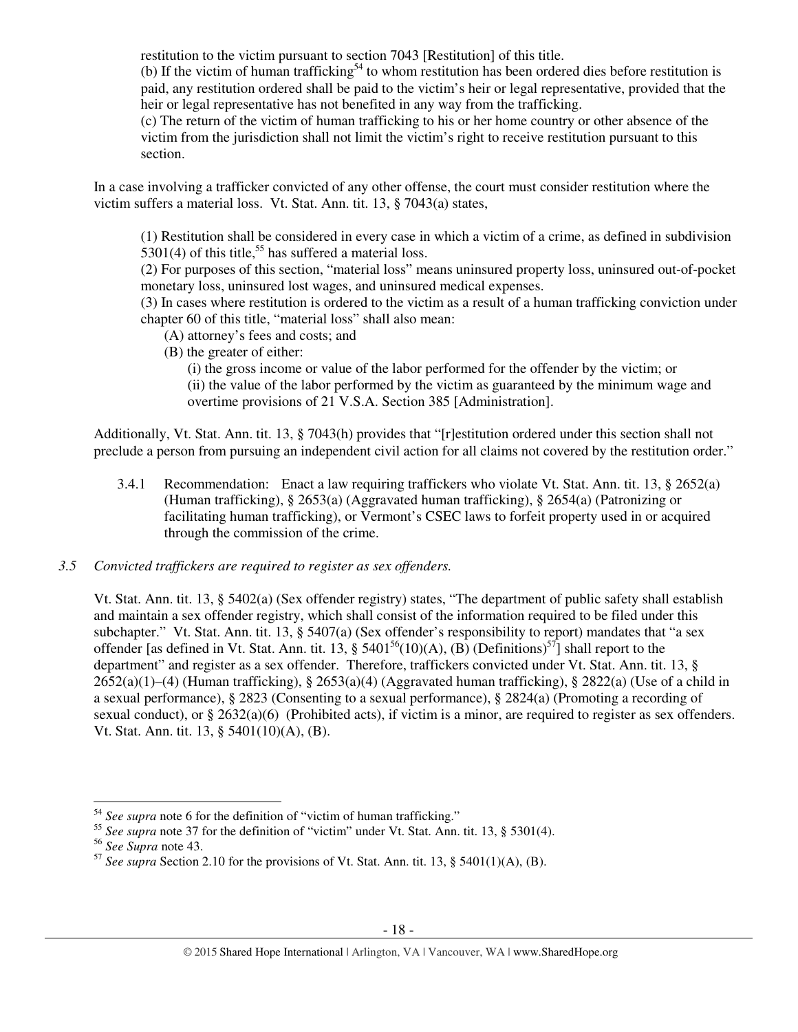restitution to the victim pursuant to section 7043 [Restitution] of this title.

(b) If the victim of human trafficking[54] to whom restitution has been ordered dies before restitution is paid, any restitution ordered shall be paid to the victim's heir or legal representative, provided that the heir or legal representative has not benefited in any way from the trafficking.

(c) The return of the victim of human trafficking to his or her home country or other absence of the victim from the jurisdiction shall not limit the victim's right to receive restitution pursuant to this section.

In a case involving a trafficker convicted of any other offense, the court must consider restitution where the victim suffers a material loss. Vt. Stat. Ann. tit. 13, § 7043(a) states,

> (1) Restitution shall be considered in every case in which a victim of a crime, as defined in subdivision 5301(4) of this title,[55] has suffered a material loss.
>
> (2) For purposes of this section, "material loss" means uninsured property loss, uninsured out-of-pocket monetary loss, uninsured lost wages, and uninsured medical expenses.
>
> (3) In cases where restitution is ordered to the victim as a result of a human trafficking conviction under chapter 60 of this title, "material loss" shall also mean:
>
> (A) attorney's fees and costs; and
>
> (B) the greater of either:
>
> (i) the gross income or value of the labor performed for the offender by the victim; or
>
> (ii) the value of the labor performed by the victim as guaranteed by the minimum wage and overtime provisions of 21 V.S.A. Section 385 [Administration].

Additionally, Vt. Stat. Ann. tit. 13, § 7043(h) provides that "[r]estitution ordered under this section shall not preclude a person from pursuing an independent civil action for all claims not covered by the restitution order."

3.4.1 Recommendation: Enact a law requiring traffickers who violate Vt. Stat. Ann. tit. 13, § 2652(a) (Human trafficking), § 2653(a) (Aggravated human trafficking), § 2654(a) (Patronizing or facilitating human trafficking), or Vermont's CSEC laws to forfeit property used in or acquired through the commission of the crime.

*3.5 Convicted traffickers are required to register as sex offenders.*

Vt. Stat. Ann. tit. 13, § 5402(a) (Sex offender registry) states, "The department of public safety shall establish and maintain a sex offender registry, which shall consist of the information required to be filed under this subchapter." Vt. Stat. Ann. tit. 13, § 5407(a) (Sex offender's responsibility to report) mandates that "a sex offender [as defined in Vt. Stat. Ann. tit. 13, § 5401[56](10)(A), (B) (Definitions)[57]] shall report to the department" and register as a sex offender. Therefore, traffickers convicted under Vt. Stat. Ann. tit. 13, § 2652(a)(1)–(4) (Human trafficking), § 2653(a)(4) (Aggravated human trafficking), § 2822(a) (Use of a child in a sexual performance), § 2823 (Consenting to a sexual performance), § 2824(a) (Promoting a recording of sexual conduct), or § 2632(a)(6) (Prohibited acts), if victim is a minor, are required to register as sex offenders. Vt. Stat. Ann. tit. 13, § 5401(10)(A), (B).

---

[54] *See supra* note 6 for the definition of "victim of human trafficking."

[55] *See supra* note 37 for the definition of "victim" under Vt. Stat. Ann. tit. 13, § 5301(4).

[56] *See Supra* note 43.

[57] *See supra* Section 2.10 for the provisions of Vt. Stat. Ann. tit. 13, § 5401(1)(A), (B).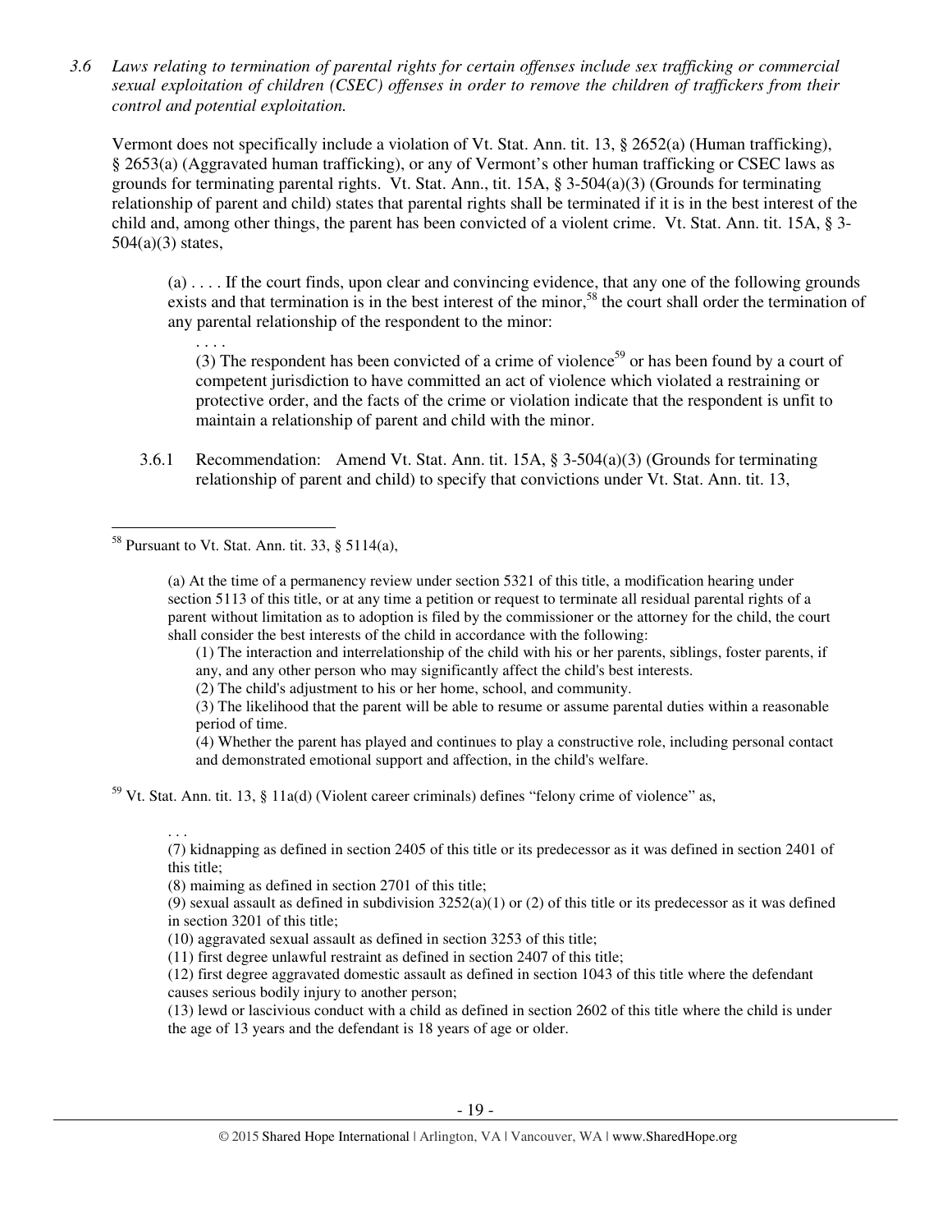*3.6 Laws relating to termination of parental rights for certain offenses include sex trafficking or commercial sexual exploitation of children (CSEC) offenses in order to remove the children of traffickers from their control and potential exploitation.*

Vermont does not specifically include a violation of Vt. Stat. Ann. tit. 13, § 2652(a) (Human trafficking), § 2653(a) (Aggravated human trafficking), or any of Vermont's other human trafficking or CSEC laws as grounds for terminating parental rights. Vt. Stat. Ann., tit. 15A, § 3-504(a)(3) (Grounds for terminating relationship of parent and child) states that parental rights shall be terminated if it is in the best interest of the child and, among other things, the parent has been convicted of a violent crime. Vt. Stat. Ann. tit. 15A, § 3-504(a)(3) states,

> (a) . . . . If the court finds, upon clear and convincing evidence, that any one of the following grounds exists and that termination is in the best interest of the minor,[58] the court shall order the termination of any parental relationship of the respondent to the minor:
>
> . . . .
>
> (3) The respondent has been convicted of a crime of violence[59] or has been found by a court of competent jurisdiction to have committed an act of violence which violated a restraining or protective order, and the facts of the crime or violation indicate that the respondent is unfit to maintain a relationship of parent and child with the minor.

3.6.1 Recommendation: Amend Vt. Stat. Ann. tit. 15A, § 3-504(a)(3) (Grounds for terminating relationship of parent and child) to specify that convictions under Vt. Stat. Ann. tit. 13,

---

[58] Pursuant to Vt. Stat. Ann. tit. 33, § 5114(a),

> (a) At the time of a permanency review under section 5321 of this title, a modification hearing under section 5113 of this title, or at any time a petition or request to terminate all residual parental rights of a parent without limitation as to adoption is filed by the commissioner or the attorney for the child, the court shall consider the best interests of the child in accordance with the following:
>
> (1) The interaction and interrelationship of the child with his or her parents, siblings, foster parents, if any, and any other person who may significantly affect the child's best interests.
>
> (2) The child's adjustment to his or her home, school, and community.
>
> (3) The likelihood that the parent will be able to resume or assume parental duties within a reasonable period of time.
>
> (4) Whether the parent has played and continues to play a constructive role, including personal contact and demonstrated emotional support and affection, in the child's welfare.

[59] Vt. Stat. Ann. tit. 13, § 11a(d) (Violent career criminals) defines "felony crime of violence" as,

> . . .
>
> (7) kidnapping as defined in section 2405 of this title or its predecessor as it was defined in section 2401 of this title;
>
> (8) maiming as defined in section 2701 of this title;
>
> (9) sexual assault as defined in subdivision 3252(a)(1) or (2) of this title or its predecessor as it was defined in section 3201 of this title;
>
> (10) aggravated sexual assault as defined in section 3253 of this title;
>
> (11) first degree unlawful restraint as defined in section 2407 of this title;
>
> (12) first degree aggravated domestic assault as defined in section 1043 of this title where the defendant causes serious bodily injury to another person;
>
> (13) lewd or lascivious conduct with a child as defined in section 2602 of this title where the child is under the age of 13 years and the defendant is 18 years of age or older.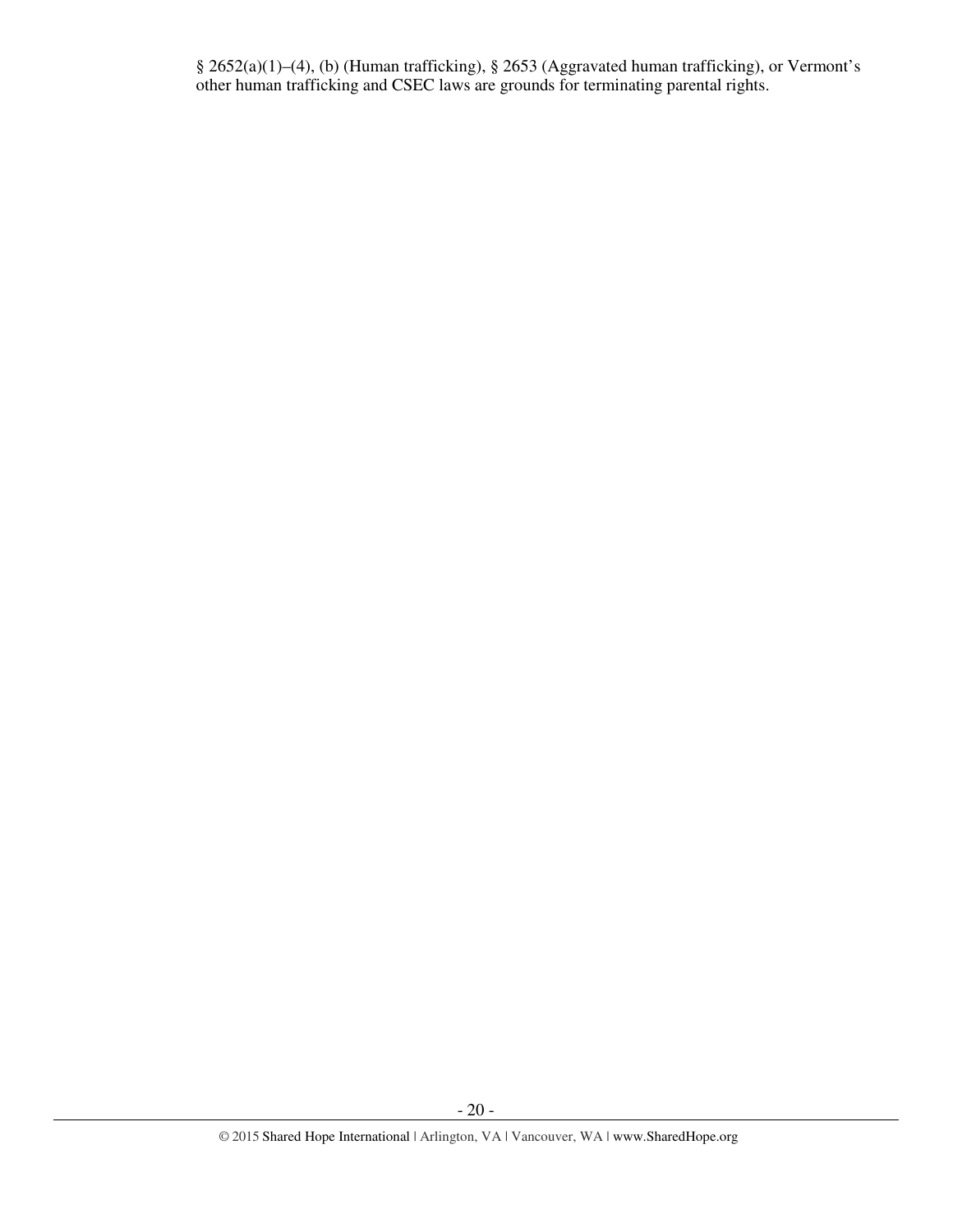§ 2652(a)(1)–(4), (b) (Human trafficking), § 2653 (Aggravated human trafficking), or Vermont's other human trafficking and CSEC laws are grounds for terminating parental rights.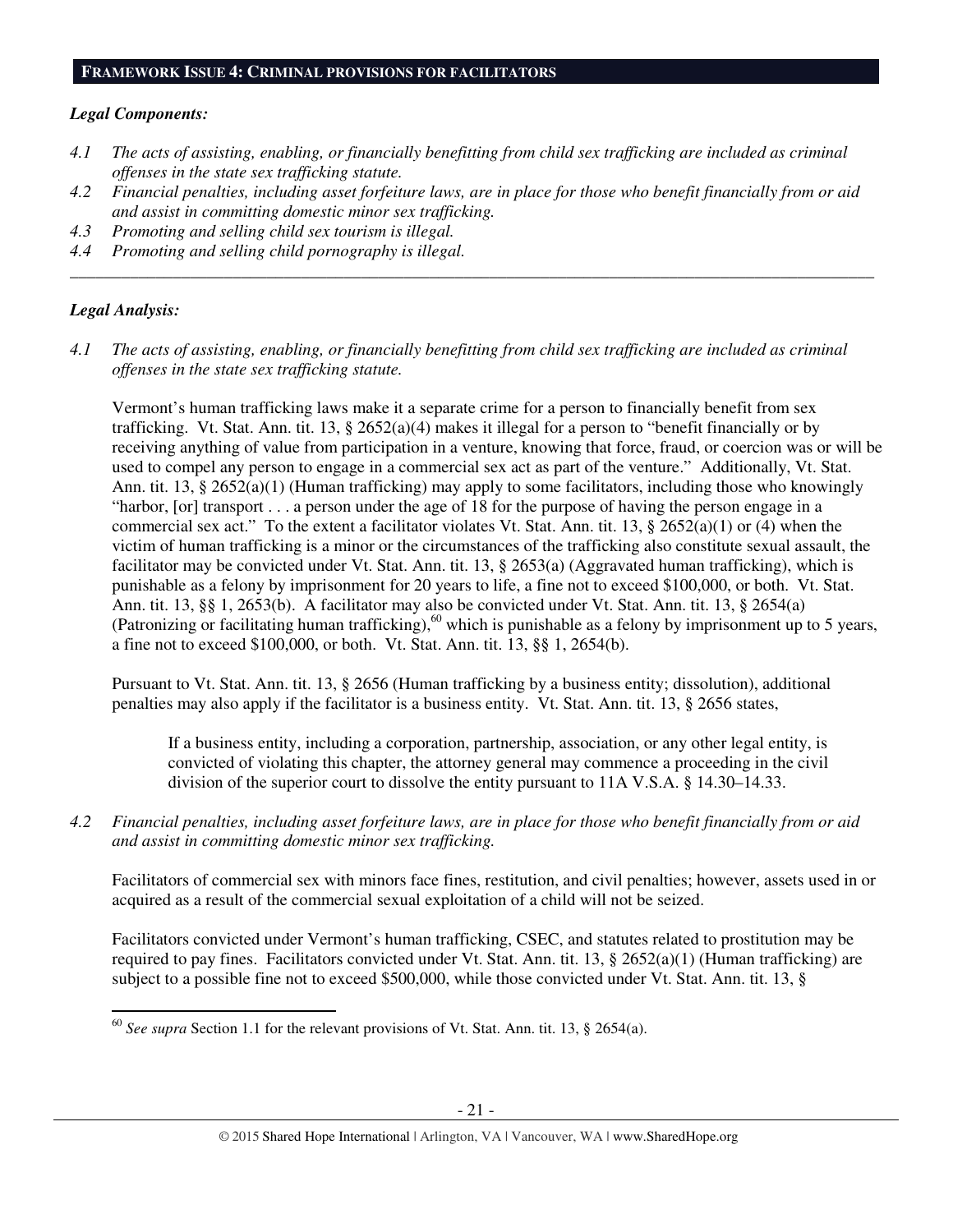## FRAMEWORK ISSUE 4: CRIMINAL PROVISIONS FOR FACILITATORS

***Legal Components:***

*4.1 The acts of assisting, enabling, or financially benefitting from child sex trafficking are included as criminal offenses in the state sex trafficking statute.*

*4.2 Financial penalties, including asset forfeiture laws, are in place for those who benefit financially from or aid and assist in committing domestic minor sex trafficking.*

*4.3 Promoting and selling child sex tourism is illegal.*

*4.4 Promoting and selling child pornography is illegal.*

---

***Legal Analysis:***

*4.1 The acts of assisting, enabling, or financially benefitting from child sex trafficking are included as criminal offenses in the state sex trafficking statute.*

Vermont's human trafficking laws make it a separate crime for a person to financially benefit from sex trafficking. Vt. Stat. Ann. tit. 13, § 2652(a)(4) makes it illegal for a person to "benefit financially or by receiving anything of value from participation in a venture, knowing that force, fraud, or coercion was or will be used to compel any person to engage in a commercial sex act as part of the venture." Additionally, Vt. Stat. Ann. tit. 13, § 2652(a)(1) (Human trafficking) may apply to some facilitators, including those who knowingly "harbor, [or] transport . . . a person under the age of 18 for the purpose of having the person engage in a commercial sex act." To the extent a facilitator violates Vt. Stat. Ann. tit. 13, § 2652(a)(1) or (4) when the victim of human trafficking is a minor or the circumstances of the trafficking also constitute sexual assault, the facilitator may be convicted under Vt. Stat. Ann. tit. 13, § 2653(a) (Aggravated human trafficking), which is punishable as a felony by imprisonment for 20 years to life, a fine not to exceed $100,000, or both. Vt. Stat. Ann. tit. 13, §§ 1, 2653(b). A facilitator may also be convicted under Vt. Stat. Ann. tit. 13, § 2654(a) (Patronizing or facilitating human trafficking),[60] which is punishable as a felony by imprisonment up to 5 years, a fine not to exceed $100,000, or both. Vt. Stat. Ann. tit. 13, §§ 1, 2654(b).

Pursuant to Vt. Stat. Ann. tit. 13, § 2656 (Human trafficking by a business entity; dissolution), additional penalties may also apply if the facilitator is a business entity. Vt. Stat. Ann. tit. 13, § 2656 states,

> If a business entity, including a corporation, partnership, association, or any other legal entity, is convicted of violating this chapter, the attorney general may commence a proceeding in the civil division of the superior court to dissolve the entity pursuant to 11A V.S.A. § 14.30–14.33.

*4.2 Financial penalties, including asset forfeiture laws, are in place for those who benefit financially from or aid and assist in committing domestic minor sex trafficking.*

Facilitators of commercial sex with minors face fines, restitution, and civil penalties; however, assets used in or acquired as a result of the commercial sexual exploitation of a child will not be seized.

Facilitators convicted under Vermont's human trafficking, CSEC, and statutes related to prostitution may be required to pay fines. Facilitators convicted under Vt. Stat. Ann. tit. 13, § 2652(a)(1) (Human trafficking) are subject to a possible fine not to exceed $500,000, while those convicted under Vt. Stat. Ann. tit. 13, §

---

[60] *See supra* Section 1.1 for the relevant provisions of Vt. Stat. Ann. tit. 13, § 2654(a).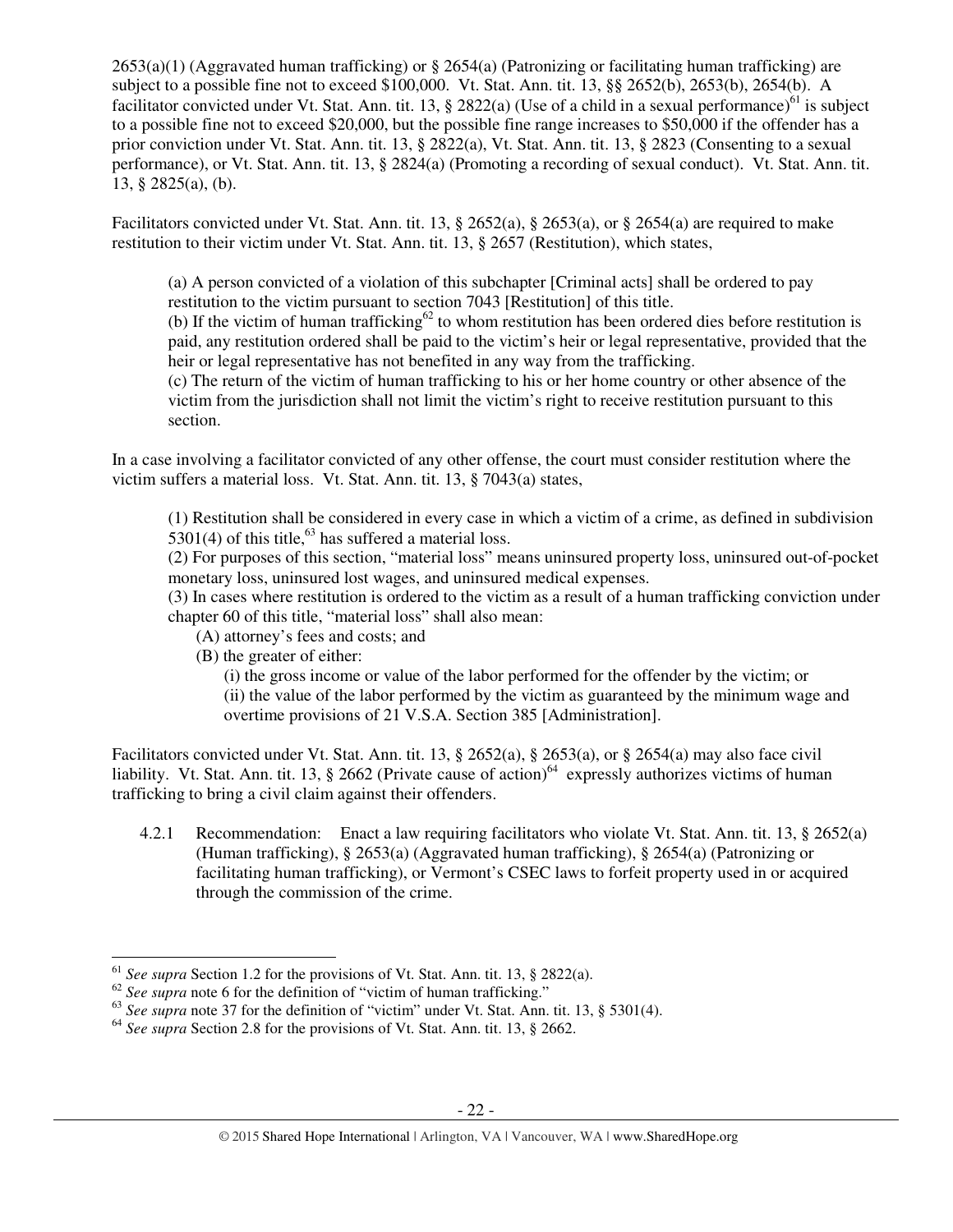2653(a)(1) (Aggravated human trafficking) or § 2654(a) (Patronizing or facilitating human trafficking) are subject to a possible fine not to exceed $100,000. Vt. Stat. Ann. tit. 13, §§ 2652(b), 2653(b), 2654(b). A facilitator convicted under Vt. Stat. Ann. tit. 13, § 2822(a) (Use of a child in a sexual performance)[61] is subject to a possible fine not to exceed $20,000, but the possible fine range increases to $50,000 if the offender has a prior conviction under Vt. Stat. Ann. tit. 13, § 2822(a), Vt. Stat. Ann. tit. 13, § 2823 (Consenting to a sexual performance), or Vt. Stat. Ann. tit. 13, § 2824(a) (Promoting a recording of sexual conduct). Vt. Stat. Ann. tit. 13, § 2825(a), (b).

Facilitators convicted under Vt. Stat. Ann. tit. 13, § 2652(a), § 2653(a), or § 2654(a) are required to make restitution to their victim under Vt. Stat. Ann. tit. 13, § 2657 (Restitution), which states,

> (a) A person convicted of a violation of this subchapter [Criminal acts] shall be ordered to pay restitution to the victim pursuant to section 7043 [Restitution] of this title.
> (b) If the victim of human trafficking[62] to whom restitution has been ordered dies before restitution is paid, any restitution ordered shall be paid to the victim's heir or legal representative, provided that the heir or legal representative has not benefited in any way from the trafficking.
> (c) The return of the victim of human trafficking to his or her home country or other absence of the victim from the jurisdiction shall not limit the victim's right to receive restitution pursuant to this section.

In a case involving a facilitator convicted of any other offense, the court must consider restitution where the victim suffers a material loss. Vt. Stat. Ann. tit. 13, § 7043(a) states,

> (1) Restitution shall be considered in every case in which a victim of a crime, as defined in subdivision 5301(4) of this title,[63] has suffered a material loss.
> (2) For purposes of this section, "material loss" means uninsured property loss, uninsured out-of-pocket monetary loss, uninsured lost wages, and uninsured medical expenses.
> (3) In cases where restitution is ordered to the victim as a result of a human trafficking conviction under chapter 60 of this title, "material loss" shall also mean:
> (A) attorney's fees and costs; and
> (B) the greater of either:
> (i) the gross income or value of the labor performed for the offender by the victim; or
> (ii) the value of the labor performed by the victim as guaranteed by the minimum wage and overtime provisions of 21 V.S.A. Section 385 [Administration].

Facilitators convicted under Vt. Stat. Ann. tit. 13, § 2652(a), § 2653(a), or § 2654(a) may also face civil liability. Vt. Stat. Ann. tit. 13, § 2662 (Private cause of action)[64] expressly authorizes victims of human trafficking to bring a civil claim against their offenders.

4.2.1 Recommendation: Enact a law requiring facilitators who violate Vt. Stat. Ann. tit. 13, § 2652(a) (Human trafficking), § 2653(a) (Aggravated human trafficking), § 2654(a) (Patronizing or facilitating human trafficking), or Vermont's CSEC laws to forfeit property used in or acquired through the commission of the crime.

---

[61] *See supra* Section 1.2 for the provisions of Vt. Stat. Ann. tit. 13, § 2822(a).
[62] *See supra* note 6 for the definition of "victim of human trafficking."
[63] *See supra* note 37 for the definition of "victim" under Vt. Stat. Ann. tit. 13, § 5301(4).
[64] *See supra* Section 2.8 for the provisions of Vt. Stat. Ann. tit. 13, § 2662.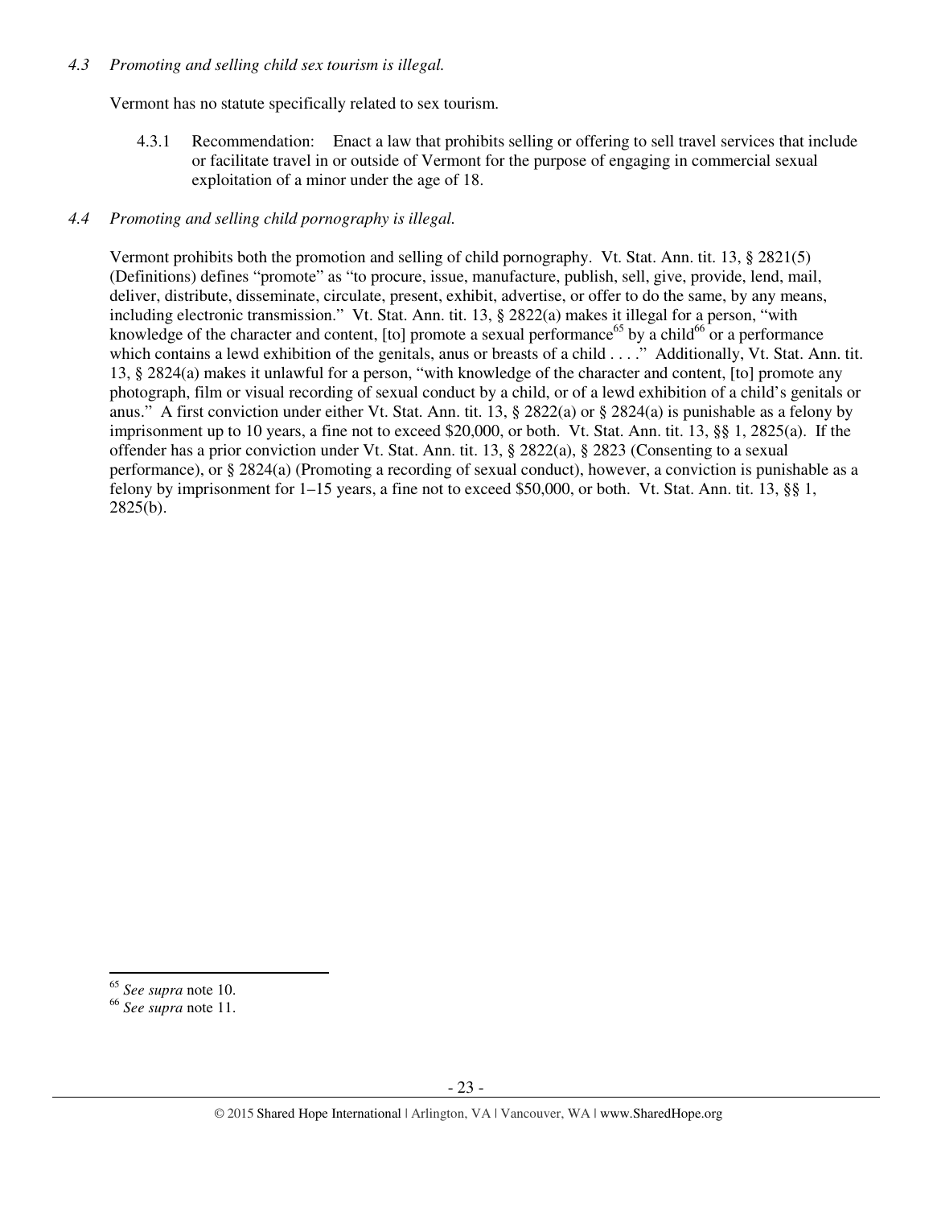*4.3 Promoting and selling child sex tourism is illegal.*

Vermont has no statute specifically related to sex tourism.

4.3.1 Recommendation: Enact a law that prohibits selling or offering to sell travel services that include or facilitate travel in or outside of Vermont for the purpose of engaging in commercial sexual exploitation of a minor under the age of 18.

*4.4 Promoting and selling child pornography is illegal.*

Vermont prohibits both the promotion and selling of child pornography. Vt. Stat. Ann. tit. 13, § 2821(5) (Definitions) defines "promote" as "to procure, issue, manufacture, publish, sell, give, provide, lend, mail, deliver, distribute, disseminate, circulate, present, exhibit, advertise, or offer to do the same, by any means, including electronic transmission." Vt. Stat. Ann. tit. 13, § 2822(a) makes it illegal for a person, "with knowledge of the character and content, [to] promote a sexual performance[65] by a child[66] or a performance which contains a lewd exhibition of the genitals, anus or breasts of a child . . . ." Additionally, Vt. Stat. Ann. tit. 13, § 2824(a) makes it unlawful for a person, "with knowledge of the character and content, [to] promote any photograph, film or visual recording of sexual conduct by a child, or of a lewd exhibition of a child's genitals or anus." A first conviction under either Vt. Stat. Ann. tit. 13, § 2822(a) or § 2824(a) is punishable as a felony by imprisonment up to 10 years, a fine not to exceed $20,000, or both. Vt. Stat. Ann. tit. 13, §§ 1, 2825(a). If the offender has a prior conviction under Vt. Stat. Ann. tit. 13, § 2822(a), § 2823 (Consenting to a sexual performance), or § 2824(a) (Promoting a recording of sexual conduct), however, a conviction is punishable as a felony by imprisonment for 1–15 years, a fine not to exceed $50,000, or both. Vt. Stat. Ann. tit. 13, §§ 1, 2825(b).

---

[65] *See supra* note 10.

[66] *See supra* note 11.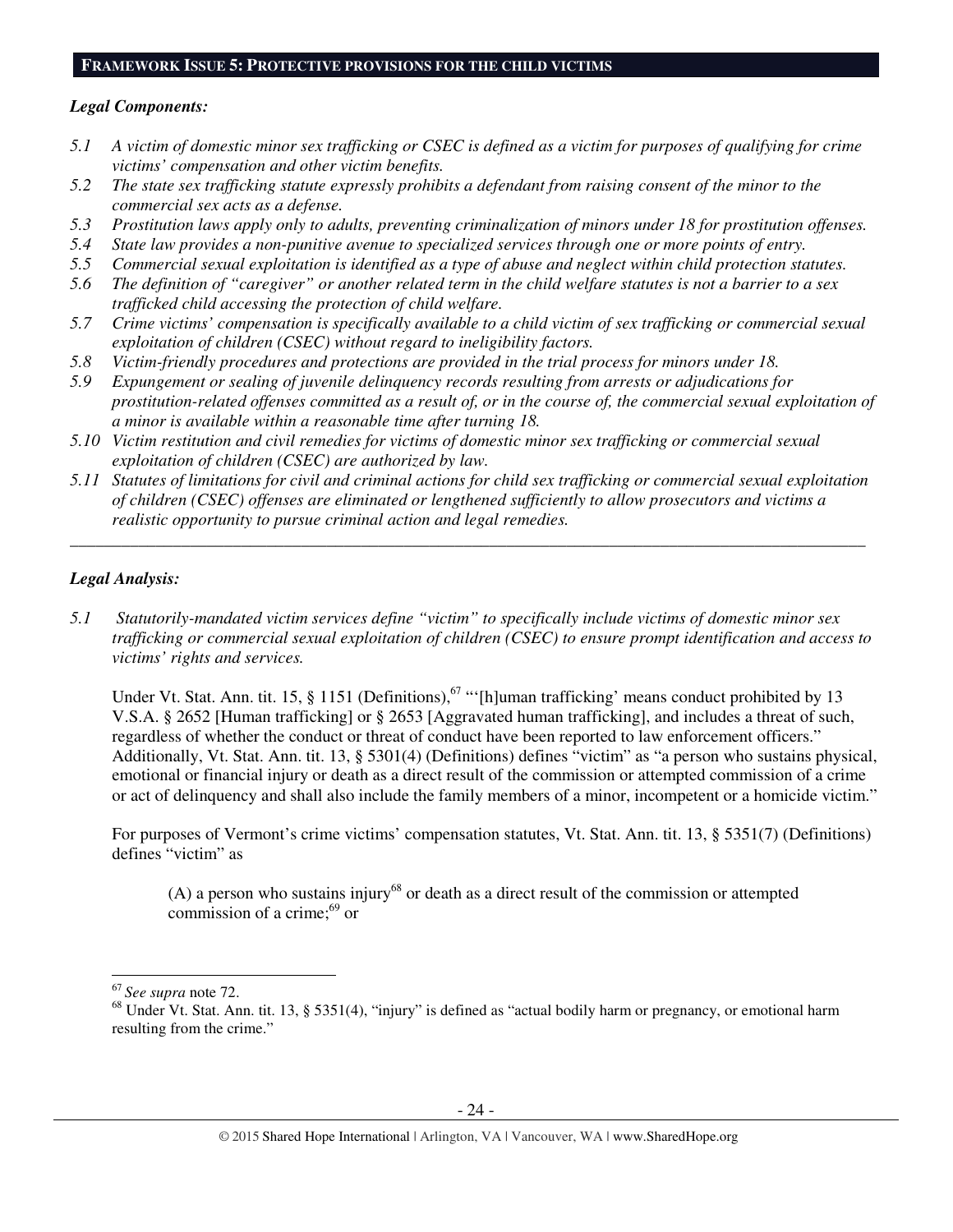## FRAMEWORK ISSUE 5: PROTECTIVE PROVISIONS FOR THE CHILD VICTIMS

***Legal Components:***

*5.1 A victim of domestic minor sex trafficking or CSEC is defined as a victim for purposes of qualifying for crime victims' compensation and other victim benefits.*
*5.2 The state sex trafficking statute expressly prohibits a defendant from raising consent of the minor to the commercial sex acts as a defense.*
*5.3 Prostitution laws apply only to adults, preventing criminalization of minors under 18 for prostitution offenses.*
*5.4 State law provides a non-punitive avenue to specialized services through one or more points of entry.*
*5.5 Commercial sexual exploitation is identified as a type of abuse and neglect within child protection statutes.*
*5.6 The definition of "caregiver" or another related term in the child welfare statutes is not a barrier to a sex trafficked child accessing the protection of child welfare.*
*5.7 Crime victims' compensation is specifically available to a child victim of sex trafficking or commercial sexual exploitation of children (CSEC) without regard to ineligibility factors.*
*5.8 Victim-friendly procedures and protections are provided in the trial process for minors under 18.*
*5.9 Expungement or sealing of juvenile delinquency records resulting from arrests or adjudications for prostitution-related offenses committed as a result of, or in the course of, the commercial sexual exploitation of a minor is available within a reasonable time after turning 18.*
*5.10 Victim restitution and civil remedies for victims of domestic minor sex trafficking or commercial sexual exploitation of children (CSEC) are authorized by law.*
*5.11 Statutes of limitations for civil and criminal actions for child sex trafficking or commercial sexual exploitation of children (CSEC) offenses are eliminated or lengthened sufficiently to allow prosecutors and victims a realistic opportunity to pursue criminal action and legal remedies.*

---

***Legal Analysis:***

*5.1 Statutorily-mandated victim services define "victim" to specifically include victims of domestic minor sex trafficking or commercial sexual exploitation of children (CSEC) to ensure prompt identification and access to victims' rights and services.*

Under Vt. Stat. Ann. tit. 15, § 1151 (Definitions),[67] "'[h]uman trafficking' means conduct prohibited by 13 V.S.A. § 2652 [Human trafficking] or § 2653 [Aggravated human trafficking], and includes a threat of such, regardless of whether the conduct or threat of conduct have been reported to law enforcement officers." Additionally, Vt. Stat. Ann. tit. 13, § 5301(4) (Definitions) defines "victim" as "a person who sustains physical, emotional or financial injury or death as a direct result of the commission or attempted commission of a crime or act of delinquency and shall also include the family members of a minor, incompetent or a homicide victim."

For purposes of Vermont's crime victims' compensation statutes, Vt. Stat. Ann. tit. 13, § 5351(7) (Definitions) defines "victim" as

> (A) a person who sustains injury[68] or death as a direct result of the commission or attempted commission of a crime;[69] or

---

[67] *See supra* note 72.
[68] Under Vt. Stat. Ann. tit. 13, § 5351(4), "injury" is defined as "actual bodily harm or pregnancy, or emotional harm resulting from the crime."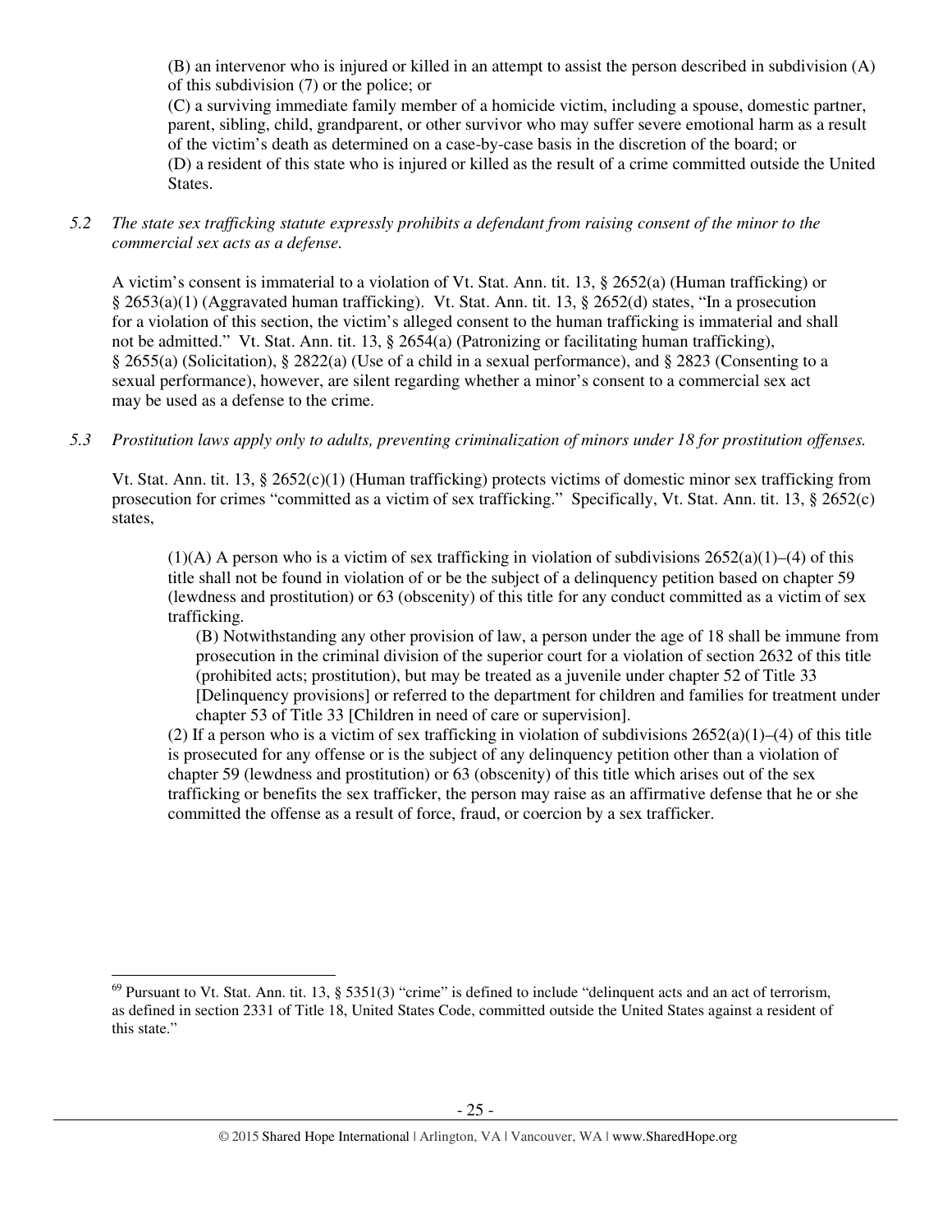(B) an intervenor who is injured or killed in an attempt to assist the person described in subdivision (A) of this subdivision (7) or the police; or
(C) a surviving immediate family member of a homicide victim, including a spouse, domestic partner, parent, sibling, child, grandparent, or other survivor who may suffer severe emotional harm as a result of the victim's death as determined on a case-by-case basis in the discretion of the board; or
(D) a resident of this state who is injured or killed as the result of a crime committed outside the United States.

*5.2 The state sex trafficking statute expressly prohibits a defendant from raising consent of the minor to the commercial sex acts as a defense.*

A victim's consent is immaterial to a violation of Vt. Stat. Ann. tit. 13, § 2652(a) (Human trafficking) or § 2653(a)(1) (Aggravated human trafficking). Vt. Stat. Ann. tit. 13, § 2652(d) states, "In a prosecution for a violation of this section, the victim's alleged consent to the human trafficking is immaterial and shall not be admitted." Vt. Stat. Ann. tit. 13, § 2654(a) (Patronizing or facilitating human trafficking), § 2655(a) (Solicitation), § 2822(a) (Use of a child in a sexual performance), and § 2823 (Consenting to a sexual performance), however, are silent regarding whether a minor's consent to a commercial sex act may be used as a defense to the crime.

*5.3 Prostitution laws apply only to adults, preventing criminalization of minors under 18 for prostitution offenses.*

Vt. Stat. Ann. tit. 13, § 2652(c)(1) (Human trafficking) protects victims of domestic minor sex trafficking from prosecution for crimes "committed as a victim of sex trafficking." Specifically, Vt. Stat. Ann. tit. 13, § 2652(c) states,

> (1)(A) A person who is a victim of sex trafficking in violation of subdivisions 2652(a)(1)–(4) of this title shall not be found in violation of or be the subject of a delinquency petition based on chapter 59 (lewdness and prostitution) or 63 (obscenity) of this title for any conduct committed as a victim of sex trafficking.
>
> (B) Notwithstanding any other provision of law, a person under the age of 18 shall be immune from prosecution in the criminal division of the superior court for a violation of section 2632 of this title (prohibited acts; prostitution), but may be treated as a juvenile under chapter 52 of Title 33 [Delinquency provisions] or referred to the department for children and families for treatment under chapter 53 of Title 33 [Children in need of care or supervision].
>
> (2) If a person who is a victim of sex trafficking in violation of subdivisions 2652(a)(1)–(4) of this title is prosecuted for any offense or is the subject of any delinquency petition other than a violation of chapter 59 (lewdness and prostitution) or 63 (obscenity) of this title which arises out of the sex trafficking or benefits the sex trafficker, the person may raise as an affirmative defense that he or she committed the offense as a result of force, fraud, or coercion by a sex trafficker.

---

[69] Pursuant to Vt. Stat. Ann. tit. 13, § 5351(3) "crime" is defined to include "delinquent acts and an act of terrorism, as defined in section 2331 of Title 18, United States Code, committed outside the United States against a resident of this state."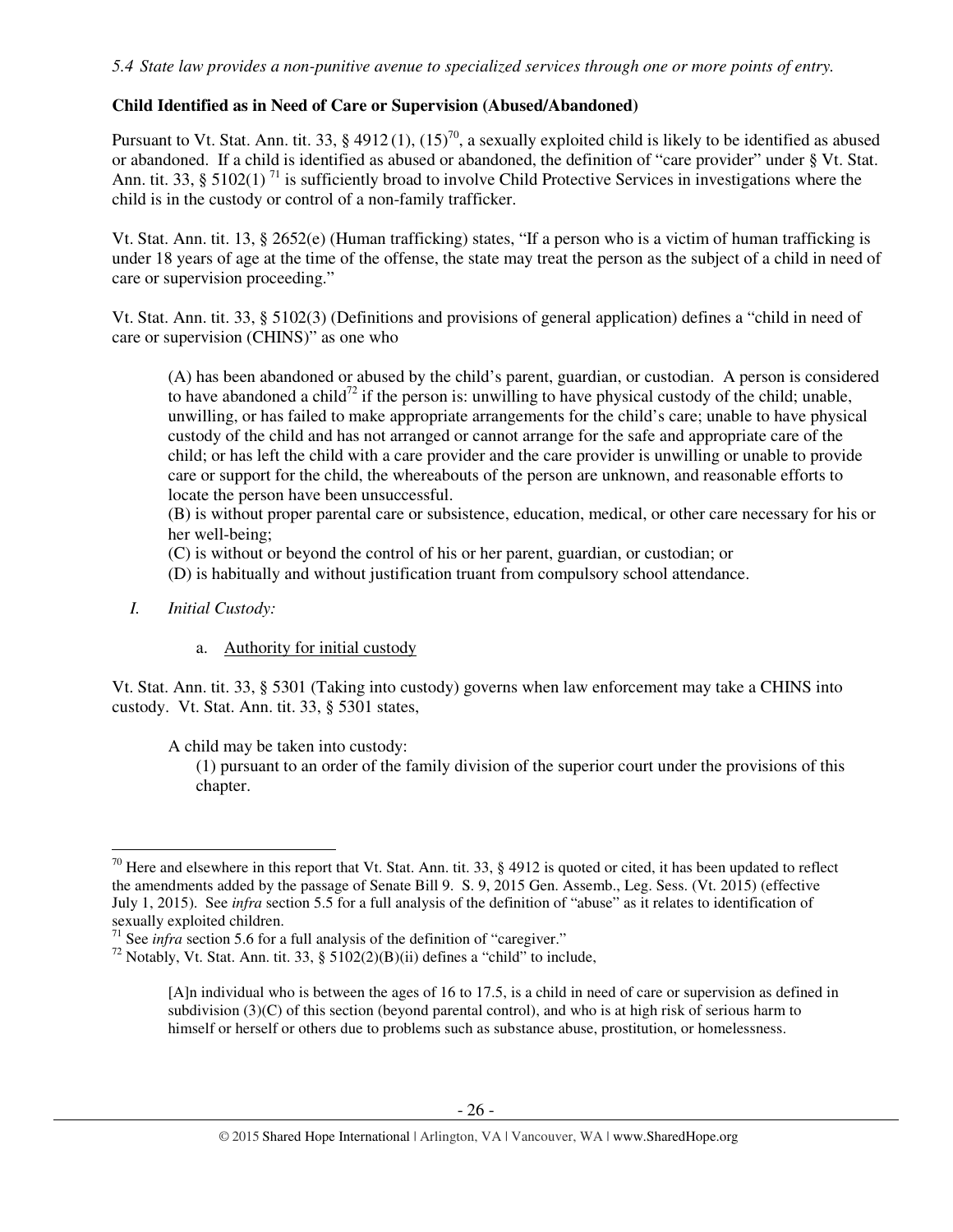*5.4 State law provides a non-punitive avenue to specialized services through one or more points of entry.*

**Child Identified as in Need of Care or Supervision (Abused/Abandoned)**

Pursuant to Vt. Stat. Ann. tit. 33, § 4912 (1), (15)[70], a sexually exploited child is likely to be identified as abused or abandoned. If a child is identified as abused or abandoned, the definition of "care provider" under § Vt. Stat. Ann. tit. 33, § 5102(1) [71] is sufficiently broad to involve Child Protective Services in investigations where the child is in the custody or control of a non-family trafficker.

Vt. Stat. Ann. tit. 13, § 2652(e) (Human trafficking) states, "If a person who is a victim of human trafficking is under 18 years of age at the time of the offense, the state may treat the person as the subject of a child in need of care or supervision proceeding."

Vt. Stat. Ann. tit. 33, § 5102(3) (Definitions and provisions of general application) defines a "child in need of care or supervision (CHINS)" as one who

> (A) has been abandoned or abused by the child's parent, guardian, or custodian. A person is considered to have abandoned a child[72] if the person is: unwilling to have physical custody of the child; unable, unwilling, or has failed to make appropriate arrangements for the child's care; unable to have physical custody of the child and has not arranged or cannot arrange for the safe and appropriate care of the child; or has left the child with a care provider and the care provider is unwilling or unable to provide care or support for the child, the whereabouts of the person are unknown, and reasonable efforts to locate the person have been unsuccessful.
> (B) is without proper parental care or subsistence, education, medical, or other care necessary for his or her well-being;
> (C) is without or beyond the control of his or her parent, guardian, or custodian; or
> (D) is habitually and without justification truant from compulsory school attendance.

I. *Initial Custody:*

   a. Authority for initial custody

Vt. Stat. Ann. tit. 33, § 5301 (Taking into custody) governs when law enforcement may take a CHINS into custody. Vt. Stat. Ann. tit. 33, § 5301 states,

> A child may be taken into custody:
> (1) pursuant to an order of the family division of the superior court under the provisions of this chapter.

---

[70] Here and elsewhere in this report that Vt. Stat. Ann. tit. 33, § 4912 is quoted or cited, it has been updated to reflect the amendments added by the passage of Senate Bill 9. S. 9, 2015 Gen. Assemb., Leg. Sess. (Vt. 2015) (effective July 1, 2015). See *infra* section 5.5 for a full analysis of the definition of "abuse" as it relates to identification of sexually exploited children.

[71] See *infra* section 5.6 for a full analysis of the definition of "caregiver."

[72] Notably, Vt. Stat. Ann. tit. 33, § 5102(2)(B)(ii) defines a "child" to include,

> [A]n individual who is between the ages of 16 to 17.5, is a child in need of care or supervision as defined in subdivision (3)(C) of this section (beyond parental control), and who is at high risk of serious harm to himself or herself or others due to problems such as substance abuse, prostitution, or homelessness.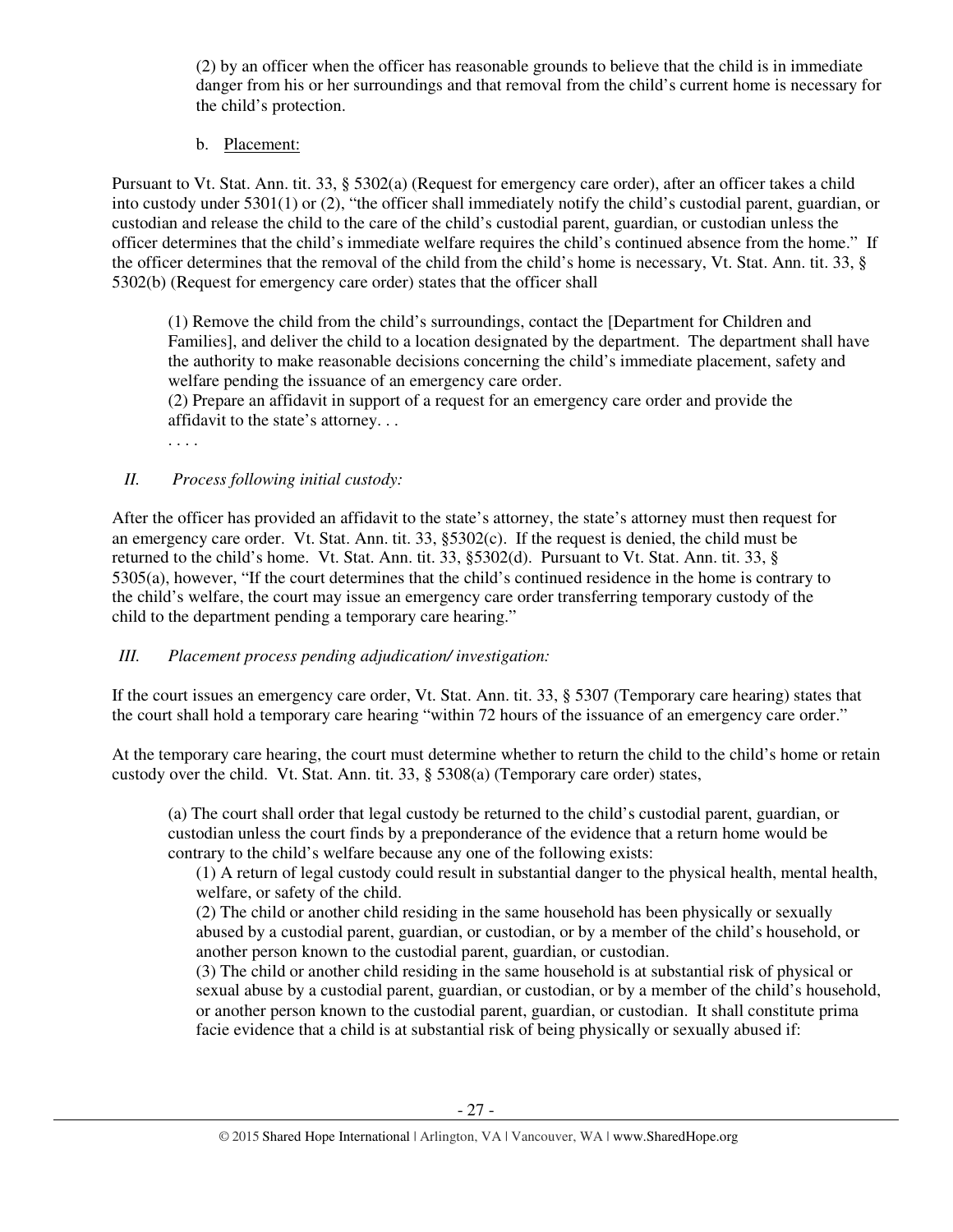(2) by an officer when the officer has reasonable grounds to believe that the child is in immediate danger from his or her surroundings and that removal from the child's current home is necessary for the child's protection.

b. Placement:

Pursuant to Vt. Stat. Ann. tit. 33, § 5302(a) (Request for emergency care order), after an officer takes a child into custody under 5301(1) or (2), "the officer shall immediately notify the child's custodial parent, guardian, or custodian and release the child to the care of the child's custodial parent, guardian, or custodian unless the officer determines that the child's immediate welfare requires the child's continued absence from the home." If the officer determines that the removal of the child from the child's home is necessary, Vt. Stat. Ann. tit. 33, § 5302(b) (Request for emergency care order) states that the officer shall

> (1) Remove the child from the child's surroundings, contact the [Department for Children and Families], and deliver the child to a location designated by the department. The department shall have the authority to make reasonable decisions concerning the child's immediate placement, safety and welfare pending the issuance of an emergency care order.
> (2) Prepare an affidavit in support of a request for an emergency care order and provide the affidavit to the state's attorney. . .
> . . . .

*II. Process following initial custody:*

After the officer has provided an affidavit to the state's attorney, the state's attorney must then request for an emergency care order. Vt. Stat. Ann. tit. 33, §5302(c). If the request is denied, the child must be returned to the child's home. Vt. Stat. Ann. tit. 33, §5302(d). Pursuant to Vt. Stat. Ann. tit. 33, § 5305(a), however, "If the court determines that the child's continued residence in the home is contrary to the child's welfare, the court may issue an emergency care order transferring temporary custody of the child to the department pending a temporary care hearing."

*III. Placement process pending adjudication/ investigation:*

If the court issues an emergency care order, Vt. Stat. Ann. tit. 33, § 5307 (Temporary care hearing) states that the court shall hold a temporary care hearing "within 72 hours of the issuance of an emergency care order."

At the temporary care hearing, the court must determine whether to return the child to the child's home or retain custody over the child. Vt. Stat. Ann. tit. 33, § 5308(a) (Temporary care order) states,

> (a) The court shall order that legal custody be returned to the child's custodial parent, guardian, or custodian unless the court finds by a preponderance of the evidence that a return home would be contrary to the child's welfare because any one of the following exists:
>
> (1) A return of legal custody could result in substantial danger to the physical health, mental health, welfare, or safety of the child.
>
> (2) The child or another child residing in the same household has been physically or sexually abused by a custodial parent, guardian, or custodian, or by a member of the child's household, or another person known to the custodial parent, guardian, or custodian.
>
> (3) The child or another child residing in the same household is at substantial risk of physical or sexual abuse by a custodial parent, guardian, or custodian, or by a member of the child's household, or another person known to the custodial parent, guardian, or custodian. It shall constitute prima facie evidence that a child is at substantial risk of being physically or sexually abused if: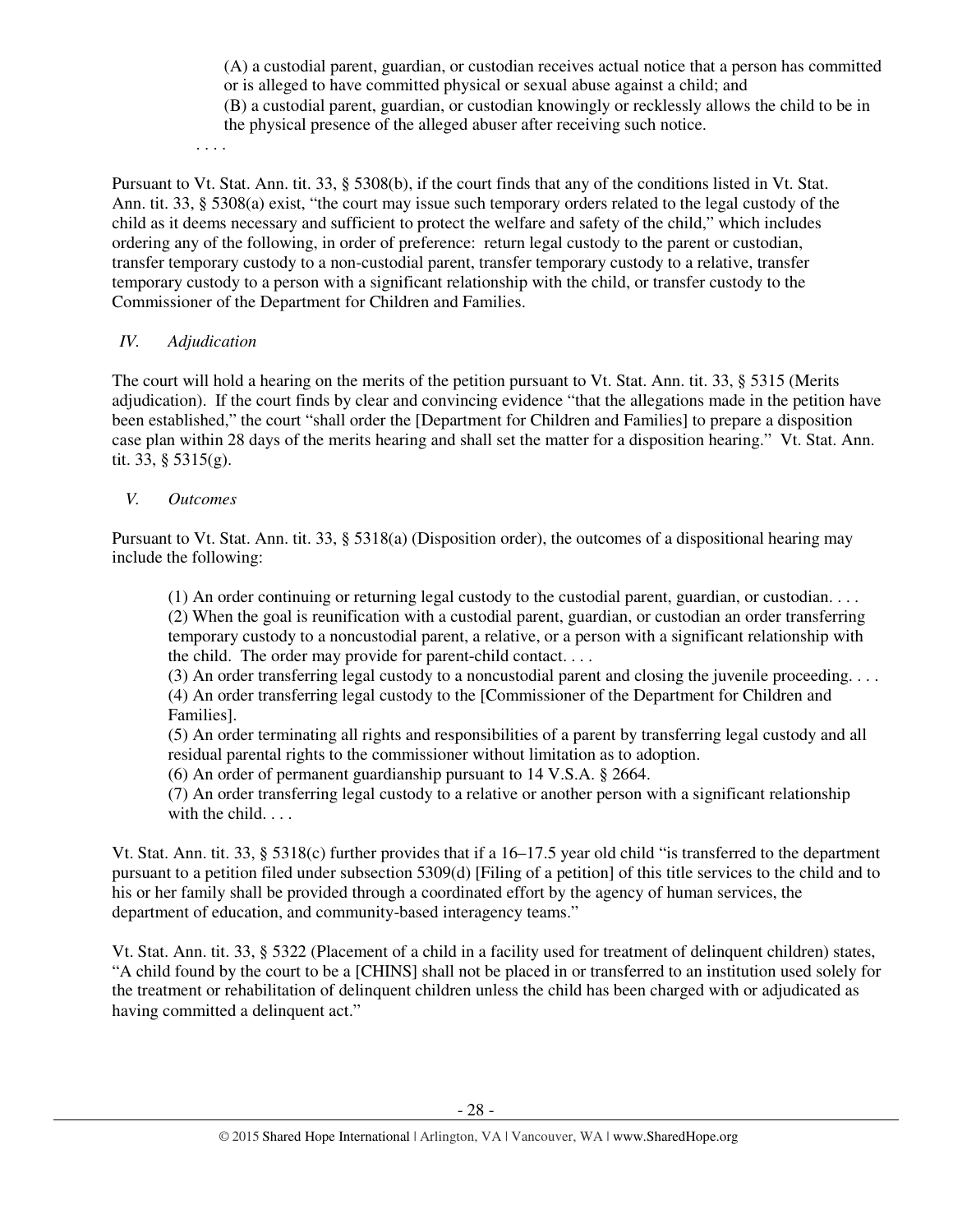> (A) a custodial parent, guardian, or custodian receives actual notice that a person has committed or is alleged to have committed physical or sexual abuse against a child; and
> (B) a custodial parent, guardian, or custodian knowingly or recklessly allows the child to be in the physical presence of the alleged abuser after receiving such notice.
>
> . . . .

Pursuant to Vt. Stat. Ann. tit. 33, § 5308(b), if the court finds that any of the conditions listed in Vt. Stat. Ann. tit. 33, § 5308(a) exist, "the court may issue such temporary orders related to the legal custody of the child as it deems necessary and sufficient to protect the welfare and safety of the child," which includes ordering any of the following, in order of preference: return legal custody to the parent or custodian, transfer temporary custody to a non-custodial parent, transfer temporary custody to a relative, transfer temporary custody to a person with a significant relationship with the child, or transfer custody to the Commissioner of the Department for Children and Families.

## *IV. Adjudication*

The court will hold a hearing on the merits of the petition pursuant to Vt. Stat. Ann. tit. 33, § 5315 (Merits adjudication). If the court finds by clear and convincing evidence "that the allegations made in the petition have been established," the court "shall order the [Department for Children and Families] to prepare a disposition case plan within 28 days of the merits hearing and shall set the matter for a disposition hearing." Vt. Stat. Ann. tit. 33, § 5315(g).

## *V. Outcomes*

Pursuant to Vt. Stat. Ann. tit. 33, § 5318(a) (Disposition order), the outcomes of a dispositional hearing may include the following:

> (1) An order continuing or returning legal custody to the custodial parent, guardian, or custodian. . . .
> (2) When the goal is reunification with a custodial parent, guardian, or custodian an order transferring temporary custody to a noncustodial parent, a relative, or a person with a significant relationship with the child. The order may provide for parent-child contact. . . .
> (3) An order transferring legal custody to a noncustodial parent and closing the juvenile proceeding. . . .
> (4) An order transferring legal custody to the [Commissioner of the Department for Children and Families].
> (5) An order terminating all rights and responsibilities of a parent by transferring legal custody and all residual parental rights to the commissioner without limitation as to adoption.
> (6) An order of permanent guardianship pursuant to 14 V.S.A. § 2664.
> (7) An order transferring legal custody to a relative or another person with a significant relationship with the child. . . .

Vt. Stat. Ann. tit. 33, § 5318(c) further provides that if a 16–17.5 year old child "is transferred to the department pursuant to a petition filed under subsection 5309(d) [Filing of a petition] of this title services to the child and to his or her family shall be provided through a coordinated effort by the agency of human services, the department of education, and community-based interagency teams."

Vt. Stat. Ann. tit. 33, § 5322 (Placement of a child in a facility used for treatment of delinquent children) states, "A child found by the court to be a [CHINS] shall not be placed in or transferred to an institution used solely for the treatment or rehabilitation of delinquent children unless the child has been charged with or adjudicated as having committed a delinquent act."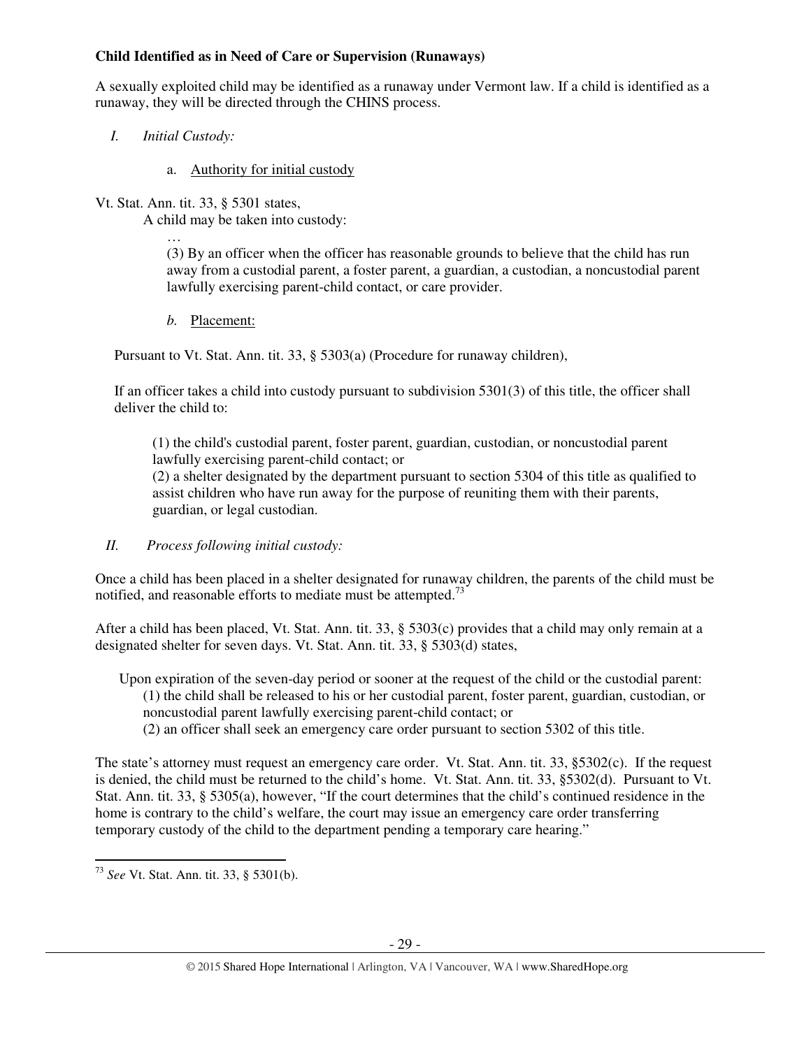**Child Identified as in Need of Care or Supervision (Runaways)**

A sexually exploited child may be identified as a runaway under Vermont law. If a child is identified as a runaway, they will be directed through the CHINS process.

*I. Initial Custody:*

a. Authority for initial custody

Vt. Stat. Ann. tit. 33, § 5301 states,

> A child may be taken into custody:
>
> …
>
> (3) By an officer when the officer has reasonable grounds to believe that the child has run away from a custodial parent, a foster parent, a guardian, a custodian, a noncustodial parent lawfully exercising parent-child contact, or care provider.

*b.* Placement:

Pursuant to Vt. Stat. Ann. tit. 33, § 5303(a) (Procedure for runaway children),

> If an officer takes a child into custody pursuant to subdivision 5301(3) of this title, the officer shall deliver the child to:
>
> (1) the child's custodial parent, foster parent, guardian, custodian, or noncustodial parent lawfully exercising parent-child contact; or
> (2) a shelter designated by the department pursuant to section 5304 of this title as qualified to assist children who have run away for the purpose of reuniting them with their parents, guardian, or legal custodian.

*II. Process following initial custody:*

Once a child has been placed in a shelter designated for runaway children, the parents of the child must be notified, and reasonable efforts to mediate must be attempted.[73]

After a child has been placed, Vt. Stat. Ann. tit. 33, § 5303(c) provides that a child may only remain at a designated shelter for seven days. Vt. Stat. Ann. tit. 33, § 5303(d) states,

> Upon expiration of the seven-day period or sooner at the request of the child or the custodial parent:
> (1) the child shall be released to his or her custodial parent, foster parent, guardian, custodian, or noncustodial parent lawfully exercising parent-child contact; or
> (2) an officer shall seek an emergency care order pursuant to section 5302 of this title.

The state's attorney must request an emergency care order. Vt. Stat. Ann. tit. 33, §5302(c). If the request is denied, the child must be returned to the child's home. Vt. Stat. Ann. tit. 33, §5302(d). Pursuant to Vt. Stat. Ann. tit. 33, § 5305(a), however, "If the court determines that the child's continued residence in the home is contrary to the child's welfare, the court may issue an emergency care order transferring temporary custody of the child to the department pending a temporary care hearing."

---

[73] *See* Vt. Stat. Ann. tit. 33, § 5301(b).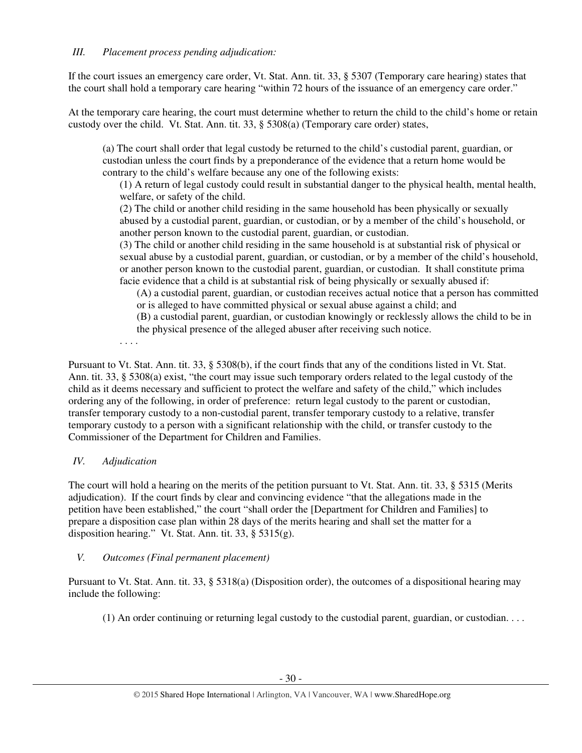*III. Placement process pending adjudication:*

If the court issues an emergency care order, Vt. Stat. Ann. tit. 33, § 5307 (Temporary care hearing) states that the court shall hold a temporary care hearing "within 72 hours of the issuance of an emergency care order."

At the temporary care hearing, the court must determine whether to return the child to the child's home or retain custody over the child. Vt. Stat. Ann. tit. 33, § 5308(a) (Temporary care order) states,

> (a) The court shall order that legal custody be returned to the child's custodial parent, guardian, or custodian unless the court finds by a preponderance of the evidence that a return home would be contrary to the child's welfare because any one of the following exists:
>
> (1) A return of legal custody could result in substantial danger to the physical health, mental health, welfare, or safety of the child.
>
> (2) The child or another child residing in the same household has been physically or sexually abused by a custodial parent, guardian, or custodian, or by a member of the child's household, or another person known to the custodial parent, guardian, or custodian.
>
> (3) The child or another child residing in the same household is at substantial risk of physical or sexual abuse by a custodial parent, guardian, or custodian, or by a member of the child's household, or another person known to the custodial parent, guardian, or custodian. It shall constitute prima facie evidence that a child is at substantial risk of being physically or sexually abused if:
>
> (A) a custodial parent, guardian, or custodian receives actual notice that a person has committed or is alleged to have committed physical or sexual abuse against a child; and
>
> (B) a custodial parent, guardian, or custodian knowingly or recklessly allows the child to be in the physical presence of the alleged abuser after receiving such notice.
>
> . . . .

Pursuant to Vt. Stat. Ann. tit. 33, § 5308(b), if the court finds that any of the conditions listed in Vt. Stat. Ann. tit. 33, § 5308(a) exist, "the court may issue such temporary orders related to the legal custody of the child as it deems necessary and sufficient to protect the welfare and safety of the child," which includes ordering any of the following, in order of preference: return legal custody to the parent or custodian, transfer temporary custody to a non-custodial parent, transfer temporary custody to a relative, transfer temporary custody to a person with a significant relationship with the child, or transfer custody to the Commissioner of the Department for Children and Families.

*IV. Adjudication*

The court will hold a hearing on the merits of the petition pursuant to Vt. Stat. Ann. tit. 33, § 5315 (Merits adjudication). If the court finds by clear and convincing evidence "that the allegations made in the petition have been established," the court "shall order the [Department for Children and Families] to prepare a disposition case plan within 28 days of the merits hearing and shall set the matter for a disposition hearing." Vt. Stat. Ann. tit. 33, § 5315(g).

*V. Outcomes (Final permanent placement)*

Pursuant to Vt. Stat. Ann. tit. 33, § 5318(a) (Disposition order), the outcomes of a dispositional hearing may include the following:

> (1) An order continuing or returning legal custody to the custodial parent, guardian, or custodian. . . .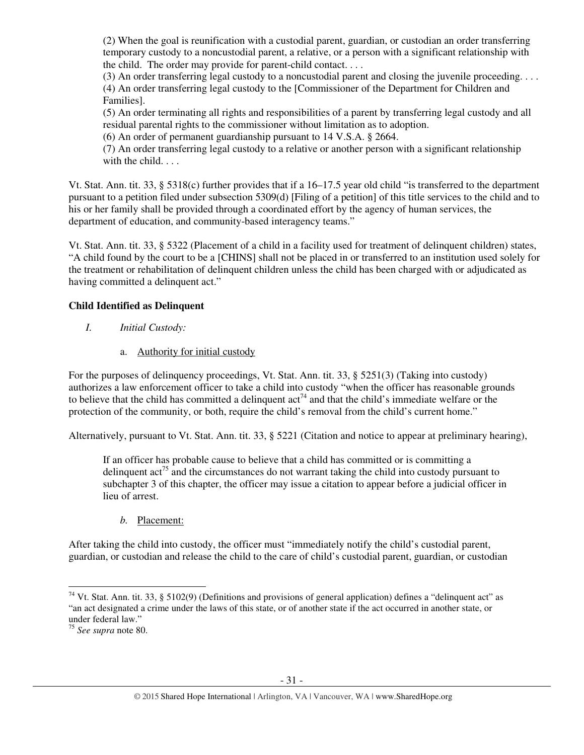> (2) When the goal is reunification with a custodial parent, guardian, or custodian an order transferring temporary custody to a noncustodial parent, a relative, or a person with a significant relationship with the child. The order may provide for parent-child contact. . . .
> (3) An order transferring legal custody to a noncustodial parent and closing the juvenile proceeding. . . .
> (4) An order transferring legal custody to the [Commissioner of the Department for Children and Families].
> (5) An order terminating all rights and responsibilities of a parent by transferring legal custody and all residual parental rights to the commissioner without limitation as to adoption.
> (6) An order of permanent guardianship pursuant to 14 V.S.A. § 2664.
> (7) An order transferring legal custody to a relative or another person with a significant relationship with the child. . . .

Vt. Stat. Ann. tit. 33, § 5318(c) further provides that if a 16–17.5 year old child "is transferred to the department pursuant to a petition filed under subsection 5309(d) [Filing of a petition] of this title services to the child and to his or her family shall be provided through a coordinated effort by the agency of human services, the department of education, and community-based interagency teams."

Vt. Stat. Ann. tit. 33, § 5322 (Placement of a child in a facility used for treatment of delinquent children) states, "A child found by the court to be a [CHINS] shall not be placed in or transferred to an institution used solely for the treatment or rehabilitation of delinquent children unless the child has been charged with or adjudicated as having committed a delinquent act."

**Child Identified as Delinquent**

*I. Initial Custody:*

a. Authority for initial custody

For the purposes of delinquency proceedings, Vt. Stat. Ann. tit. 33, § 5251(3) (Taking into custody) authorizes a law enforcement officer to take a child into custody "when the officer has reasonable grounds to believe that the child has committed a delinquent act[74] and that the child's immediate welfare or the protection of the community, or both, require the child's removal from the child's current home."

Alternatively, pursuant to Vt. Stat. Ann. tit. 33, § 5221 (Citation and notice to appear at preliminary hearing),

> If an officer has probable cause to believe that a child has committed or is committing a delinquent act[75] and the circumstances do not warrant taking the child into custody pursuant to subchapter 3 of this chapter, the officer may issue a citation to appear before a judicial officer in lieu of arrest.

*b.* Placement:

After taking the child into custody, the officer must "immediately notify the child's custodial parent, guardian, or custodian and release the child to the care of child's custodial parent, guardian, or custodian

---

[74] Vt. Stat. Ann. tit. 33, § 5102(9) (Definitions and provisions of general application) defines a "delinquent act" as "an act designated a crime under the laws of this state, or of another state if the act occurred in another state, or under federal law."

[75] *See supra* note 80.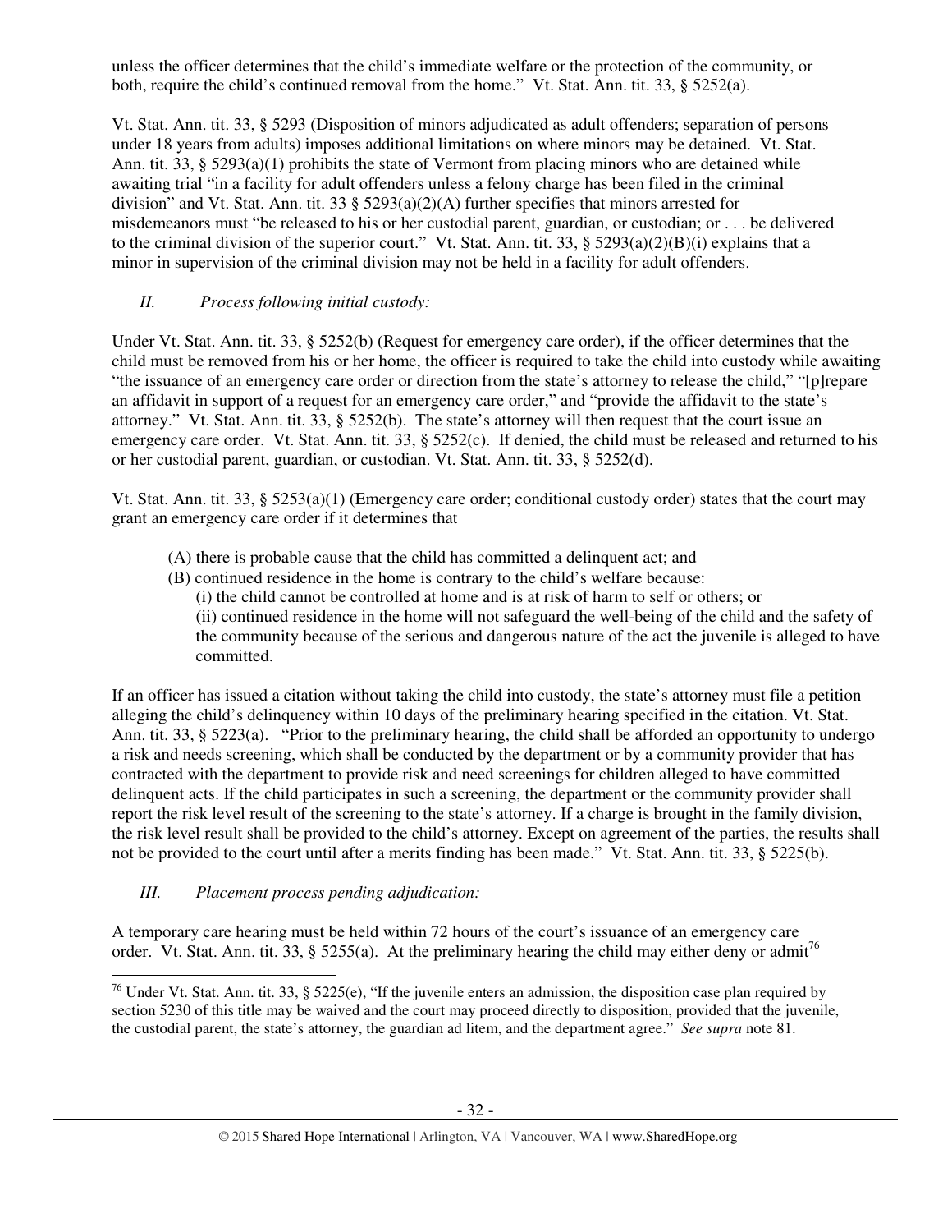unless the officer determines that the child's immediate welfare or the protection of the community, or both, require the child's continued removal from the home." Vt. Stat. Ann. tit. 33, § 5252(a).

Vt. Stat. Ann. tit. 33, § 5293 (Disposition of minors adjudicated as adult offenders; separation of persons under 18 years from adults) imposes additional limitations on where minors may be detained. Vt. Stat. Ann. tit. 33, § 5293(a)(1) prohibits the state of Vermont from placing minors who are detained while awaiting trial "in a facility for adult offenders unless a felony charge has been filed in the criminal division" and Vt. Stat. Ann. tit. 33 § 5293(a)(2)(A) further specifies that minors arrested for misdemeanors must "be released to his or her custodial parent, guardian, or custodian; or . . . be delivered to the criminal division of the superior court." Vt. Stat. Ann. tit. 33, § 5293(a)(2)(B)(i) explains that a minor in supervision of the criminal division may not be held in a facility for adult offenders.

*II. Process following initial custody:*

Under Vt. Stat. Ann. tit. 33, § 5252(b) (Request for emergency care order), if the officer determines that the child must be removed from his or her home, the officer is required to take the child into custody while awaiting "the issuance of an emergency care order or direction from the state's attorney to release the child," "[p]repare an affidavit in support of a request for an emergency care order," and "provide the affidavit to the state's attorney." Vt. Stat. Ann. tit. 33, § 5252(b). The state's attorney will then request that the court issue an emergency care order. Vt. Stat. Ann. tit. 33, § 5252(c). If denied, the child must be released and returned to his or her custodial parent, guardian, or custodian. Vt. Stat. Ann. tit. 33, § 5252(d).

Vt. Stat. Ann. tit. 33, § 5253(a)(1) (Emergency care order; conditional custody order) states that the court may grant an emergency care order if it determines that

> (A) there is probable cause that the child has committed a delinquent act; and
> (B) continued residence in the home is contrary to the child's welfare because:
> (i) the child cannot be controlled at home and is at risk of harm to self or others; or
> (ii) continued residence in the home will not safeguard the well-being of the child and the safety of the community because of the serious and dangerous nature of the act the juvenile is alleged to have committed.

If an officer has issued a citation without taking the child into custody, the state's attorney must file a petition alleging the child's delinquency within 10 days of the preliminary hearing specified in the citation. Vt. Stat. Ann. tit. 33, § 5223(a). "Prior to the preliminary hearing, the child shall be afforded an opportunity to undergo a risk and needs screening, which shall be conducted by the department or by a community provider that has contracted with the department to provide risk and need screenings for children alleged to have committed delinquent acts. If the child participates in such a screening, the department or the community provider shall report the risk level result of the screening to the state's attorney. If a charge is brought in the family division, the risk level result shall be provided to the child's attorney. Except on agreement of the parties, the results shall not be provided to the court until after a merits finding has been made." Vt. Stat. Ann. tit. 33, § 5225(b).

*III. Placement process pending adjudication:*

A temporary care hearing must be held within 72 hours of the court's issuance of an emergency care order. Vt. Stat. Ann. tit. 33, § 5255(a). At the preliminary hearing the child may either deny or admit[76]

[76] Under Vt. Stat. Ann. tit. 33, § 5225(e), "If the juvenile enters an admission, the disposition case plan required by section 5230 of this title may be waived and the court may proceed directly to disposition, provided that the juvenile, the custodial parent, the state's attorney, the guardian ad litem, and the department agree." *See supra* note 81.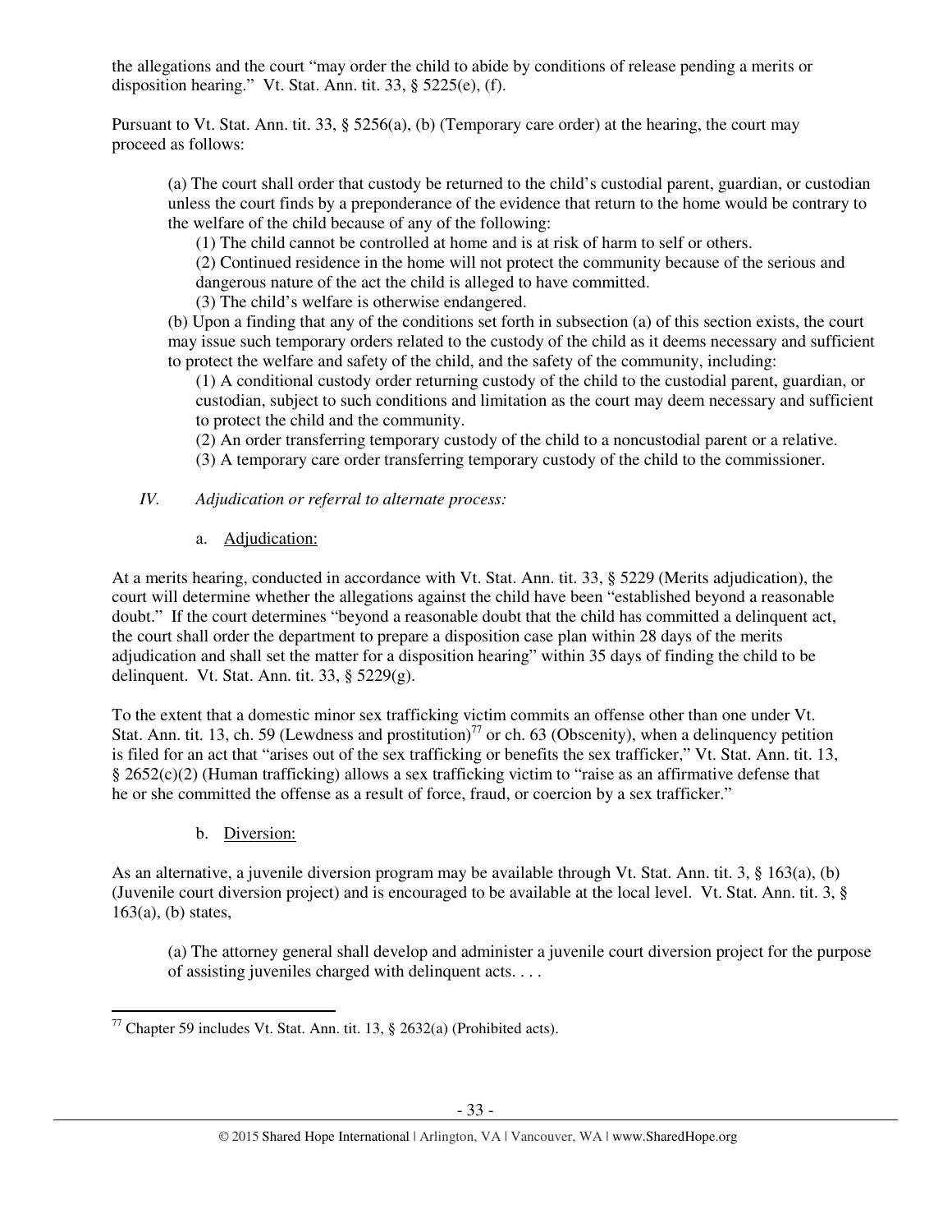the allegations and the court "may order the child to abide by conditions of release pending a merits or disposition hearing." Vt. Stat. Ann. tit. 33, § 5225(e), (f).

Pursuant to Vt. Stat. Ann. tit. 33, § 5256(a), (b) (Temporary care order) at the hearing, the court may proceed as follows:

> (a) The court shall order that custody be returned to the child's custodial parent, guardian, or custodian unless the court finds by a preponderance of the evidence that return to the home would be contrary to the welfare of the child because of any of the following:
>
> (1) The child cannot be controlled at home and is at risk of harm to self or others.
>
> (2) Continued residence in the home will not protect the community because of the serious and dangerous nature of the act the child is alleged to have committed.
>
> (3) The child's welfare is otherwise endangered.
>
> (b) Upon a finding that any of the conditions set forth in subsection (a) of this section exists, the court may issue such temporary orders related to the custody of the child as it deems necessary and sufficient to protect the welfare and safety of the child, and the safety of the community, including:
>
> (1) A conditional custody order returning custody of the child to the custodial parent, guardian, or custodian, subject to such conditions and limitation as the court may deem necessary and sufficient to protect the child and the community.
>
> (2) An order transferring temporary custody of the child to a noncustodial parent or a relative.
>
> (3) A temporary care order transferring temporary custody of the child to the commissioner.

*IV. Adjudication or referral to alternate process:*

a. Adjudication:

At a merits hearing, conducted in accordance with Vt. Stat. Ann. tit. 33, § 5229 (Merits adjudication), the court will determine whether the allegations against the child have been "established beyond a reasonable doubt." If the court determines "beyond a reasonable doubt that the child has committed a delinquent act, the court shall order the department to prepare a disposition case plan within 28 days of the merits adjudication and shall set the matter for a disposition hearing" within 35 days of finding the child to be delinquent. Vt. Stat. Ann. tit. 33, § 5229(g).

To the extent that a domestic minor sex trafficking victim commits an offense other than one under Vt. Stat. Ann. tit. 13, ch. 59 (Lewdness and prostitution)[77] or ch. 63 (Obscenity), when a delinquency petition is filed for an act that "arises out of the sex trafficking or benefits the sex trafficker," Vt. Stat. Ann. tit. 13, § 2652(c)(2) (Human trafficking) allows a sex trafficking victim to "raise as an affirmative defense that he or she committed the offense as a result of force, fraud, or coercion by a sex trafficker."

b. Diversion:

As an alternative, a juvenile diversion program may be available through Vt. Stat. Ann. tit. 3, § 163(a), (b) (Juvenile court diversion project) and is encouraged to be available at the local level. Vt. Stat. Ann. tit. 3, § 163(a), (b) states,

> (a) The attorney general shall develop and administer a juvenile court diversion project for the purpose of assisting juveniles charged with delinquent acts. . . .

---

[77] Chapter 59 includes Vt. Stat. Ann. tit. 13, § 2632(a) (Prohibited acts).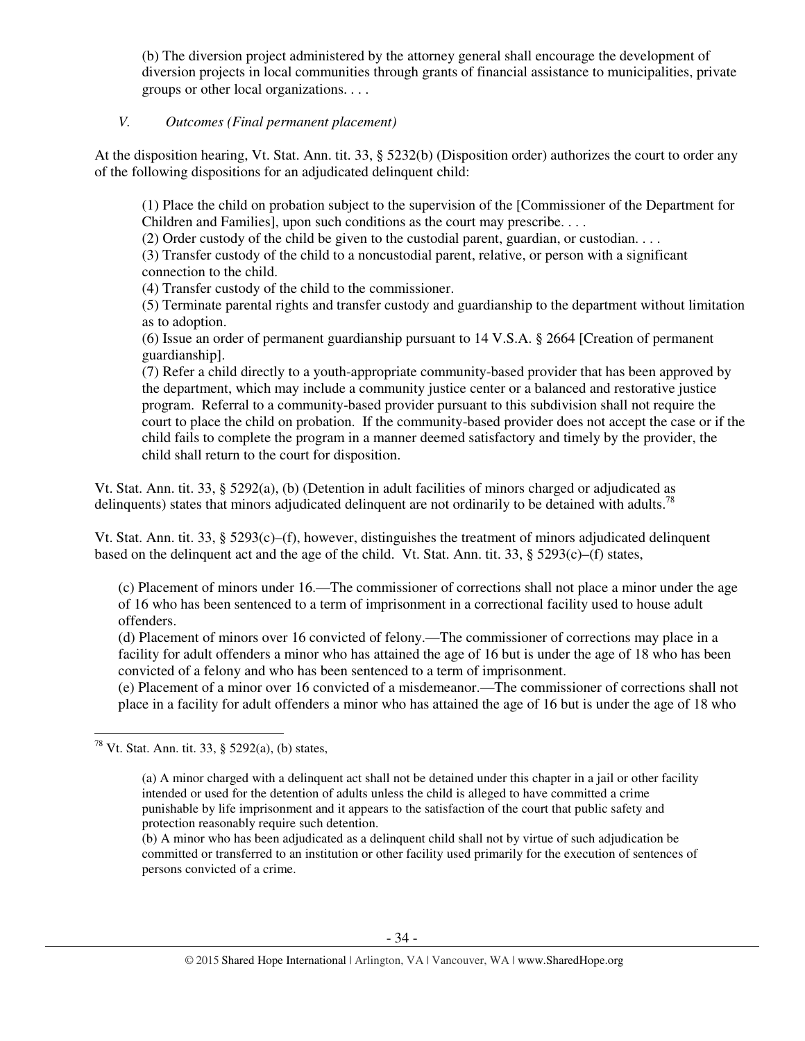(b) The diversion project administered by the attorney general shall encourage the development of diversion projects in local communities through grants of financial assistance to municipalities, private groups or other local organizations. . . .

*V. Outcomes (Final permanent placement)*

At the disposition hearing, Vt. Stat. Ann. tit. 33, § 5232(b) (Disposition order) authorizes the court to order any of the following dispositions for an adjudicated delinquent child:

> (1) Place the child on probation subject to the supervision of the [Commissioner of the Department for Children and Families], upon such conditions as the court may prescribe. . . .
> (2) Order custody of the child be given to the custodial parent, guardian, or custodian. . . .
> (3) Transfer custody of the child to a noncustodial parent, relative, or person with a significant connection to the child.
> (4) Transfer custody of the child to the commissioner.
> (5) Terminate parental rights and transfer custody and guardianship to the department without limitation as to adoption.
> (6) Issue an order of permanent guardianship pursuant to 14 V.S.A. § 2664 [Creation of permanent guardianship].
> (7) Refer a child directly to a youth-appropriate community-based provider that has been approved by the department, which may include a community justice center or a balanced and restorative justice program. Referral to a community-based provider pursuant to this subdivision shall not require the court to place the child on probation. If the community-based provider does not accept the case or if the child fails to complete the program in a manner deemed satisfactory and timely by the provider, the child shall return to the court for disposition.

Vt. Stat. Ann. tit. 33, § 5292(a), (b) (Detention in adult facilities of minors charged or adjudicated as delinquents) states that minors adjudicated delinquent are not ordinarily to be detained with adults.[78]

Vt. Stat. Ann. tit. 33, § 5293(c)–(f), however, distinguishes the treatment of minors adjudicated delinquent based on the delinquent act and the age of the child. Vt. Stat. Ann. tit. 33, § 5293(c)–(f) states,

> (c) Placement of minors under 16.—The commissioner of corrections shall not place a minor under the age of 16 who has been sentenced to a term of imprisonment in a correctional facility used to house adult offenders.
> (d) Placement of minors over 16 convicted of felony.—The commissioner of corrections may place in a facility for adult offenders a minor who has attained the age of 16 but is under the age of 18 who has been convicted of a felony and who has been sentenced to a term of imprisonment.
> (e) Placement of a minor over 16 convicted of a misdemeanor.—The commissioner of corrections shall not place in a facility for adult offenders a minor who has attained the age of 16 but is under the age of 18 who

---

[78] Vt. Stat. Ann. tit. 33, § 5292(a), (b) states,

> (a) A minor charged with a delinquent act shall not be detained under this chapter in a jail or other facility intended or used for the detention of adults unless the child is alleged to have committed a crime punishable by life imprisonment and it appears to the satisfaction of the court that public safety and protection reasonably require such detention.
> (b) A minor who has been adjudicated as a delinquent child shall not by virtue of such adjudication be committed or transferred to an institution or other facility used primarily for the execution of sentences of persons convicted of a crime.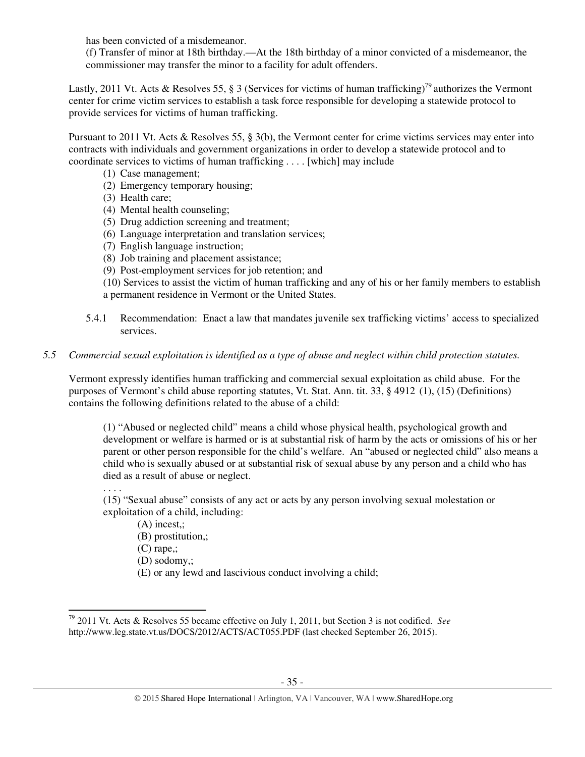has been convicted of a misdemeanor.

(f) Transfer of minor at 18th birthday.—At the 18th birthday of a minor convicted of a misdemeanor, the commissioner may transfer the minor to a facility for adult offenders.

Lastly, 2011 Vt. Acts & Resolves 55, § 3 (Services for victims of human trafficking)[79] authorizes the Vermont center for crime victim services to establish a task force responsible for developing a statewide protocol to provide services for victims of human trafficking.

Pursuant to 2011 Vt. Acts & Resolves 55, § 3(b), the Vermont center for crime victims services may enter into contracts with individuals and government organizations in order to develop a statewide protocol and to coordinate services to victims of human trafficking . . . . [which] may include

(1) Case management;
(2) Emergency temporary housing;
(3) Health care;
(4) Mental health counseling;
(5) Drug addiction screening and treatment;
(6) Language interpretation and translation services;
(7) English language instruction;
(8) Job training and placement assistance;
(9) Post-employment services for job retention; and
(10) Services to assist the victim of human trafficking and any of his or her family members to establish a permanent residence in Vermont or the United States.

5.4.1 Recommendation: Enact a law that mandates juvenile sex trafficking victims' access to specialized services.

*5.5 Commercial sexual exploitation is identified as a type of abuse and neglect within child protection statutes.*

Vermont expressly identifies human trafficking and commercial sexual exploitation as child abuse. For the purposes of Vermont's child abuse reporting statutes, Vt. Stat. Ann. tit. 33, § 4912 (1), (15) (Definitions) contains the following definitions related to the abuse of a child:

> (1) "Abused or neglected child" means a child whose physical health, psychological growth and development or welfare is harmed or is at substantial risk of harm by the acts or omissions of his or her parent or other person responsible for the child's welfare. An "abused or neglected child" also means a child who is sexually abused or at substantial risk of sexual abuse by any person and a child who has died as a result of abuse or neglect.
>
> . . . .
>
> (15) "Sexual abuse" consists of any act or acts by any person involving sexual molestation or exploitation of a child, including:
>
> (A) incest,;
> (B) prostitution,;
> (C) rape,;
> (D) sodomy,;
> (E) or any lewd and lascivious conduct involving a child;

[79] 2011 Vt. Acts & Resolves 55 became effective on July 1, 2011, but Section 3 is not codified. *See* http://www.leg.state.vt.us/DOCS/2012/ACTS/ACT055.PDF (last checked September 26, 2015).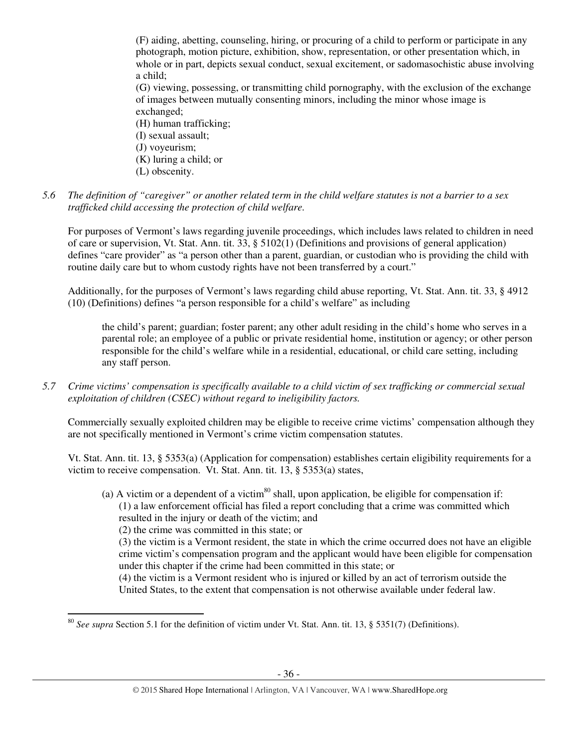(F) aiding, abetting, counseling, hiring, or procuring of a child to perform or participate in any photograph, motion picture, exhibition, show, representation, or other presentation which, in whole or in part, depicts sexual conduct, sexual excitement, or sadomasochistic abuse involving a child;
(G) viewing, possessing, or transmitting child pornography, with the exclusion of the exchange of images between mutually consenting minors, including the minor whose image is exchanged;
(H) human trafficking;
(I) sexual assault;
(J) voyeurism;
(K) luring a child; or
(L) obscenity.

*5.6 The definition of "caregiver" or another related term in the child welfare statutes is not a barrier to a sex trafficked child accessing the protection of child welfare.*

For purposes of Vermont's laws regarding juvenile proceedings, which includes laws related to children in need of care or supervision, Vt. Stat. Ann. tit. 33, § 5102(1) (Definitions and provisions of general application) defines "care provider" as "a person other than a parent, guardian, or custodian who is providing the child with routine daily care but to whom custody rights have not been transferred by a court."

Additionally, for the purposes of Vermont's laws regarding child abuse reporting, Vt. Stat. Ann. tit. 33, § 4912 (10) (Definitions) defines "a person responsible for a child's welfare" as including

> the child's parent; guardian; foster parent; any other adult residing in the child's home who serves in a parental role; an employee of a public or private residential home, institution or agency; or other person responsible for the child's welfare while in a residential, educational, or child care setting, including any staff person.

*5.7 Crime victims' compensation is specifically available to a child victim of sex trafficking or commercial sexual exploitation of children (CSEC) without regard to ineligibility factors.*

Commercially sexually exploited children may be eligible to receive crime victims' compensation although they are not specifically mentioned in Vermont's crime victim compensation statutes.

Vt. Stat. Ann. tit. 13, § 5353(a) (Application for compensation) establishes certain eligibility requirements for a victim to receive compensation. Vt. Stat. Ann. tit. 13, § 5353(a) states,

> (a) A victim or a dependent of a victim[80] shall, upon application, be eligible for compensation if:
> (1) a law enforcement official has filed a report concluding that a crime was committed which resulted in the injury or death of the victim; and
> (2) the crime was committed in this state; or
> (3) the victim is a Vermont resident, the state in which the crime occurred does not have an eligible crime victim's compensation program and the applicant would have been eligible for compensation under this chapter if the crime had been committed in this state; or
> (4) the victim is a Vermont resident who is injured or killed by an act of terrorism outside the United States, to the extent that compensation is not otherwise available under federal law.

[80] *See supra* Section 5.1 for the definition of victim under Vt. Stat. Ann. tit. 13, § 5351(7) (Definitions).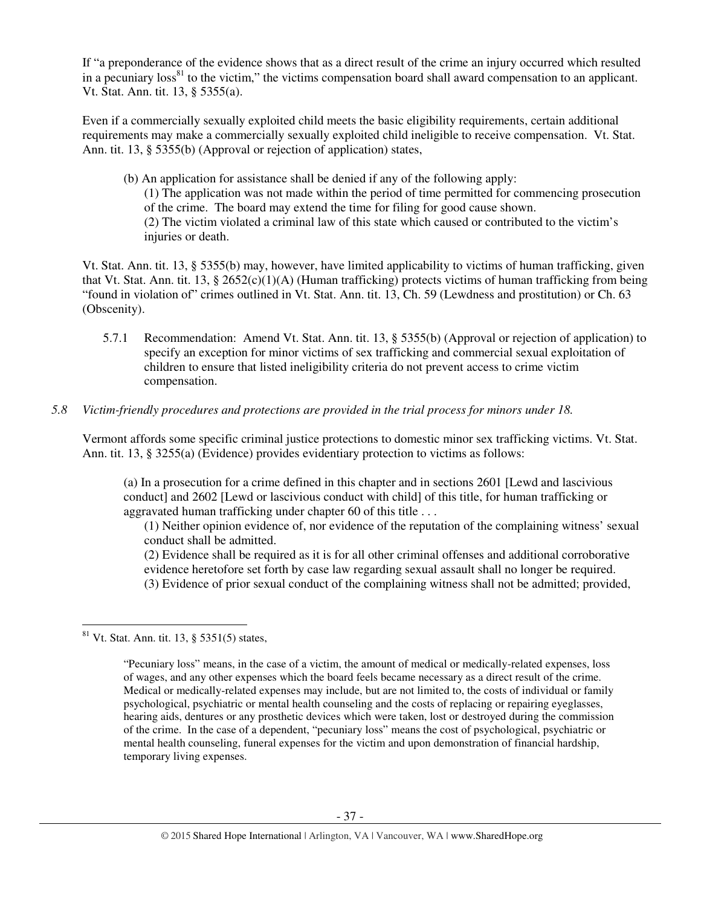If "a preponderance of the evidence shows that as a direct result of the crime an injury occurred which resulted in a pecuniary loss[81] to the victim," the victims compensation board shall award compensation to an applicant. Vt. Stat. Ann. tit. 13, § 5355(a).

Even if a commercially sexually exploited child meets the basic eligibility requirements, certain additional requirements may make a commercially sexually exploited child ineligible to receive compensation. Vt. Stat. Ann. tit. 13, § 5355(b) (Approval or rejection of application) states,

> (b) An application for assistance shall be denied if any of the following apply:
>
> (1) The application was not made within the period of time permitted for commencing prosecution of the crime. The board may extend the time for filing for good cause shown.
>
> (2) The victim violated a criminal law of this state which caused or contributed to the victim's injuries or death.

Vt. Stat. Ann. tit. 13, § 5355(b) may, however, have limited applicability to victims of human trafficking, given that Vt. Stat. Ann. tit. 13, § 2652(c)(1)(A) (Human trafficking) protects victims of human trafficking from being "found in violation of" crimes outlined in Vt. Stat. Ann. tit. 13, Ch. 59 (Lewdness and prostitution) or Ch. 63 (Obscenity).

5.7.1 Recommendation: Amend Vt. Stat. Ann. tit. 13, § 5355(b) (Approval or rejection of application) to specify an exception for minor victims of sex trafficking and commercial sexual exploitation of children to ensure that listed ineligibility criteria do not prevent access to crime victim compensation.

*5.8 Victim-friendly procedures and protections are provided in the trial process for minors under 18.*

Vermont affords some specific criminal justice protections to domestic minor sex trafficking victims. Vt. Stat. Ann. tit. 13, § 3255(a) (Evidence) provides evidentiary protection to victims as follows:

> (a) In a prosecution for a crime defined in this chapter and in sections 2601 [Lewd and lascivious conduct] and 2602 [Lewd or lascivious conduct with child] of this title, for human trafficking or aggravated human trafficking under chapter 60 of this title . . .
>
> (1) Neither opinion evidence of, nor evidence of the reputation of the complaining witness' sexual conduct shall be admitted.
>
> (2) Evidence shall be required as it is for all other criminal offenses and additional corroborative evidence heretofore set forth by case law regarding sexual assault shall no longer be required.
>
> (3) Evidence of prior sexual conduct of the complaining witness shall not be admitted; provided,

---

[81] Vt. Stat. Ann. tit. 13, § 5351(5) states,

> "Pecuniary loss" means, in the case of a victim, the amount of medical or medically-related expenses, loss of wages, and any other expenses which the board feels became necessary as a direct result of the crime. Medical or medically-related expenses may include, but are not limited to, the costs of individual or family psychological, psychiatric or mental health counseling and the costs of replacing or repairing eyeglasses, hearing aids, dentures or any prosthetic devices which were taken, lost or destroyed during the commission of the crime. In the case of a dependent, "pecuniary loss" means the cost of psychological, psychiatric or mental health counseling, funeral expenses for the victim and upon demonstration of financial hardship, temporary living expenses.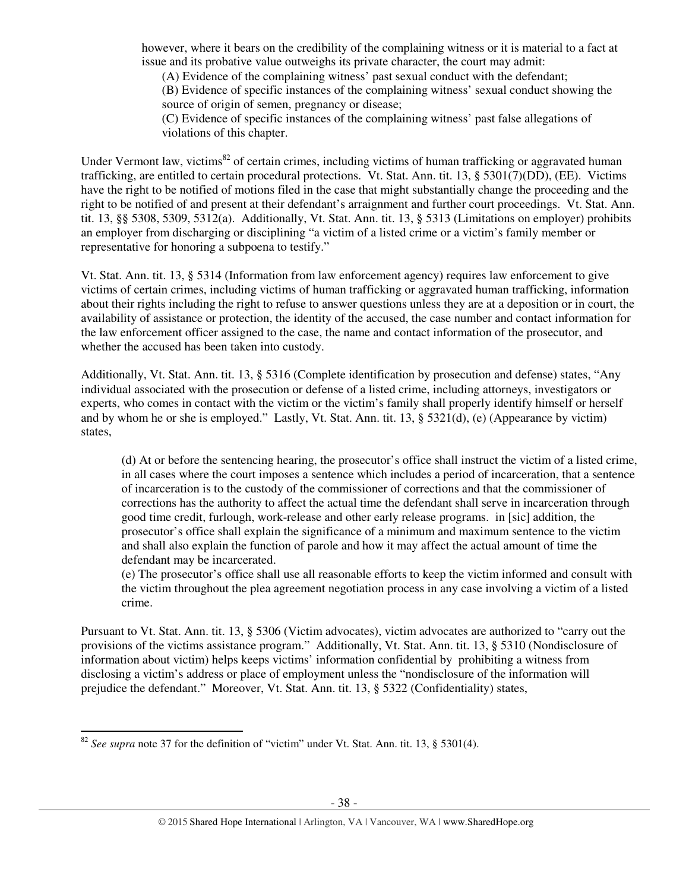however, where it bears on the credibility of the complaining witness or it is material to a fact at issue and its probative value outweighs its private character, the court may admit:

(A) Evidence of the complaining witness' past sexual conduct with the defendant;

(B) Evidence of specific instances of the complaining witness' sexual conduct showing the source of origin of semen, pregnancy or disease;

(C) Evidence of specific instances of the complaining witness' past false allegations of violations of this chapter.

Under Vermont law, victims[82] of certain crimes, including victims of human trafficking or aggravated human trafficking, are entitled to certain procedural protections. Vt. Stat. Ann. tit. 13, § 5301(7)(DD), (EE). Victims have the right to be notified of motions filed in the case that might substantially change the proceeding and the right to be notified of and present at their defendant's arraignment and further court proceedings. Vt. Stat. Ann. tit. 13, §§ 5308, 5309, 5312(a). Additionally, Vt. Stat. Ann. tit. 13, § 5313 (Limitations on employer) prohibits an employer from discharging or disciplining "a victim of a listed crime or a victim's family member or representative for honoring a subpoena to testify."

Vt. Stat. Ann. tit. 13, § 5314 (Information from law enforcement agency) requires law enforcement to give victims of certain crimes, including victims of human trafficking or aggravated human trafficking, information about their rights including the right to refuse to answer questions unless they are at a deposition or in court, the availability of assistance or protection, the identity of the accused, the case number and contact information for the law enforcement officer assigned to the case, the name and contact information of the prosecutor, and whether the accused has been taken into custody.

Additionally, Vt. Stat. Ann. tit. 13, § 5316 (Complete identification by prosecution and defense) states, "Any individual associated with the prosecution or defense of a listed crime, including attorneys, investigators or experts, who comes in contact with the victim or the victim's family shall properly identify himself or herself and by whom he or she is employed." Lastly, Vt. Stat. Ann. tit. 13, § 5321(d), (e) (Appearance by victim) states,

(d) At or before the sentencing hearing, the prosecutor's office shall instruct the victim of a listed crime, in all cases where the court imposes a sentence which includes a period of incarceration, that a sentence of incarceration is to the custody of the commissioner of corrections and that the commissioner of corrections has the authority to affect the actual time the defendant shall serve in incarceration through good time credit, furlough, work-release and other early release programs. in [sic] addition, the prosecutor's office shall explain the significance of a minimum and maximum sentence to the victim and shall also explain the function of parole and how it may affect the actual amount of time the defendant may be incarcerated.

(e) The prosecutor's office shall use all reasonable efforts to keep the victim informed and consult with the victim throughout the plea agreement negotiation process in any case involving a victim of a listed crime.

Pursuant to Vt. Stat. Ann. tit. 13, § 5306 (Victim advocates), victim advocates are authorized to "carry out the provisions of the victims assistance program." Additionally, Vt. Stat. Ann. tit. 13, § 5310 (Nondisclosure of information about victim) helps keeps victims' information confidential by prohibiting a witness from disclosing a victim's address or place of employment unless the "nondisclosure of the information will prejudice the defendant." Moreover, Vt. Stat. Ann. tit. 13, § 5322 (Confidentiality) states,

---

[82] *See supra* note 37 for the definition of "victim" under Vt. Stat. Ann. tit. 13, § 5301(4).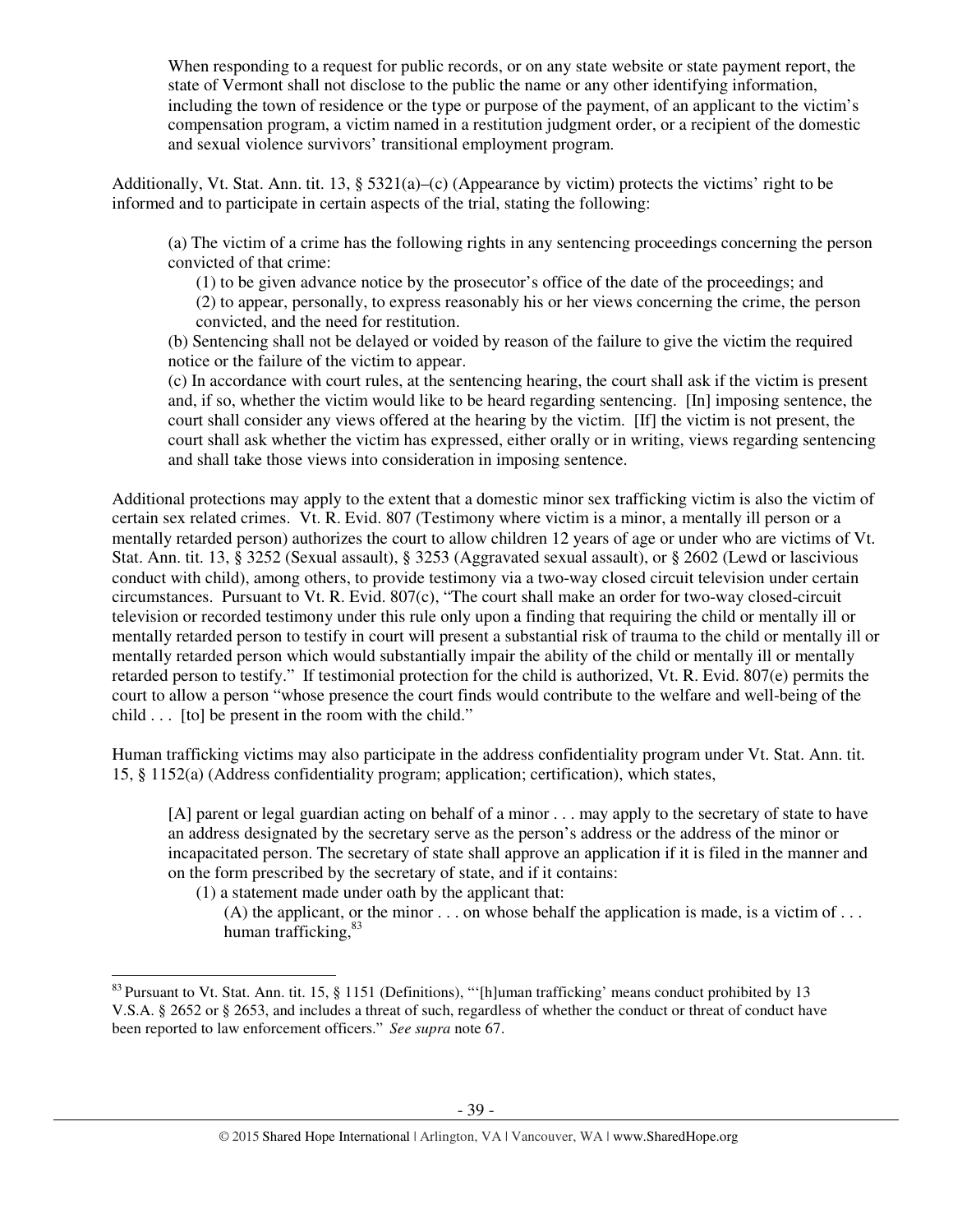> When responding to a request for public records, or on any state website or state payment report, the state of Vermont shall not disclose to the public the name or any other identifying information, including the town of residence or the type or purpose of the payment, of an applicant to the victim's compensation program, a victim named in a restitution judgment order, or a recipient of the domestic and sexual violence survivors' transitional employment program.

Additionally, Vt. Stat. Ann. tit. 13, § 5321(a)–(c) (Appearance by victim) protects the victims' right to be informed and to participate in certain aspects of the trial, stating the following:

> (a) The victim of a crime has the following rights in any sentencing proceedings concerning the person convicted of that crime:
>
> (1) to be given advance notice by the prosecutor's office of the date of the proceedings; and
>
> (2) to appear, personally, to express reasonably his or her views concerning the crime, the person convicted, and the need for restitution.
>
> (b) Sentencing shall not be delayed or voided by reason of the failure to give the victim the required notice or the failure of the victim to appear.
>
> (c) In accordance with court rules, at the sentencing hearing, the court shall ask if the victim is present and, if so, whether the victim would like to be heard regarding sentencing. [In] imposing sentence, the court shall consider any views offered at the hearing by the victim. [If] the victim is not present, the court shall ask whether the victim has expressed, either orally or in writing, views regarding sentencing and shall take those views into consideration in imposing sentence.

Additional protections may apply to the extent that a domestic minor sex trafficking victim is also the victim of certain sex related crimes. Vt. R. Evid. 807 (Testimony where victim is a minor, a mentally ill person or a mentally retarded person) authorizes the court to allow children 12 years of age or under who are victims of Vt. Stat. Ann. tit. 13, § 3252 (Sexual assault), § 3253 (Aggravated sexual assault), or § 2602 (Lewd or lascivious conduct with child), among others, to provide testimony via a two-way closed circuit television under certain circumstances. Pursuant to Vt. R. Evid. 807(c), "The court shall make an order for two-way closed-circuit television or recorded testimony under this rule only upon a finding that requiring the child or mentally ill or mentally retarded person to testify in court will present a substantial risk of trauma to the child or mentally ill or mentally retarded person which would substantially impair the ability of the child or mentally ill or mentally retarded person to testify." If testimonial protection for the child is authorized, Vt. R. Evid. 807(e) permits the court to allow a person "whose presence the court finds would contribute to the welfare and well-being of the child . . . [to] be present in the room with the child."

Human trafficking victims may also participate in the address confidentiality program under Vt. Stat. Ann. tit. 15, § 1152(a) (Address confidentiality program; application; certification), which states,

> [A] parent or legal guardian acting on behalf of a minor . . . may apply to the secretary of state to have an address designated by the secretary serve as the person's address or the address of the minor or incapacitated person. The secretary of state shall approve an application if it is filed in the manner and on the form prescribed by the secretary of state, and if it contains:
>
> (1) a statement made under oath by the applicant that:
>
> (A) the applicant, or the minor . . . on whose behalf the application is made, is a victim of . . . human trafficking,[83]

---

[83] Pursuant to Vt. Stat. Ann. tit. 15, § 1151 (Definitions), "'[h]uman trafficking' means conduct prohibited by 13 V.S.A. § 2652 or § 2653, and includes a threat of such, regardless of whether the conduct or threat of conduct have been reported to law enforcement officers." *See supra* note 67.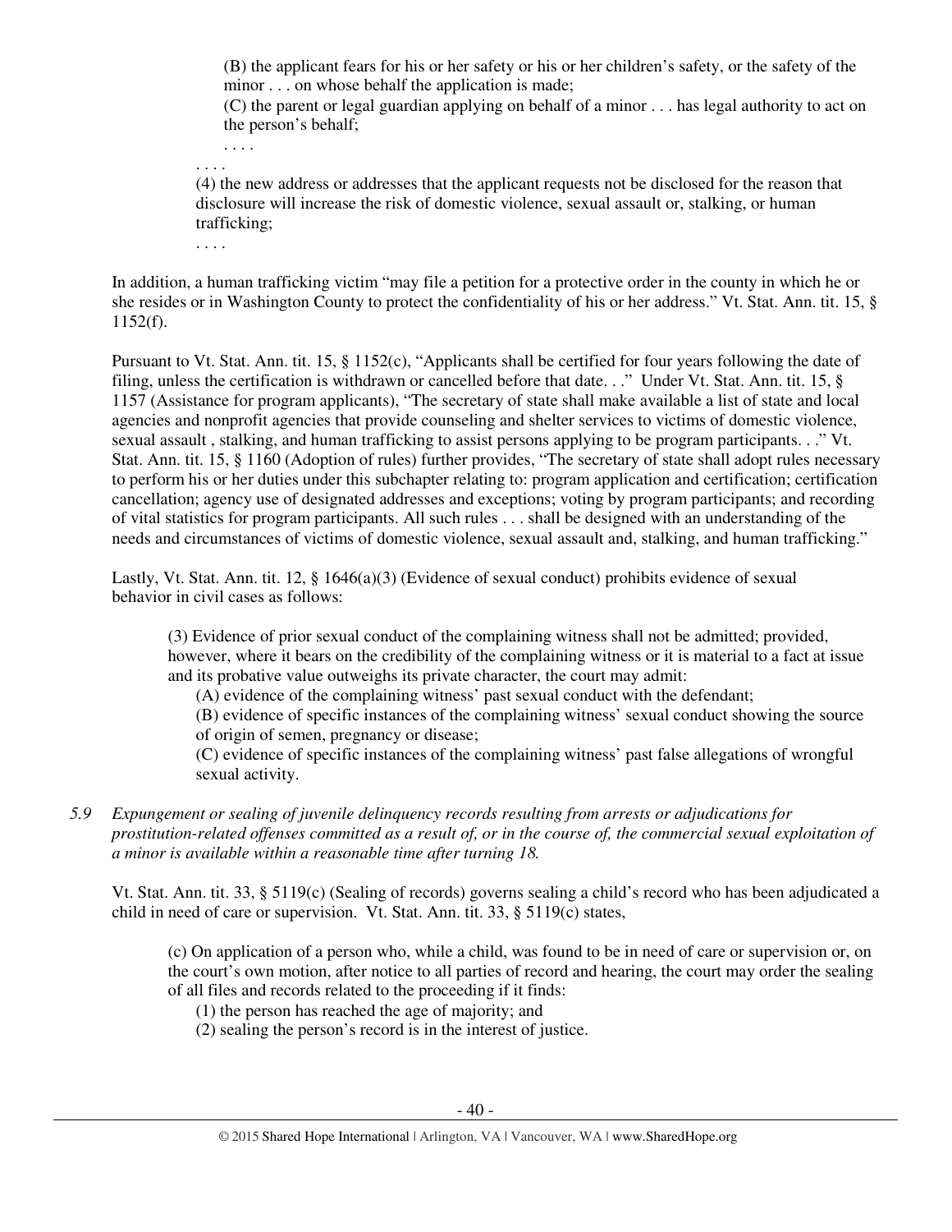> (B) the applicant fears for his or her safety or his or her children's safety, or the safety of the minor . . . on whose behalf the application is made;
>
> (C) the parent or legal guardian applying on behalf of a minor . . . has legal authority to act on the person's behalf;
>
> . . . .
>
> . . . .
>
> (4) the new address or addresses that the applicant requests not be disclosed for the reason that disclosure will increase the risk of domestic violence, sexual assault or, stalking, or human trafficking;
>
> . . . .

In addition, a human trafficking victim "may file a petition for a protective order in the county in which he or she resides or in Washington County to protect the confidentiality of his or her address." Vt. Stat. Ann. tit. 15, § 1152(f).

Pursuant to Vt. Stat. Ann. tit. 15, § 1152(c), "Applicants shall be certified for four years following the date of filing, unless the certification is withdrawn or cancelled before that date. . ." Under Vt. Stat. Ann. tit. 15, § 1157 (Assistance for program applicants), "The secretary of state shall make available a list of state and local agencies and nonprofit agencies that provide counseling and shelter services to victims of domestic violence, sexual assault , stalking, and human trafficking to assist persons applying to be program participants. . ." Vt. Stat. Ann. tit. 15, § 1160 (Adoption of rules) further provides, "The secretary of state shall adopt rules necessary to perform his or her duties under this subchapter relating to: program application and certification; certification cancellation; agency use of designated addresses and exceptions; voting by program participants; and recording of vital statistics for program participants. All such rules . . . shall be designed with an understanding of the needs and circumstances of victims of domestic violence, sexual assault and, stalking, and human trafficking."

Lastly, Vt. Stat. Ann. tit. 12, § 1646(a)(3) (Evidence of sexual conduct) prohibits evidence of sexual behavior in civil cases as follows:

> (3) Evidence of prior sexual conduct of the complaining witness shall not be admitted; provided, however, where it bears on the credibility of the complaining witness or it is material to a fact at issue and its probative value outweighs its private character, the court may admit:
>
> (A) evidence of the complaining witness' past sexual conduct with the defendant;
>
> (B) evidence of specific instances of the complaining witness' sexual conduct showing the source of origin of semen, pregnancy or disease;
>
> (C) evidence of specific instances of the complaining witness' past false allegations of wrongful sexual activity.

*5.9 Expungement or sealing of juvenile delinquency records resulting from arrests or adjudications for prostitution-related offenses committed as a result of, or in the course of, the commercial sexual exploitation of a minor is available within a reasonable time after turning 18.*

Vt. Stat. Ann. tit. 33, § 5119(c) (Sealing of records) governs sealing a child's record who has been adjudicated a child in need of care or supervision. Vt. Stat. Ann. tit. 33, § 5119(c) states,

> (c) On application of a person who, while a child, was found to be in need of care or supervision or, on the court's own motion, after notice to all parties of record and hearing, the court may order the sealing of all files and records related to the proceeding if it finds:
>
> (1) the person has reached the age of majority; and
>
> (2) sealing the person's record is in the interest of justice.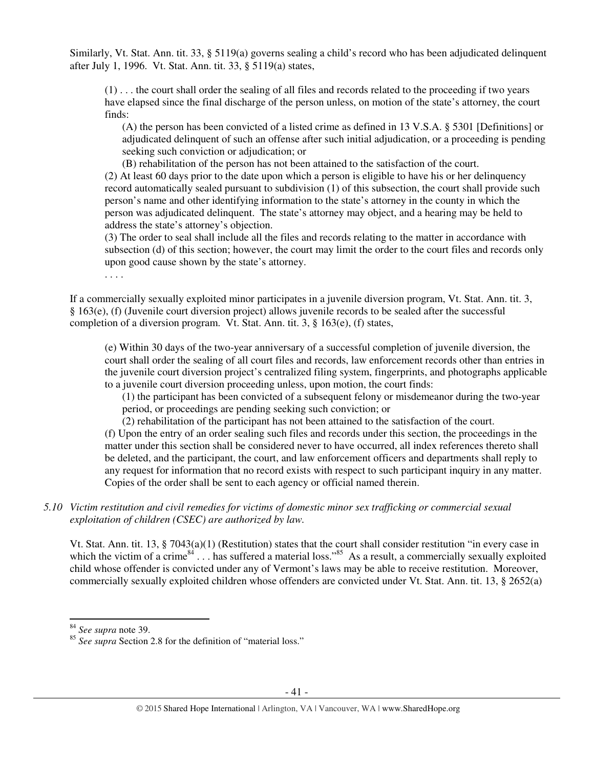Similarly, Vt. Stat. Ann. tit. 33, § 5119(a) governs sealing a child's record who has been adjudicated delinquent after July 1, 1996. Vt. Stat. Ann. tit. 33, § 5119(a) states,

> (1) . . . the court shall order the sealing of all files and records related to the proceeding if two years have elapsed since the final discharge of the person unless, on motion of the state's attorney, the court finds:
>
> > (A) the person has been convicted of a listed crime as defined in 13 V.S.A. § 5301 [Definitions] or adjudicated delinquent of such an offense after such initial adjudication, or a proceeding is pending seeking such conviction or adjudication; or
> >
> > (B) rehabilitation of the person has not been attained to the satisfaction of the court.
>
> (2) At least 60 days prior to the date upon which a person is eligible to have his or her delinquency record automatically sealed pursuant to subdivision (1) of this subsection, the court shall provide such person's name and other identifying information to the state's attorney in the county in which the person was adjudicated delinquent. The state's attorney may object, and a hearing may be held to address the state's attorney's objection.
>
> (3) The order to seal shall include all the files and records relating to the matter in accordance with subsection (d) of this section; however, the court may limit the order to the court files and records only upon good cause shown by the state's attorney.
>
> . . . .

If a commercially sexually exploited minor participates in a juvenile diversion program, Vt. Stat. Ann. tit. 3, § 163(e), (f) (Juvenile court diversion project) allows juvenile records to be sealed after the successful completion of a diversion program. Vt. Stat. Ann. tit. 3, § 163(e), (f) states,

> (e) Within 30 days of the two-year anniversary of a successful completion of juvenile diversion, the court shall order the sealing of all court files and records, law enforcement records other than entries in the juvenile court diversion project's centralized filing system, fingerprints, and photographs applicable to a juvenile court diversion proceeding unless, upon motion, the court finds:
>
> > (1) the participant has been convicted of a subsequent felony or misdemeanor during the two-year period, or proceedings are pending seeking such conviction; or
> >
> > (2) rehabilitation of the participant has not been attained to the satisfaction of the court.
>
> (f) Upon the entry of an order sealing such files and records under this section, the proceedings in the matter under this section shall be considered never to have occurred, all index references thereto shall be deleted, and the participant, the court, and law enforcement officers and departments shall reply to any request for information that no record exists with respect to such participant inquiry in any matter. Copies of the order shall be sent to each agency or official named therein.

*5.10 Victim restitution and civil remedies for victims of domestic minor sex trafficking or commercial sexual exploitation of children (CSEC) are authorized by law.*

Vt. Stat. Ann. tit. 13, § 7043(a)(1) (Restitution) states that the court shall consider restitution "in every case in which the victim of a crime[84] . . . has suffered a material loss."[85] As a result, a commercially sexually exploited child whose offender is convicted under any of Vermont's laws may be able to receive restitution. Moreover, commercially sexually exploited children whose offenders are convicted under Vt. Stat. Ann. tit. 13, § 2652(a)

---

[84] *See supra* note 39.

[85] *See supra* Section 2.8 for the definition of "material loss."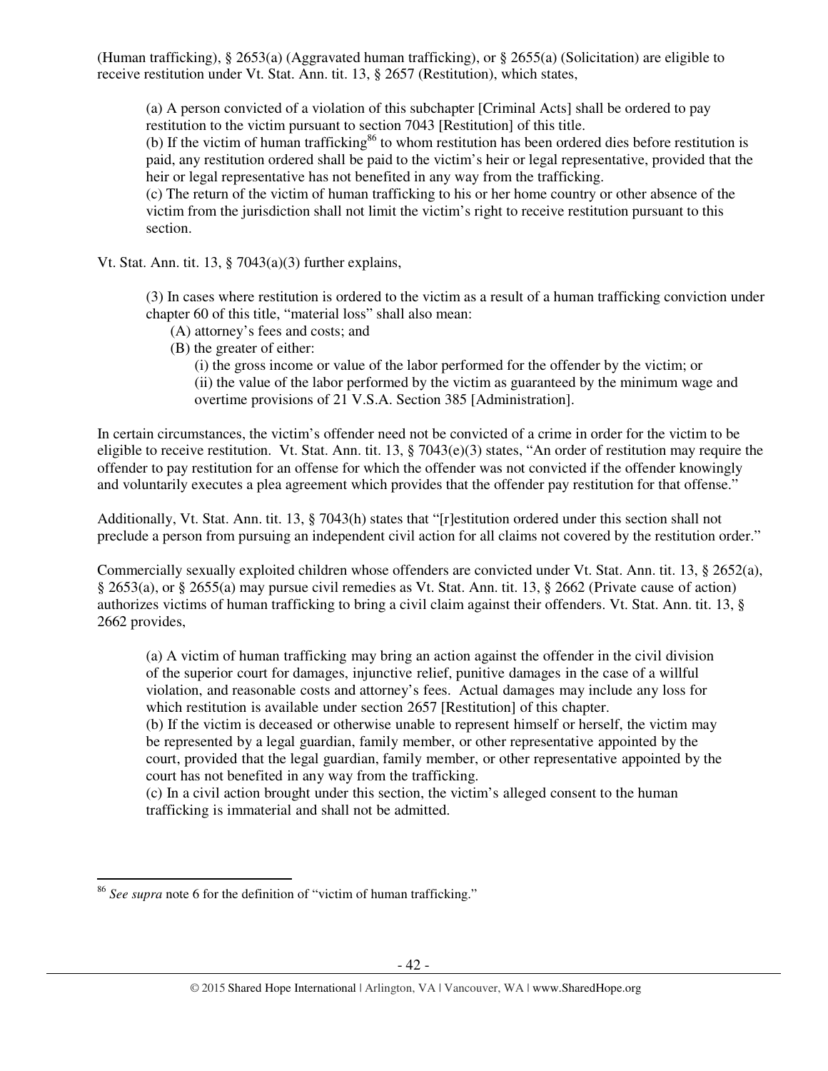(Human trafficking), § 2653(a) (Aggravated human trafficking), or § 2655(a) (Solicitation) are eligible to receive restitution under Vt. Stat. Ann. tit. 13, § 2657 (Restitution), which states,

> (a) A person convicted of a violation of this subchapter [Criminal Acts] shall be ordered to pay restitution to the victim pursuant to section 7043 [Restitution] of this title.
> (b) If the victim of human trafficking[86] to whom restitution has been ordered dies before restitution is paid, any restitution ordered shall be paid to the victim's heir or legal representative, provided that the heir or legal representative has not benefited in any way from the trafficking.
> (c) The return of the victim of human trafficking to his or her home country or other absence of the victim from the jurisdiction shall not limit the victim's right to receive restitution pursuant to this section.

Vt. Stat. Ann. tit. 13, § 7043(a)(3) further explains,

> (3) In cases where restitution is ordered to the victim as a result of a human trafficking conviction under chapter 60 of this title, "material loss" shall also mean:
> (A) attorney's fees and costs; and
> (B) the greater of either:
> (i) the gross income or value of the labor performed for the offender by the victim; or
> (ii) the value of the labor performed by the victim as guaranteed by the minimum wage and overtime provisions of 21 V.S.A. Section 385 [Administration].

In certain circumstances, the victim's offender need not be convicted of a crime in order for the victim to be eligible to receive restitution. Vt. Stat. Ann. tit. 13, § 7043(e)(3) states, "An order of restitution may require the offender to pay restitution for an offense for which the offender was not convicted if the offender knowingly and voluntarily executes a plea agreement which provides that the offender pay restitution for that offense."

Additionally, Vt. Stat. Ann. tit. 13, § 7043(h) states that "[r]estitution ordered under this section shall not preclude a person from pursuing an independent civil action for all claims not covered by the restitution order."

Commercially sexually exploited children whose offenders are convicted under Vt. Stat. Ann. tit. 13, § 2652(a), § 2653(a), or § 2655(a) may pursue civil remedies as Vt. Stat. Ann. tit. 13, § 2662 (Private cause of action) authorizes victims of human trafficking to bring a civil claim against their offenders. Vt. Stat. Ann. tit. 13, § 2662 provides,

> (a) A victim of human trafficking may bring an action against the offender in the civil division of the superior court for damages, injunctive relief, punitive damages in the case of a willful violation, and reasonable costs and attorney's fees. Actual damages may include any loss for which restitution is available under section 2657 [Restitution] of this chapter.
> (b) If the victim is deceased or otherwise unable to represent himself or herself, the victim may be represented by a legal guardian, family member, or other representative appointed by the court, provided that the legal guardian, family member, or other representative appointed by the court has not benefited in any way from the trafficking.
> (c) In a civil action brought under this section, the victim's alleged consent to the human trafficking is immaterial and shall not be admitted.

---

[86] *See supra* note 6 for the definition of "victim of human trafficking."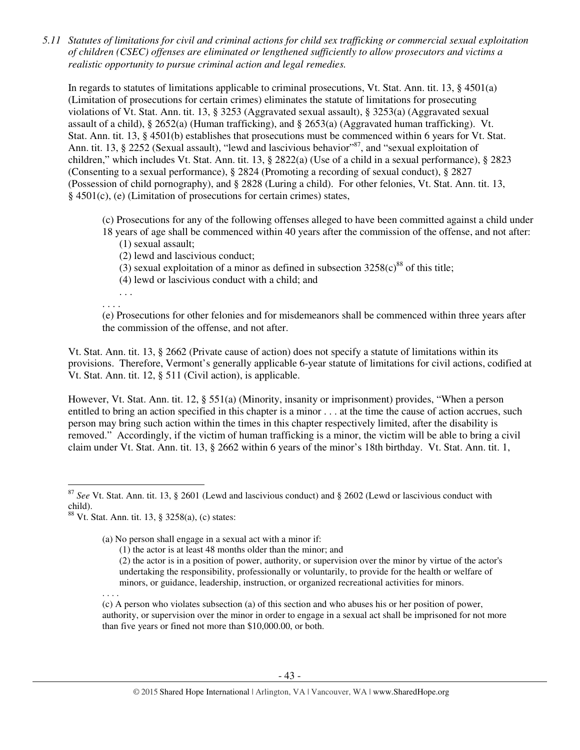*5.11 Statutes of limitations for civil and criminal actions for child sex trafficking or commercial sexual exploitation of children (CSEC) offenses are eliminated or lengthened sufficiently to allow prosecutors and victims a realistic opportunity to pursue criminal action and legal remedies.*

In regards to statutes of limitations applicable to criminal prosecutions, Vt. Stat. Ann. tit. 13, § 4501(a) (Limitation of prosecutions for certain crimes) eliminates the statute of limitations for prosecuting violations of Vt. Stat. Ann. tit. 13, § 3253 (Aggravated sexual assault), § 3253(a) (Aggravated sexual assault of a child), § 2652(a) (Human trafficking), and § 2653(a) (Aggravated human trafficking). Vt. Stat. Ann. tit. 13, § 4501(b) establishes that prosecutions must be commenced within 6 years for Vt. Stat. Ann. tit. 13, § 2252 (Sexual assault), "lewd and lascivious behavior"[87], and "sexual exploitation of children," which includes Vt. Stat. Ann. tit. 13, § 2822(a) (Use of a child in a sexual performance), § 2823 (Consenting to a sexual performance), § 2824 (Promoting a recording of sexual conduct), § 2827 (Possession of child pornography), and § 2828 (Luring a child). For other felonies, Vt. Stat. Ann. tit. 13, § 4501(c), (e) (Limitation of prosecutions for certain crimes) states,

> (c) Prosecutions for any of the following offenses alleged to have been committed against a child under 18 years of age shall be commenced within 40 years after the commission of the offense, and not after:
> (1) sexual assault;
> (2) lewd and lascivious conduct;
> (3) sexual exploitation of a minor as defined in subsection 3258(c)[88] of this title;
> (4) lewd or lascivious conduct with a child; and
> . . .
>
> . . . .
>
> (e) Prosecutions for other felonies and for misdemeanors shall be commenced within three years after the commission of the offense, and not after.

Vt. Stat. Ann. tit. 13, § 2662 (Private cause of action) does not specify a statute of limitations within its provisions. Therefore, Vermont's generally applicable 6-year statute of limitations for civil actions, codified at Vt. Stat. Ann. tit. 12, § 511 (Civil action), is applicable.

However, Vt. Stat. Ann. tit. 12, § 551(a) (Minority, insanity or imprisonment) provides, "When a person entitled to bring an action specified in this chapter is a minor . . . at the time the cause of action accrues, such person may bring such action within the times in this chapter respectively limited, after the disability is removed." Accordingly, if the victim of human trafficking is a minor, the victim will be able to bring a civil claim under Vt. Stat. Ann. tit. 13, § 2662 within 6 years of the minor's 18th birthday. Vt. Stat. Ann. tit. 1,

---

[87] *See* Vt. Stat. Ann. tit. 13, § 2601 (Lewd and lascivious conduct) and § 2602 (Lewd or lascivious conduct with child).

[88] Vt. Stat. Ann. tit. 13, § 3258(a), (c) states:

> (a) No person shall engage in a sexual act with a minor if:
> (1) the actor is at least 48 months older than the minor; and
> (2) the actor is in a position of power, authority, or supervision over the minor by virtue of the actor's undertaking the responsibility, professionally or voluntarily, to provide for the health or welfare of minors, or guidance, leadership, instruction, or organized recreational activities for minors.
>
> . . . .
>
> (c) A person who violates subsection (a) of this section and who abuses his or her position of power, authority, or supervision over the minor in order to engage in a sexual act shall be imprisoned for not more than five years or fined not more than $10,000.00, or both.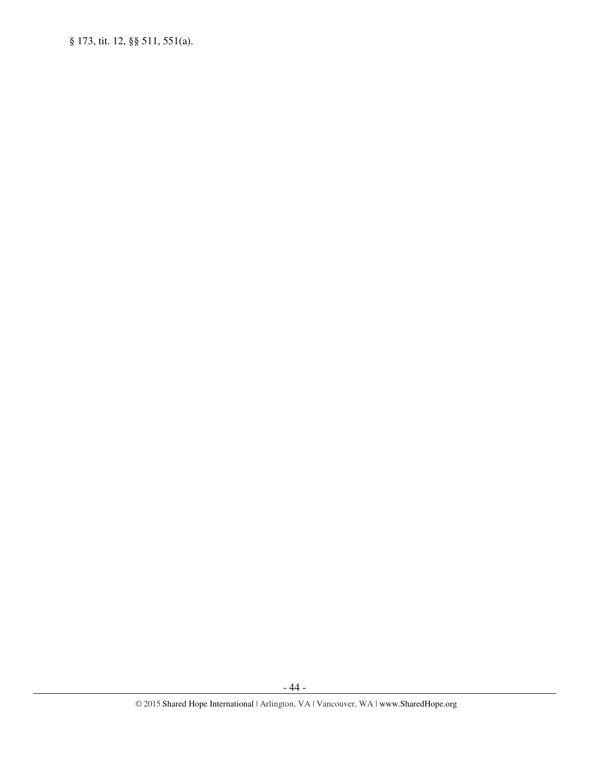§ 173, tit. 12, §§ 511, 551(a).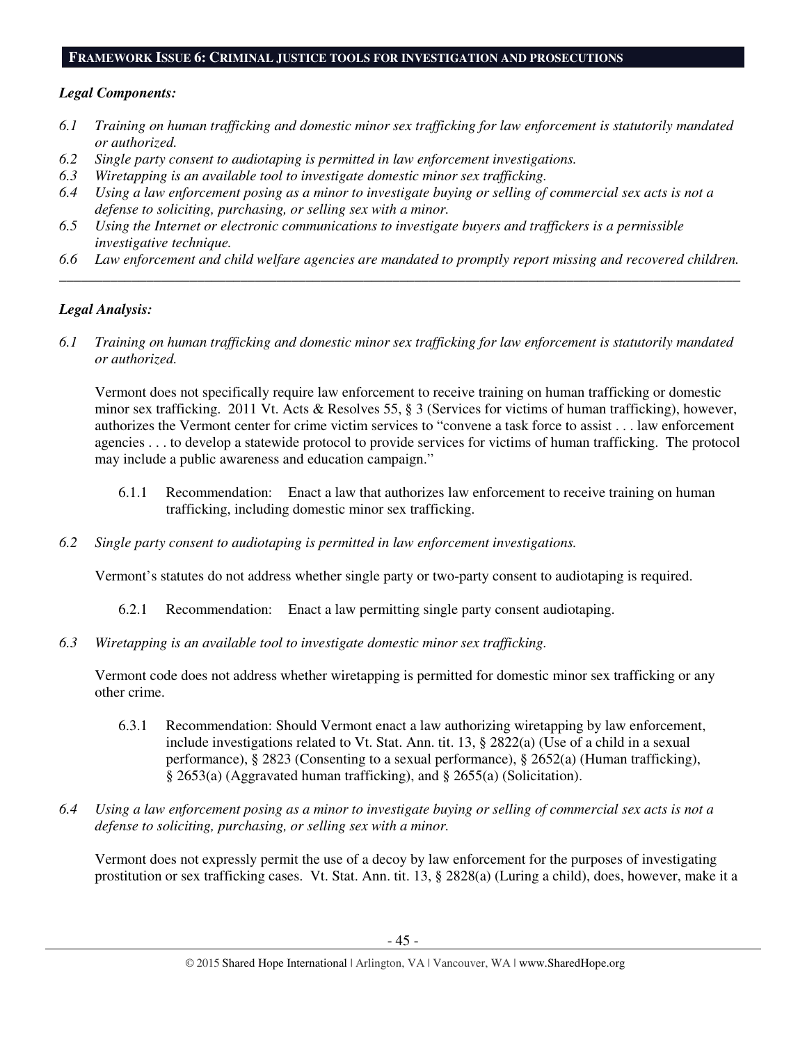## FRAMEWORK ISSUE 6: CRIMINAL JUSTICE TOOLS FOR INVESTIGATION AND PROSECUTIONS

***Legal Components:***

*6.1 Training on human trafficking and domestic minor sex trafficking for law enforcement is statutorily mandated or authorized.*
*6.2 Single party consent to audiotaping is permitted in law enforcement investigations.*
*6.3 Wiretapping is an available tool to investigate domestic minor sex trafficking.*
*6.4 Using a law enforcement posing as a minor to investigate buying or selling of commercial sex acts is not a defense to soliciting, purchasing, or selling sex with a minor.*
*6.5 Using the Internet or electronic communications to investigate buyers and traffickers is a permissible investigative technique.*
*6.6 Law enforcement and child welfare agencies are mandated to promptly report missing and recovered children.*

---

***Legal Analysis:***

*6.1 Training on human trafficking and domestic minor sex trafficking for law enforcement is statutorily mandated or authorized.*

Vermont does not specifically require law enforcement to receive training on human trafficking or domestic minor sex trafficking. 2011 Vt. Acts & Resolves 55, § 3 (Services for victims of human trafficking), however, authorizes the Vermont center for crime victim services to "convene a task force to assist . . . law enforcement agencies . . . to develop a statewide protocol to provide services for victims of human trafficking. The protocol may include a public awareness and education campaign."

> 6.1.1 Recommendation: Enact a law that authorizes law enforcement to receive training on human trafficking, including domestic minor sex trafficking.

*6.2 Single party consent to audiotaping is permitted in law enforcement investigations.*

Vermont's statutes do not address whether single party or two-party consent to audiotaping is required.

> 6.2.1 Recommendation: Enact a law permitting single party consent audiotaping.

*6.3 Wiretapping is an available tool to investigate domestic minor sex trafficking.*

Vermont code does not address whether wiretapping is permitted for domestic minor sex trafficking or any other crime.

> 6.3.1 Recommendation: Should Vermont enact a law authorizing wiretapping by law enforcement, include investigations related to Vt. Stat. Ann. tit. 13, § 2822(a) (Use of a child in a sexual performance), § 2823 (Consenting to a sexual performance), § 2652(a) (Human trafficking), § 2653(a) (Aggravated human trafficking), and § 2655(a) (Solicitation).

*6.4 Using a law enforcement posing as a minor to investigate buying or selling of commercial sex acts is not a defense to soliciting, purchasing, or selling sex with a minor.*

Vermont does not expressly permit the use of a decoy by law enforcement for the purposes of investigating prostitution or sex trafficking cases. Vt. Stat. Ann. tit. 13, § 2828(a) (Luring a child), does, however, make it a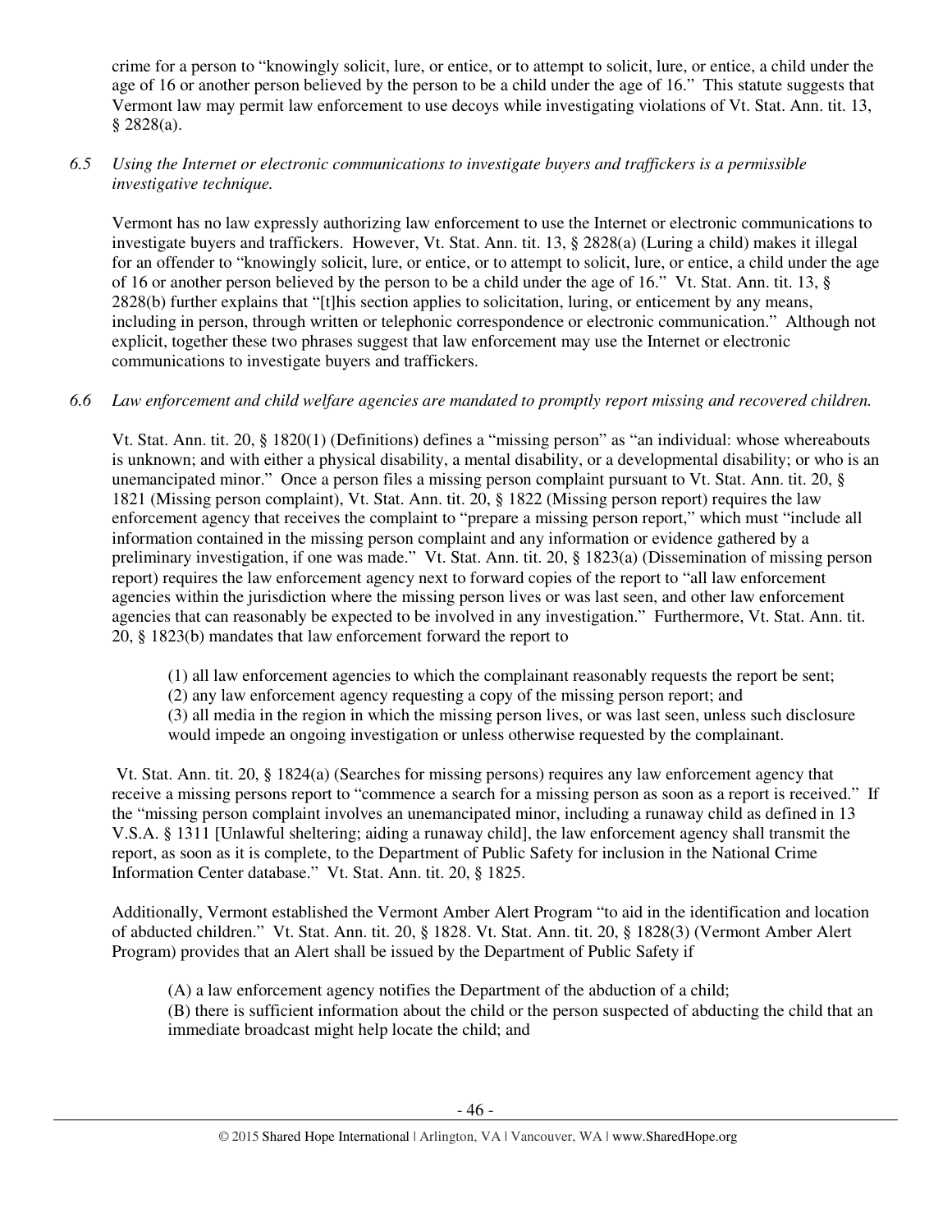crime for a person to "knowingly solicit, lure, or entice, or to attempt to solicit, lure, or entice, a child under the age of 16 or another person believed by the person to be a child under the age of 16." This statute suggests that Vermont law may permit law enforcement to use decoys while investigating violations of Vt. Stat. Ann. tit. 13, § 2828(a).

*6.5 Using the Internet or electronic communications to investigate buyers and traffickers is a permissible investigative technique.*

Vermont has no law expressly authorizing law enforcement to use the Internet or electronic communications to investigate buyers and traffickers. However, Vt. Stat. Ann. tit. 13, § 2828(a) (Luring a child) makes it illegal for an offender to "knowingly solicit, lure, or entice, or to attempt to solicit, lure, or entice, a child under the age of 16 or another person believed by the person to be a child under the age of 16." Vt. Stat. Ann. tit. 13, § 2828(b) further explains that "[t]his section applies to solicitation, luring, or enticement by any means, including in person, through written or telephonic correspondence or electronic communication." Although not explicit, together these two phrases suggest that law enforcement may use the Internet or electronic communications to investigate buyers and traffickers.

*6.6 Law enforcement and child welfare agencies are mandated to promptly report missing and recovered children.*

Vt. Stat. Ann. tit. 20, § 1820(1) (Definitions) defines a "missing person" as "an individual: whose whereabouts is unknown; and with either a physical disability, a mental disability, or a developmental disability; or who is an unemancipated minor." Once a person files a missing person complaint pursuant to Vt. Stat. Ann. tit. 20, § 1821 (Missing person complaint), Vt. Stat. Ann. tit. 20, § 1822 (Missing person report) requires the law enforcement agency that receives the complaint to "prepare a missing person report," which must "include all information contained in the missing person complaint and any information or evidence gathered by a preliminary investigation, if one was made." Vt. Stat. Ann. tit. 20, § 1823(a) (Dissemination of missing person report) requires the law enforcement agency next to forward copies of the report to "all law enforcement agencies within the jurisdiction where the missing person lives or was last seen, and other law enforcement agencies that can reasonably be expected to be involved in any investigation." Furthermore, Vt. Stat. Ann. tit. 20, § 1823(b) mandates that law enforcement forward the report to

> (1) all law enforcement agencies to which the complainant reasonably requests the report be sent;
> (2) any law enforcement agency requesting a copy of the missing person report; and
> (3) all media in the region in which the missing person lives, or was last seen, unless such disclosure would impede an ongoing investigation or unless otherwise requested by the complainant.

Vt. Stat. Ann. tit. 20, § 1824(a) (Searches for missing persons) requires any law enforcement agency that receive a missing persons report to "commence a search for a missing person as soon as a report is received." If the "missing person complaint involves an unemancipated minor, including a runaway child as defined in 13 V.S.A. § 1311 [Unlawful sheltering; aiding a runaway child], the law enforcement agency shall transmit the report, as soon as it is complete, to the Department of Public Safety for inclusion in the National Crime Information Center database." Vt. Stat. Ann. tit. 20, § 1825.

Additionally, Vermont established the Vermont Amber Alert Program "to aid in the identification and location of abducted children." Vt. Stat. Ann. tit. 20, § 1828. Vt. Stat. Ann. tit. 20, § 1828(3) (Vermont Amber Alert Program) provides that an Alert shall be issued by the Department of Public Safety if

> (A) a law enforcement agency notifies the Department of the abduction of a child;
> (B) there is sufficient information about the child or the person suspected of abducting the child that an immediate broadcast might help locate the child; and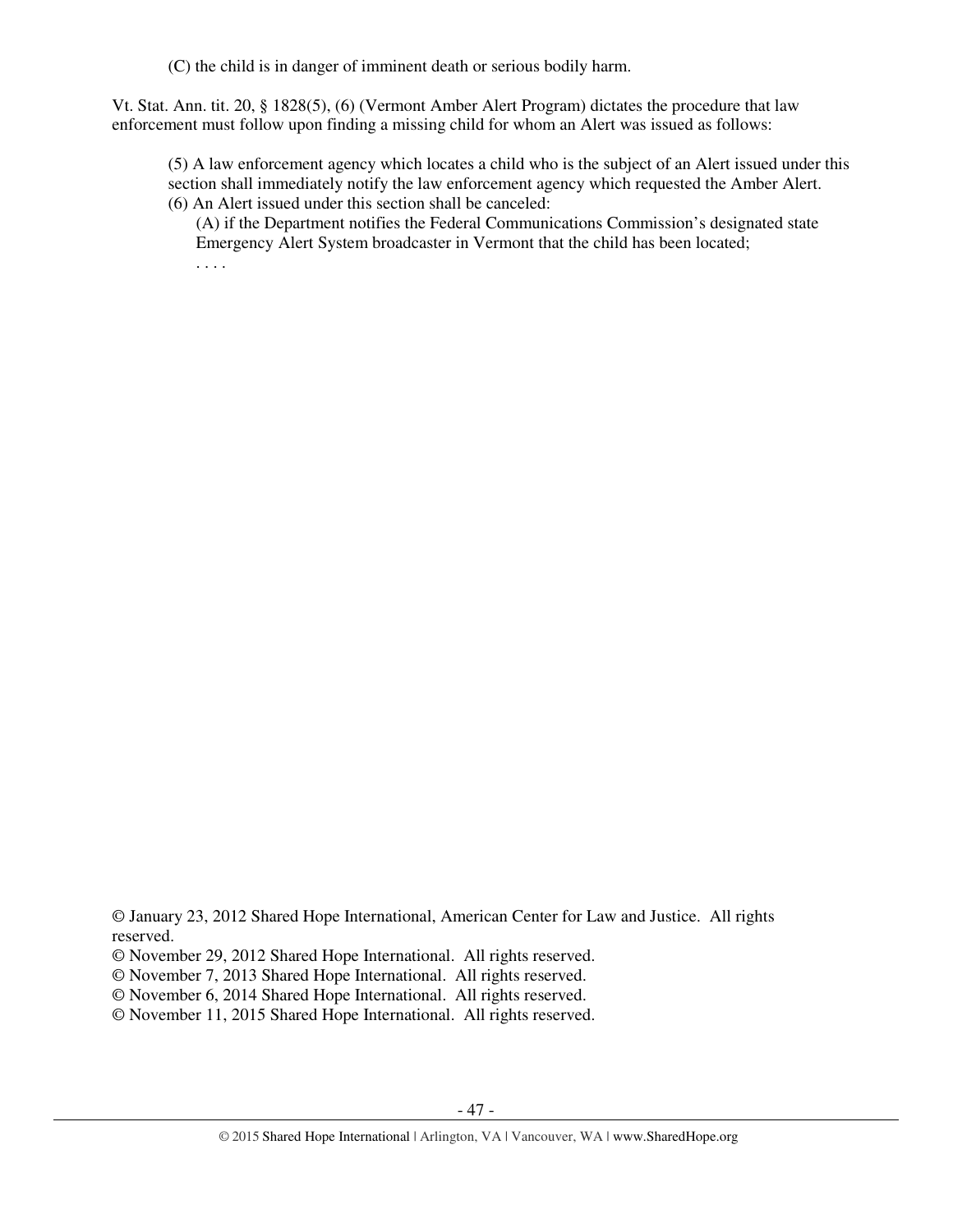(C) the child is in danger of imminent death or serious bodily harm.

Vt. Stat. Ann. tit. 20, § 1828(5), (6) (Vermont Amber Alert Program) dictates the procedure that law enforcement must follow upon finding a missing child for whom an Alert was issued as follows:

> (5) A law enforcement agency which locates a child who is the subject of an Alert issued under this section shall immediately notify the law enforcement agency which requested the Amber Alert.
> (6) An Alert issued under this section shall be canceled:
>> (A) if the Department notifies the Federal Communications Commission's designated state Emergency Alert System broadcaster in Vermont that the child has been located;
>> . . . .

© January 23, 2012 Shared Hope International, American Center for Law and Justice. All rights reserved.
© November 29, 2012 Shared Hope International. All rights reserved.
© November 7, 2013 Shared Hope International. All rights reserved.
© November 6, 2014 Shared Hope International. All rights reserved.
© November 11, 2015 Shared Hope International. All rights reserved.